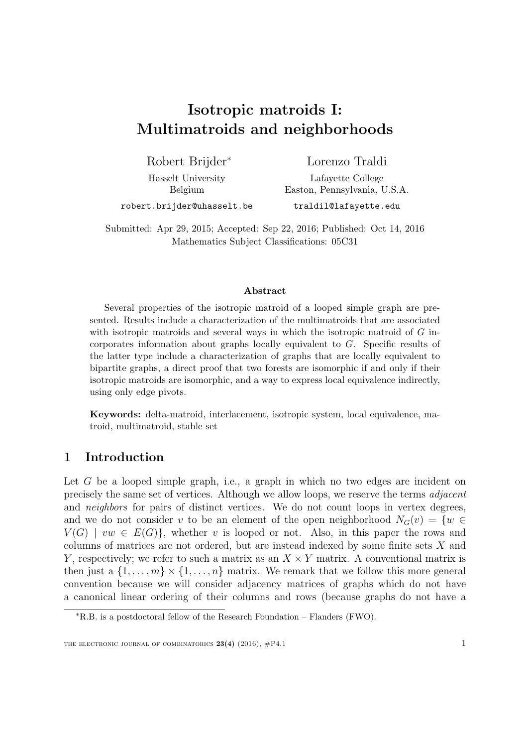# Isotropic matroids I: Multimatroids and neighborhoods

Robert Brijder*

Hasselt University
Belgium

robert.brijder@uhasselt.be

Lorenzo Traldi

Lafayette College
Easton, Pennsylvania, U.S.A.

traldil@lafayette.edu

Submitted: Apr 29, 2015; Accepted: Sep 22, 2016; Published: Oct 14, 2016
Mathematics Subject Classifications: 05C31

### Abstract

Several properties of the isotropic matroid of a looped simple graph are presented. Results include a characterization of the multimatroids that are associated with isotropic matroids and several ways in which the isotropic matroid of $G$ incorporates information about graphs locally equivalent to $G$. Specific results of the latter type include a characterization of graphs that are locally equivalent to bipartite graphs, a direct proof that two forests are isomorphic if and only if their isotropic matroids are isomorphic, and a way to express local equivalence indirectly, using only edge pivots.

**Keywords:** delta-matroid, interlacement, isotropic system, local equivalence, matroid, multimatroid, stable set

## 1 Introduction

Let $G$ be a looped simple graph, i.e., a graph in which no two edges are incident on precisely the same set of vertices. Although we allow loops, we reserve the terms *adjacent* and *neighbors* for pairs of distinct vertices. We do not count loops in vertex degrees, and we do not consider $v$ to be an element of the open neighborhood $N_G(v) = \{w \in V(G) \mid vw \in E(G)\}$, whether $v$ is looped or not. Also, in this paper the rows and columns of matrices are not ordered, but are instead indexed by some finite sets $X$ and $Y$, respectively; we refer to such a matrix as an $X \times Y$ matrix. A conventional matrix is then just a $\{1, \ldots, m\} \times \{1, \ldots, n\}$ matrix. We remark that we follow this more general convention because we will consider adjacency matrices of graphs which do not have a canonical linear ordering of their columns and rows (because graphs do not have a

*R.B. is a postdoctoral fellow of the Research Foundation – Flanders (FWO).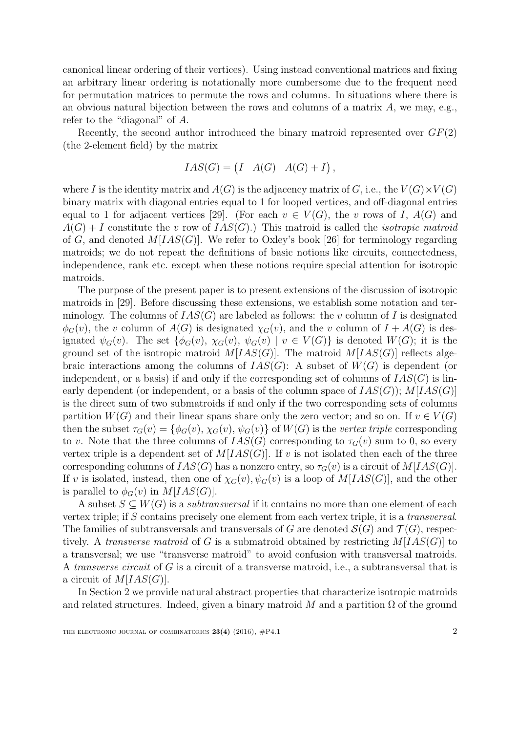canonical linear ordering of their vertices). Using instead conventional matrices and fixing an arbitrary linear ordering is notationally more cumbersome due to the frequent need for permutation matrices to permute the rows and columns. In situations where there is an obvious natural bijection between the rows and columns of a matrix $A$, we may, e.g., refer to the "diagonal" of $A$.

Recently, the second author introduced the binary matroid represented over $GF(2)$ (the 2-element field) by the matrix

$$IAS(G) = \begin{pmatrix} I & A(G) & A(G) + I \end{pmatrix},$$

where $I$ is the identity matrix and $A(G)$ is the adjacency matrix of $G$, i.e., the $V(G) \times V(G)$ binary matrix with diagonal entries equal to 1 for looped vertices, and off-diagonal entries equal to 1 for adjacent vertices [29]. (For each $v \in V(G)$, the $v$ rows of $I$, $A(G)$ and $A(G) + I$ constitute the $v$ row of $IAS(G)$.) This matroid is called the *isotropic matroid* of $G$, and denoted $M[IAS(G)]$. We refer to Oxley's book [26] for terminology regarding matroids; we do not repeat the definitions of basic notions like circuits, connectedness, independence, rank etc. except when these notions require special attention for isotropic matroids.

The purpose of the present paper is to present extensions of the discussion of isotropic matroids in [29]. Before discussing these extensions, we establish some notation and terminology. The columns of $IAS(G)$ are labeled as follows: the $v$ column of $I$ is designated $\phi_G(v)$, the $v$ column of $A(G)$ is designated $\chi_G(v)$, and the $v$ column of $I + A(G)$ is designated $\psi_G(v)$. The set $\{\phi_G(v), \chi_G(v), \psi_G(v) \mid v \in V(G)\}$ is denoted $W(G)$; it is the ground set of the isotropic matroid $M[IAS(G)]$. The matroid $M[IAS(G)]$ reflects algebraic interactions among the columns of $IAS(G)$: A subset of $W(G)$ is dependent (or independent, or a basis) if and only if the corresponding set of columns of $IAS(G)$ is linearly dependent (or independent, or a basis of the column space of $IAS(G)$); $M[IAS(G)]$ is the direct sum of two submatroids if and only if the two corresponding sets of columns partition $W(G)$ and their linear spans share only the zero vector; and so on. If $v \in V(G)$ then the subset $\tau_G(v) = \{\phi_G(v), \chi_G(v), \psi_G(v)\}$ of $W(G)$ is the *vertex triple* corresponding to $v$. Note that the three columns of $IAS(G)$ corresponding to $\tau_G(v)$ sum to 0, so every vertex triple is a dependent set of $M[IAS(G)]$. If $v$ is not isolated then each of the three corresponding columns of $IAS(G)$ has a nonzero entry, so $\tau_G(v)$ is a circuit of $M[IAS(G)]$. If $v$ is isolated, instead, then one of $\chi_G(v), \psi_G(v)$ is a loop of $M[IAS(G)]$, and the other is parallel to $\phi_G(v)$ in $M[IAS(G)]$.

A subset $S \subseteq W(G)$ is a *subtransversal* if it contains no more than one element of each vertex triple; if $S$ contains precisely one element from each vertex triple, it is a *transversal*. The families of subtransversals and transversals of $G$ are denoted $\mathcal{S}(G)$ and $\mathcal{T}(G)$, respectively. A *transverse matroid* of $G$ is a submatroid obtained by restricting $M[IAS(G)]$ to a transversal; we use "transverse matroid" to avoid confusion with transversal matroids. A *transverse circuit* of $G$ is a circuit of a transverse matroid, i.e., a subtransversal that is a circuit of $M[IAS(G)]$.

In Section 2 we provide natural abstract properties that characterize isotropic matroids and related structures. Indeed, given a binary matroid $M$ and a partition $\Omega$ of the ground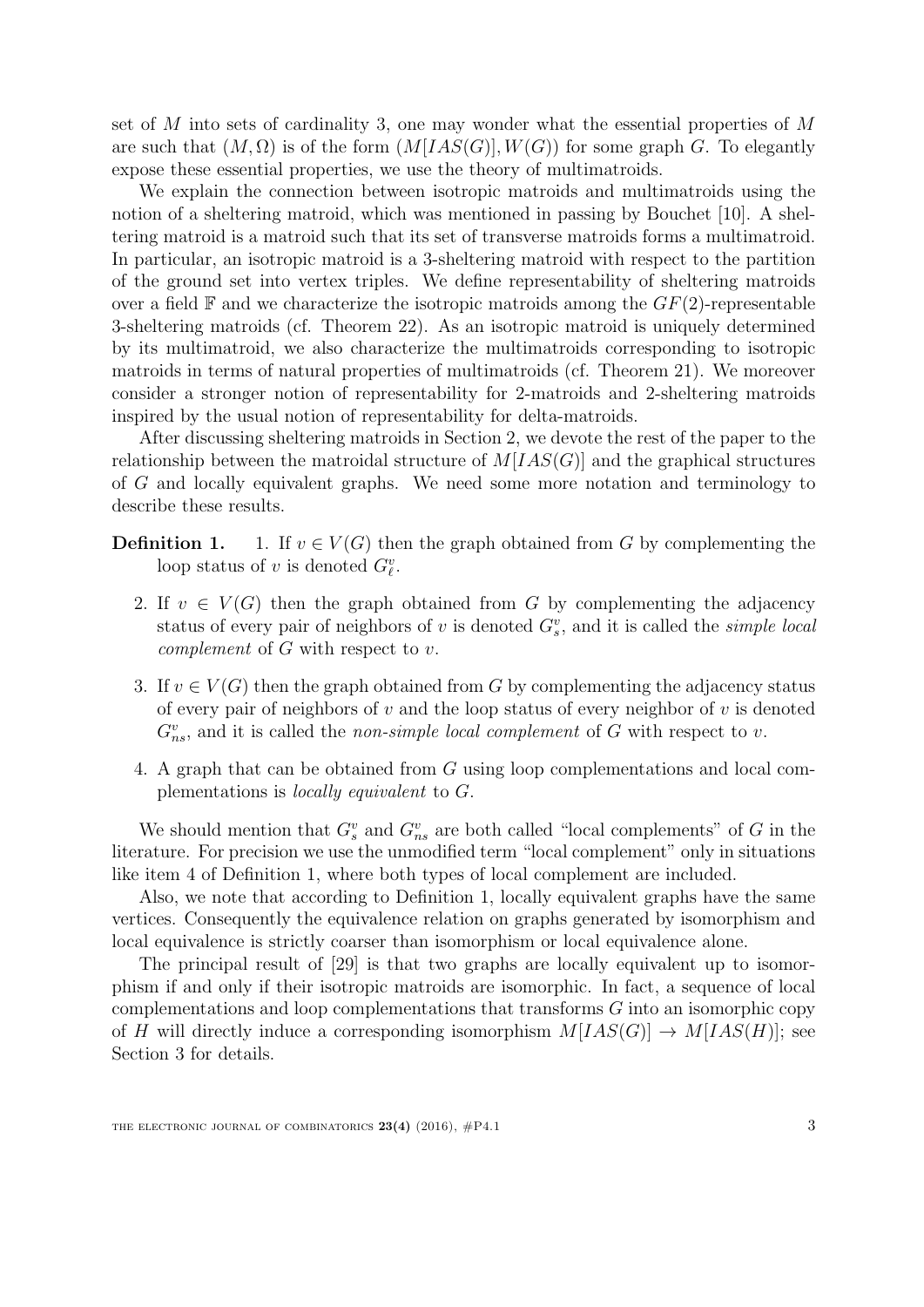set of $M$ into sets of cardinality 3, one may wonder what the essential properties of $M$ are such that $(M, \Omega)$ is of the form $(M[IAS(G)], W(G))$ for some graph $G$. To elegantly expose these essential properties, we use the theory of multimatroids.

We explain the connection between isotropic matroids and multimatroids using the notion of a sheltering matroid, which was mentioned in passing by Bouchet [10]. A sheltering matroid is a matroid such that its set of transverse matroids forms a multimatroid. In particular, an isotropic matroid is a 3-sheltering matroid with respect to the partition of the ground set into vertex triples. We define representability of sheltering matroids over a field $\mathbb{F}$ and we characterize the isotropic matroids among the $GF(2)$-representable 3-sheltering matroids (cf. Theorem 22). As an isotropic matroid is uniquely determined by its multimatroid, we also characterize the multimatroids corresponding to isotropic matroids in terms of natural properties of multimatroids (cf. Theorem 21). We moreover consider a stronger notion of representability for 2-matroids and 2-sheltering matroids inspired by the usual notion of representability for delta-matroids.

After discussing sheltering matroids in Section 2, we devote the rest of the paper to the relationship between the matroidal structure of $M[IAS(G)]$ and the graphical structures of $G$ and locally equivalent graphs. We need some more notation and terminology to describe these results.

**Definition 1.**

1. If $v \in V(G)$ then the graph obtained from $G$ by complementing the loop status of $v$ is denoted $G^v_\ell$.
2. If $v \in V(G)$ then the graph obtained from $G$ by complementing the adjacency status of every pair of neighbors of $v$ is denoted $G^v_s$, and it is called the *simple local complement* of $G$ with respect to $v$.
3. If $v \in V(G)$ then the graph obtained from $G$ by complementing the adjacency status of every pair of neighbors of $v$ and the loop status of every neighbor of $v$ is denoted $G^v_{ns}$, and it is called the *non-simple local complement* of $G$ with respect to $v$.
4. A graph that can be obtained from $G$ using loop complementations and local complementations is *locally equivalent* to $G$.

We should mention that $G^v_s$ and $G^v_{ns}$ are both called "local complements" of $G$ in the literature. For precision we use the unmodified term "local complement" only in situations like item 4 of Definition 1, where both types of local complement are included.

Also, we note that according to Definition 1, locally equivalent graphs have the same vertices. Consequently the equivalence relation on graphs generated by isomorphism and local equivalence is strictly coarser than isomorphism or local equivalence alone.

The principal result of [29] is that two graphs are locally equivalent up to isomorphism if and only if their isotropic matroids are isomorphic. In fact, a sequence of local complementations and loop complementations that transforms $G$ into an isomorphic copy of $H$ will directly induce a corresponding isomorphism $M[IAS(G)] \to M[IAS(H)]$; see Section 3 for details.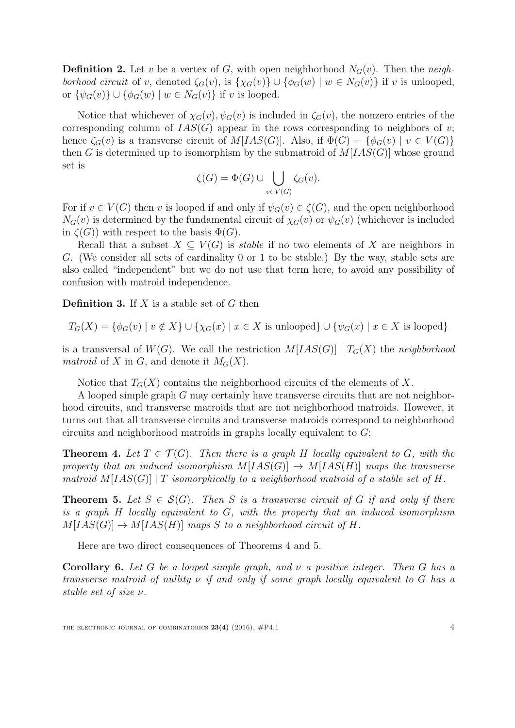**Definition 2.** Let $v$ be a vertex of $G$, with open neighborhood $N_G(v)$. Then the *neighborhood circuit* of $v$, denoted $\zeta_G(v)$, is $\{\chi_G(v)\} \cup \{\phi_G(w) \mid w \in N_G(v)\}$ if $v$ is unlooped, or $\{\psi_G(v)\} \cup \{\phi_G(w) \mid w \in N_G(v)\}$ if $v$ is looped.

Notice that whichever of $\chi_G(v), \psi_G(v)$ is included in $\zeta_G(v)$, the nonzero entries of the corresponding column of $IAS(G)$ appear in the rows corresponding to neighbors of $v$; hence $\zeta_G(v)$ is a transverse circuit of $M[IAS(G)]$. Also, if $\Phi(G) = \{\phi_G(v) \mid v \in V(G)\}$ then $G$ is determined up to isomorphism by the submatroid of $M[IAS(G)]$ whose ground set is

$$\zeta(G) = \Phi(G) \cup \bigcup_{v \in V(G)} \zeta_G(v).$$

For if $v \in V(G)$ then $v$ is looped if and only if $\psi_G(v) \in \zeta(G)$, and the open neighborhood $N_G(v)$ is determined by the fundamental circuit of $\chi_G(v)$ or $\psi_G(v)$ (whichever is included in $\zeta(G)$) with respect to the basis $\Phi(G)$.

Recall that a subset $X \subseteq V(G)$ is *stable* if no two elements of $X$ are neighbors in $G$. (We consider all sets of cardinality 0 or 1 to be stable.) By the way, stable sets are also called "independent" but we do not use that term here, to avoid any possibility of confusion with matroid independence.

**Definition 3.** If $X$ is a stable set of $G$ then

$$T_G(X) = \{\phi_G(v) \mid v \notin X\} \cup \{\chi_G(x) \mid x \in X \text{ is unlooped}\} \cup \{\psi_G(x) \mid x \in X \text{ is looped}\}$$

is a transversal of $W(G)$. We call the restriction $M[IAS(G)] \mid T_G(X)$ the *neighborhood matroid* of $X$ in $G$, and denote it $M_G(X)$.

Notice that $T_G(X)$ contains the neighborhood circuits of the elements of $X$.

A looped simple graph $G$ may certainly have transverse circuits that are not neighborhood circuits, and transverse matroids that are not neighborhood matroids. However, it turns out that all transverse circuits and transverse matroids correspond to neighborhood circuits and neighborhood matroids in graphs locally equivalent to $G$:

**Theorem 4.** *Let $T \in \mathcal{T}(G)$. Then there is a graph $H$ locally equivalent to $G$, with the property that an induced isomorphism $M[IAS(G)] \to M[IAS(H)]$ maps the transverse matroid $M[IAS(G)] \mid T$ isomorphically to a neighborhood matroid of a stable set of $H$.*

**Theorem 5.** *Let $S \in \mathcal{S}(G)$. Then $S$ is a transverse circuit of $G$ if and only if there is a graph $H$ locally equivalent to $G$, with the property that an induced isomorphism $M[IAS(G)] \to M[IAS(H)]$ maps $S$ to a neighborhood circuit of $H$.*

Here are two direct consequences of Theorems 4 and 5.

**Corollary 6.** *Let $G$ be a looped simple graph, and $\nu$ a positive integer. Then $G$ has a transverse matroid of nullity $\nu$ if and only if some graph locally equivalent to $G$ has a stable set of size $\nu$.*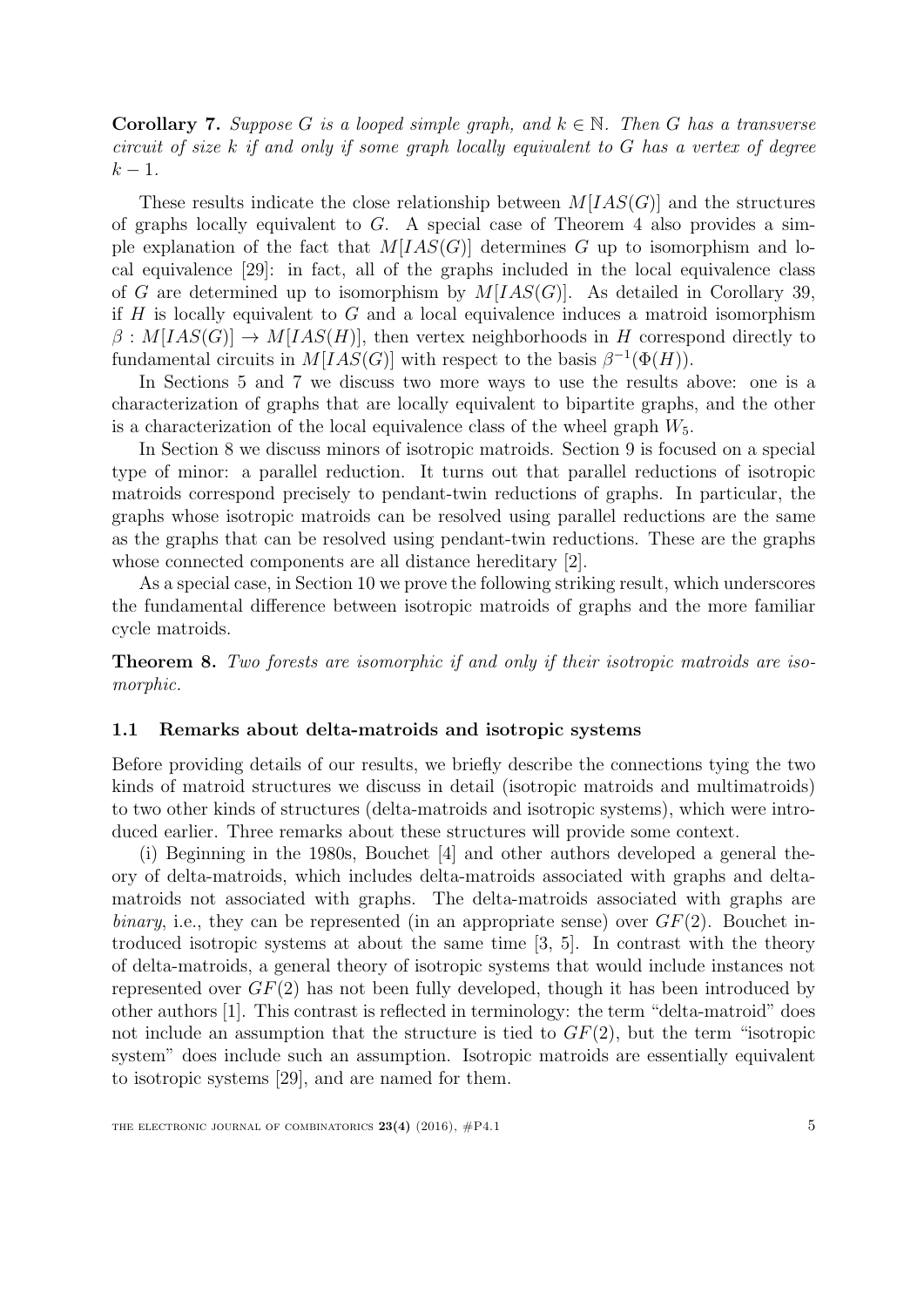**Corollary 7.** *Suppose $G$ is a looped simple graph, and $k \in \mathbb{N}$. Then $G$ has a transverse circuit of size $k$ if and only if some graph locally equivalent to $G$ has a vertex of degree $k-1$.*

These results indicate the close relationship between $M[IAS(G)]$ and the structures of graphs locally equivalent to $G$. A special case of Theorem 4 also provides a simple explanation of the fact that $M[IAS(G)]$ determines $G$ up to isomorphism and local equivalence [29]: in fact, all of the graphs included in the local equivalence class of $G$ are determined up to isomorphism by $M[IAS(G)]$. As detailed in Corollary 39, if $H$ is locally equivalent to $G$ and a local equivalence induces a matroid isomorphism $\beta : M[IAS(G)] \to M[IAS(H)]$, then vertex neighborhoods in $H$ correspond directly to fundamental circuits in $M[IAS(G)]$ with respect to the basis $\beta^{-1}(\Phi(H))$.

In Sections 5 and 7 we discuss two more ways to use the results above: one is a characterization of graphs that are locally equivalent to bipartite graphs, and the other is a characterization of the local equivalence class of the wheel graph $W_5$.

In Section 8 we discuss minors of isotropic matroids. Section 9 is focused on a special type of minor: a parallel reduction. It turns out that parallel reductions of isotropic matroids correspond precisely to pendant-twin reductions of graphs. In particular, the graphs whose isotropic matroids can be resolved using parallel reductions are the same as the graphs that can be resolved using pendant-twin reductions. These are the graphs whose connected components are all distance hereditary [2].

As a special case, in Section 10 we prove the following striking result, which underscores the fundamental difference between isotropic matroids of graphs and the more familiar cycle matroids.

**Theorem 8.** *Two forests are isomorphic if and only if their isotropic matroids are isomorphic.*

### 1.1 Remarks about delta-matroids and isotropic systems

Before providing details of our results, we briefly describe the connections tying the two kinds of matroid structures we discuss in detail (isotropic matroids and multimatroids) to two other kinds of structures (delta-matroids and isotropic systems), which were introduced earlier. Three remarks about these structures will provide some context.

(i) Beginning in the 1980s, Bouchet [4] and other authors developed a general theory of delta-matroids, which includes delta-matroids associated with graphs and delta-matroids not associated with graphs. The delta-matroids associated with graphs are *binary*, i.e., they can be represented (in an appropriate sense) over $GF(2)$. Bouchet introduced isotropic systems at about the same time [3, 5]. In contrast with the theory of delta-matroids, a general theory of isotropic systems that would include instances not represented over $GF(2)$ has not been fully developed, though it has been introduced by other authors [1]. This contrast is reflected in terminology: the term "delta-matroid" does not include an assumption that the structure is tied to $GF(2)$, but the term "isotropic system" does include such an assumption. Isotropic matroids are essentially equivalent to isotropic systems [29], and are named for them.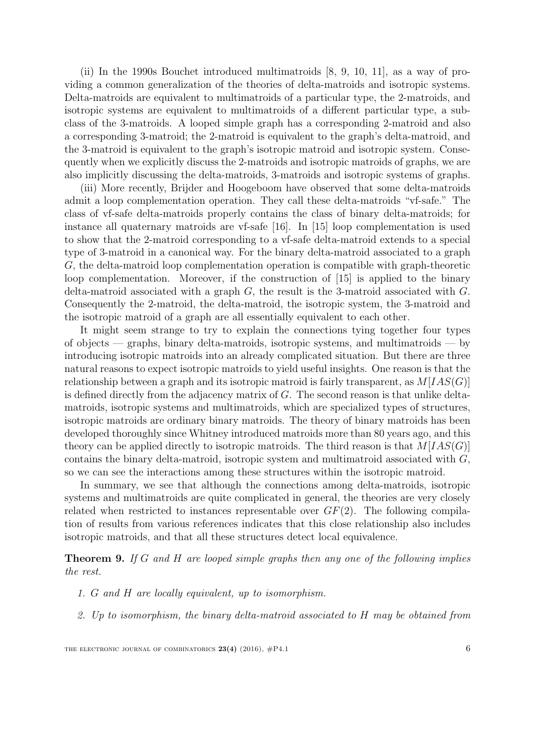(ii) In the 1990s Bouchet introduced multimatroids [8, 9, 10, 11], as a way of providing a common generalization of the theories of delta-matroids and isotropic systems. Delta-matroids are equivalent to multimatroids of a particular type, the 2-matroids, and isotropic systems are equivalent to multimatroids of a different particular type, a subclass of the 3-matroids. A looped simple graph has a corresponding 2-matroid and also a corresponding 3-matroid; the 2-matroid is equivalent to the graph's delta-matroid, and the 3-matroid is equivalent to the graph's isotropic matroid and isotropic system. Consequently when we explicitly discuss the 2-matroids and isotropic matroids of graphs, we are also implicitly discussing the delta-matroids, 3-matroids and isotropic systems of graphs.

(iii) More recently, Brijder and Hoogeboom have observed that some delta-matroids admit a loop complementation operation. They call these delta-matroids "vf-safe." The class of vf-safe delta-matroids properly contains the class of binary delta-matroids; for instance all quaternary matroids are vf-safe [16]. In [15] loop complementation is used to show that the 2-matroid corresponding to a vf-safe delta-matroid extends to a special type of 3-matroid in a canonical way. For the binary delta-matroid associated to a graph $G$, the delta-matroid loop complementation operation is compatible with graph-theoretic loop complementation. Moreover, if the construction of [15] is applied to the binary delta-matroid associated with a graph $G$, the result is the 3-matroid associated with $G$. Consequently the 2-matroid, the delta-matroid, the isotropic system, the 3-matroid and the isotropic matroid of a graph are all essentially equivalent to each other.

It might seem strange to try to explain the connections tying together four types of objects — graphs, binary delta-matroids, isotropic systems, and multimatroids — by introducing isotropic matroids into an already complicated situation. But there are three natural reasons to expect isotropic matroids to yield useful insights. One reason is that the relationship between a graph and its isotropic matroid is fairly transparent, as $M[IAS(G)]$ is defined directly from the adjacency matrix of $G$. The second reason is that unlike delta-matroids, isotropic systems and multimatroids, which are specialized types of structures, isotropic matroids are ordinary binary matroids. The theory of binary matroids has been developed thoroughly since Whitney introduced matroids more than 80 years ago, and this theory can be applied directly to isotropic matroids. The third reason is that $M[IAS(G)]$ contains the binary delta-matroid, isotropic system and multimatroid associated with $G$, so we can see the interactions among these structures within the isotropic matroid.

In summary, we see that although the connections among delta-matroids, isotropic systems and multimatroids are quite complicated in general, the theories are very closely related when restricted to instances representable over $GF(2)$. The following compilation of results from various references indicates that this close relationship also includes isotropic matroids, and that all these structures detect local equivalence.

**Theorem 9.** *If $G$ and $H$ are looped simple graphs then any one of the following implies the rest.*

1. *$G$ and $H$ are locally equivalent, up to isomorphism.*
2. *Up to isomorphism, the binary delta-matroid associated to $H$ may be obtained from*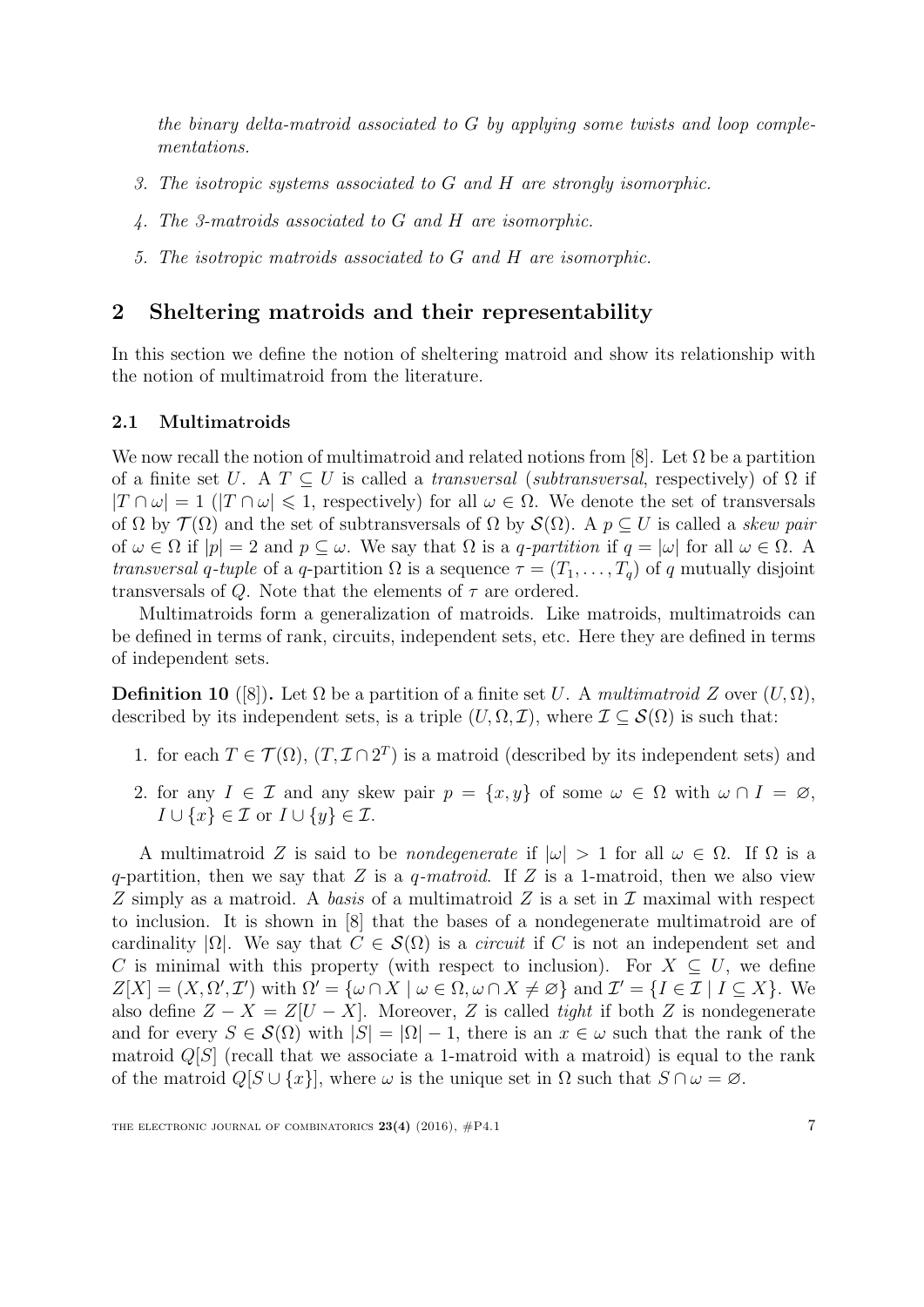*the binary delta-matroid associated to $G$ by applying some twists and loop complementations.*

3. *The isotropic systems associated to $G$ and $H$ are strongly isomorphic.*
4. *The 3-matroids associated to $G$ and $H$ are isomorphic.*
5. *The isotropic matroids associated to $G$ and $H$ are isomorphic.*

## 2 Sheltering matroids and their representability

In this section we define the notion of sheltering matroid and show its relationship with the notion of multimatroid from the literature.

### 2.1 Multimatroids

We now recall the notion of multimatroid and related notions from [8]. Let $\Omega$ be a partition of a finite set $U$. A $T \subseteq U$ is called a *transversal* (*subtransversal*, respectively) of $\Omega$ if $|T \cap \omega| = 1$ ($|T \cap \omega| \leqslant 1$, respectively) for all $\omega \in \Omega$. We denote the set of transversals of $\Omega$ by $\mathcal{T}(\Omega)$ and the set of subtransversals of $\Omega$ by $\mathcal{S}(\Omega)$. A $p \subseteq U$ is called a *skew pair* of $\omega \in \Omega$ if $|p| = 2$ and $p \subseteq \omega$. We say that $\Omega$ is a *$q$-partition* if $q = |\omega|$ for all $\omega \in \Omega$. A *transversal $q$-tuple* of a $q$-partition $\Omega$ is a sequence $\tau = (T_1, \ldots, T_q)$ of $q$ mutually disjoint transversals of $Q$. Note that the elements of $\tau$ are ordered.

Multimatroids form a generalization of matroids. Like matroids, multimatroids can be defined in terms of rank, circuits, independent sets, etc. Here they are defined in terms of independent sets.

**Definition 10** ([8])**.** Let $\Omega$ be a partition of a finite set $U$. A *multimatroid* $Z$ over $(U, \Omega)$, described by its independent sets, is a triple $(U, \Omega, \mathcal{I})$, where $\mathcal{I} \subseteq \mathcal{S}(\Omega)$ is such that:

1. for each $T \in \mathcal{T}(\Omega)$, $(T, \mathcal{I} \cap 2^T)$ is a matroid (described by its independent sets) and
2. for any $I \in \mathcal{I}$ and any skew pair $p = \{x, y\}$ of some $\omega \in \Omega$ with $\omega \cap I = \varnothing$, $I \cup \{x\} \in \mathcal{I}$ or $I \cup \{y\} \in \mathcal{I}$.

A multimatroid $Z$ is said to be *nondegenerate* if $|\omega| > 1$ for all $\omega \in \Omega$. If $\Omega$ is a $q$-partition, then we say that $Z$ is a *$q$-matroid*. If $Z$ is a 1-matroid, then we also view $Z$ simply as a matroid. A *basis* of a multimatroid $Z$ is a set in $\mathcal{I}$ maximal with respect to inclusion. It is shown in [8] that the bases of a nondegenerate multimatroid are of cardinality $|\Omega|$. We say that $C \in \mathcal{S}(\Omega)$ is a *circuit* if $C$ is not an independent set and $C$ is minimal with this property (with respect to inclusion). For $X \subseteq U$, we define $Z[X] = (X, \Omega', \mathcal{I}')$ with $\Omega' = \{\omega \cap X \mid \omega \in \Omega, \omega \cap X \neq \varnothing\}$ and $\mathcal{I}' = \{I \in \mathcal{I} \mid I \subseteq X\}$. We also define $Z - X = Z[U - X]$. Moreover, $Z$ is called *tight* if both $Z$ is nondegenerate and for every $S \in \mathcal{S}(\Omega)$ with $|S| = |\Omega| - 1$, there is an $x \in \omega$ such that the rank of the matroid $Q[S]$ (recall that we associate a 1-matroid with a matroid) is equal to the rank of the matroid $Q[S \cup \{x\}]$, where $\omega$ is the unique set in $\Omega$ such that $S \cap \omega = \varnothing$.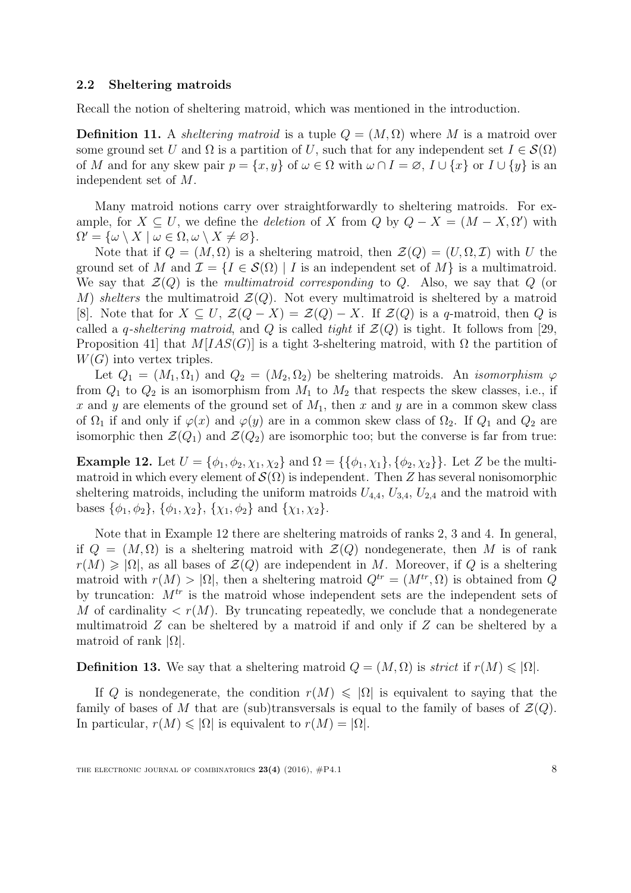### 2.2 Sheltering matroids

Recall the notion of sheltering matroid, which was mentioned in the introduction.

**Definition 11.** A *sheltering matroid* is a tuple $Q = (M, \Omega)$ where $M$ is a matroid over some ground set $U$ and $\Omega$ is a partition of $U$, such that for any independent set $I \in \mathcal{S}(\Omega)$ of $M$ and for any skew pair $p = \{x, y\}$ of $\omega \in \Omega$ with $\omega \cap I = \varnothing$, $I \cup \{x\}$ or $I \cup \{y\}$ is an independent set of $M$.

Many matroid notions carry over straightforwardly to sheltering matroids. For example, for $X \subseteq U$, we define the *deletion* of $X$ from $Q$ by $Q - X = (M - X, \Omega')$ with $\Omega' = \{\omega \setminus X \mid \omega \in \Omega, \omega \setminus X \neq \varnothing\}$.

Note that if $Q = (M, \Omega)$ is a sheltering matroid, then $\mathcal{Z}(Q) = (U, \Omega, \mathcal{I})$ with $U$ the ground set of $M$ and $\mathcal{I} = \{I \in \mathcal{S}(\Omega) \mid I \text{ is an independent set of } M\}$ is a multimatroid. We say that $\mathcal{Z}(Q)$ is the *multimatroid corresponding* to $Q$. Also, we say that $Q$ (or $M$) *shelters* the multimatroid $\mathcal{Z}(Q)$. Not every multimatroid is sheltered by a matroid [8]. Note that for $X \subseteq U$, $\mathcal{Z}(Q - X) = \mathcal{Z}(Q) - X$. If $\mathcal{Z}(Q)$ is a $q$-matroid, then $Q$ is called a *$q$-sheltering matroid*, and $Q$ is called *tight* if $\mathcal{Z}(Q)$ is tight. It follows from [29, Proposition 41] that $M[IAS(G)]$ is a tight 3-sheltering matroid, with $\Omega$ the partition of $W(G)$ into vertex triples.

Let $Q_1 = (M_1, \Omega_1)$ and $Q_2 = (M_2, \Omega_2)$ be sheltering matroids. An *isomorphism* $\varphi$ from $Q_1$ to $Q_2$ is an isomorphism from $M_1$ to $M_2$ that respects the skew classes, i.e., if $x$ and $y$ are elements of the ground set of $M_1$, then $x$ and $y$ are in a common skew class of $\Omega_1$ if and only if $\varphi(x)$ and $\varphi(y)$ are in a common skew class of $\Omega_2$. If $Q_1$ and $Q_2$ are isomorphic then $\mathcal{Z}(Q_1)$ and $\mathcal{Z}(Q_2)$ are isomorphic too; but the converse is far from true:

**Example 12.** Let $U = \{\phi_1, \phi_2, \chi_1, \chi_2\}$ and $\Omega = \{\{\phi_1, \chi_1\}, \{\phi_2, \chi_2\}\}$. Let $Z$ be the multimatroid in which every element of $\mathcal{S}(\Omega)$ is independent. Then $Z$ has several nonisomorphic sheltering matroids, including the uniform matroids $U_{4,4}$, $U_{3,4}$, $U_{2,4}$ and the matroid with bases $\{\phi_1, \phi_2\}$, $\{\phi_1, \chi_2\}$, $\{\chi_1, \phi_2\}$ and $\{\chi_1, \chi_2\}$.

Note that in Example 12 there are sheltering matroids of ranks 2, 3 and 4. In general, if $Q = (M, \Omega)$ is a sheltering matroid with $\mathcal{Z}(Q)$ nondegenerate, then $M$ is of rank $r(M) \geqslant |\Omega|$, as all bases of $\mathcal{Z}(Q)$ are independent in $M$. Moreover, if $Q$ is a sheltering matroid with $r(M) > |\Omega|$, then a sheltering matroid $Q^{tr} = (M^{tr}, \Omega)$ is obtained from $Q$ by truncation: $M^{tr}$ is the matroid whose independent sets are the independent sets of $M$ of cardinality $< r(M)$. By truncating repeatedly, we conclude that a nondegenerate multimatroid $Z$ can be sheltered by a matroid if and only if $Z$ can be sheltered by a matroid of rank $|\Omega|$.

**Definition 13.** We say that a sheltering matroid $Q = (M, \Omega)$ is *strict* if $r(M) \leqslant |\Omega|$.

If $Q$ is nondegenerate, the condition $r(M) \leqslant |\Omega|$ is equivalent to saying that the family of bases of $M$ that are (sub)transversals is equal to the family of bases of $\mathcal{Z}(Q)$. In particular, $r(M) \leqslant |\Omega|$ is equivalent to $r(M) = |\Omega|$.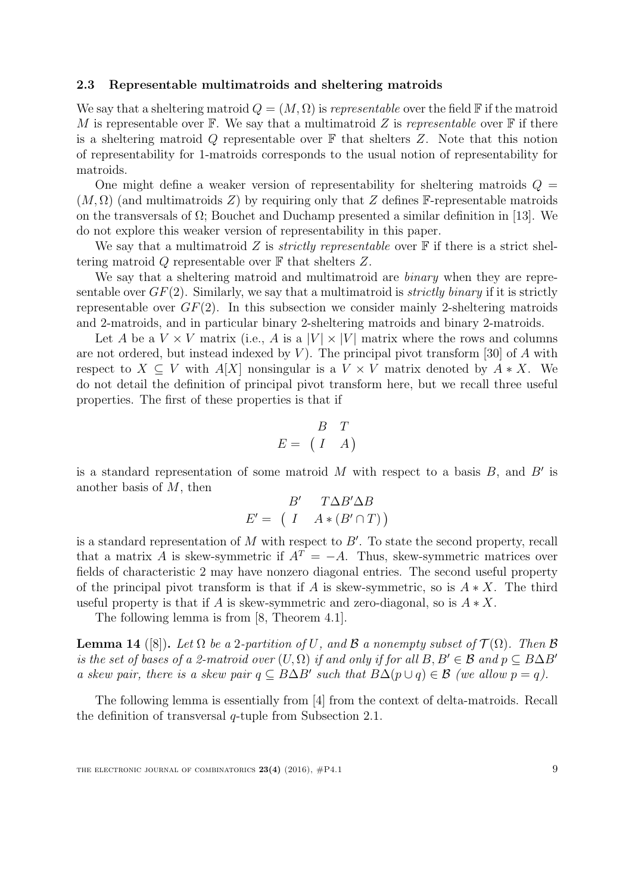### 2.3 Representable multimatroids and sheltering matroids

We say that a sheltering matroid $Q = (M, \Omega)$ is *representable* over the field $\mathbb{F}$ if the matroid $M$ is representable over $\mathbb{F}$. We say that a multimatroid $Z$ is *representable* over $\mathbb{F}$ if there is a sheltering matroid $Q$ representable over $\mathbb{F}$ that shelters $Z$. Note that this notion of representability for 1-matroids corresponds to the usual notion of representability for matroids.

One might define a weaker version of representability for sheltering matroids $Q = (M, \Omega)$ (and multimatroids $Z$) by requiring only that $Z$ defines $\mathbb{F}$-representable matroids on the transversals of $\Omega$; Bouchet and Duchamp presented a similar definition in [13]. We do not explore this weaker version of representability in this paper.

We say that a multimatroid $Z$ is *strictly representable* over $\mathbb{F}$ if there is a strict sheltering matroid $Q$ representable over $\mathbb{F}$ that shelters $Z$.

We say that a sheltering matroid and multimatroid are *binary* when they are representable over $GF(2)$. Similarly, we say that a multimatroid is *strictly binary* if it is strictly representable over $GF(2)$. In this subsection we consider mainly 2-sheltering matroids and 2-matroids, and in particular binary 2-sheltering matroids and binary 2-matroids.

Let $A$ be a $V \times V$ matrix (i.e., $A$ is a $|V| \times |V|$ matrix where the rows and columns are not ordered, but instead indexed by $V$). The principal pivot transform [30] of $A$ with respect to $X \subseteq V$ with $A[X]$ nonsingular is a $V \times V$ matrix denoted by $A * X$. We do not detail the definition of principal pivot transform here, but we recall three useful properties. The first of these properties is that if

$$E = \begin{array}{c} \begin{matrix} B & T \end{matrix} \\ \begin{pmatrix} I & A \end{pmatrix} \end{array}$$

is a standard representation of some matroid $M$ with respect to a basis $B$, and $B'$ is another basis of $M$, then

$$E' = \begin{array}{c} \begin{matrix} B' & T \Delta B' \Delta B \end{matrix} \\ \begin{pmatrix} I & A * (B' \cap T) \end{pmatrix} \end{array}$$

is a standard representation of $M$ with respect to $B'$. To state the second property, recall that a matrix $A$ is skew-symmetric if $A^T = -A$. Thus, skew-symmetric matrices over fields of characteristic 2 may have nonzero diagonal entries. The second useful property of the principal pivot transform is that if $A$ is skew-symmetric, so is $A * X$. The third useful property is that if $A$ is skew-symmetric and zero-diagonal, so is $A * X$.

The following lemma is from [8, Theorem 4.1].

**Lemma 14** ([8])**.** *Let $\Omega$ be a 2-partition of $U$, and $\mathcal{B}$ a nonempty subset of $\mathcal{T}(\Omega)$. Then $\mathcal{B}$ is the set of bases of a 2-matroid over $(U, \Omega)$ if and only if for all $B, B' \in \mathcal{B}$ and $p \subseteq B \Delta B'$ a skew pair, there is a skew pair $q \subseteq B \Delta B'$ such that $B \Delta (p \cup q) \in \mathcal{B}$ (we allow $p = q$).*

The following lemma is essentially from [4] from the context of delta-matroids. Recall the definition of transversal $q$-tuple from Subsection 2.1.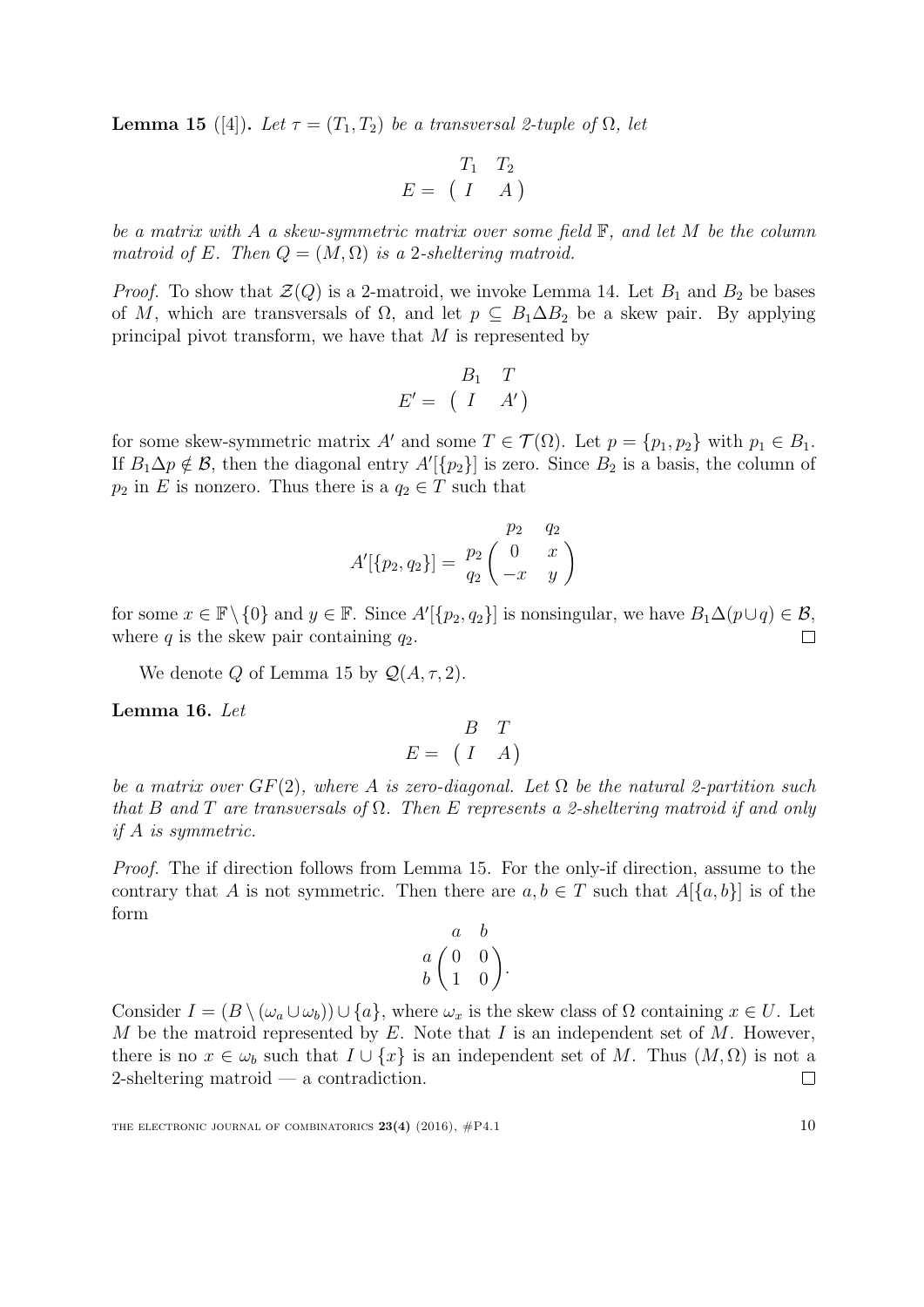**Lemma 15** ([4])**.** *Let $\tau = (T_1, T_2)$ be a transversal 2-tuple of $\Omega$, let*

$$E = \begin{array}{c} \begin{matrix} T_1 & T_2 \end{matrix} \\ \begin{pmatrix} I & A \end{pmatrix} \end{array}$$

*be a matrix with $A$ a skew-symmetric matrix over some field $\mathbb{F}$, and let $M$ be the column matroid of $E$. Then $Q = (M, \Omega)$ is a 2-sheltering matroid.*

*Proof.* To show that $\mathcal{Z}(Q)$ is a 2-matroid, we invoke Lemma 14. Let $B_1$ and $B_2$ be bases of $M$, which are transversals of $\Omega$, and let $p \subseteq B_1 \Delta B_2$ be a skew pair. By applying principal pivot transform, we have that $M$ is represented by

$$E' = \begin{array}{c} \begin{matrix} B_1 & T \end{matrix} \\ \begin{pmatrix} I & A' \end{pmatrix} \end{array}$$

for some skew-symmetric matrix $A'$ and some $T \in \mathcal{T}(\Omega)$. Let $p = \{p_1, p_2\}$ with $p_1 \in B_1$. If $B_1 \Delta p \notin \mathcal{B}$, then the diagonal entry $A'[\{p_2\}]$ is zero. Since $B_2$ is a basis, the column of $p_2$ in $E$ is nonzero. Thus there is a $q_2 \in T$ such that

$$A'[\{p_2, q_2\}] = \begin{array}{c c} & \begin{matrix} p_2 & q_2 \end{matrix} \\ \begin{matrix} p_2 \\ q_2 \end{matrix} & \begin{pmatrix} 0 & x \\ -x & y \end{pmatrix} \end{array}$$

for some $x \in \mathbb{F} \setminus \{0\}$ and $y \in \mathbb{F}$. Since $A'[\{p_2, q_2\}]$ is nonsingular, we have $B_1 \Delta (p \cup q) \in \mathcal{B}$, where $q$ is the skew pair containing $q_2$. $\square$

We denote $Q$ of Lemma 15 by $\mathcal{Q}(A, \tau, 2)$.

**Lemma 16.** *Let*

$$E = \begin{array}{c} \begin{matrix} B & T \end{matrix} \\ \begin{pmatrix} I & A \end{pmatrix} \end{array}$$

*be a matrix over $GF(2)$, where $A$ is zero-diagonal. Let $\Omega$ be the natural 2-partition such that $B$ and $T$ are transversals of $\Omega$. Then $E$ represents a 2-sheltering matroid if and only if $A$ is symmetric.*

*Proof.* The if direction follows from Lemma 15. For the only-if direction, assume to the contrary that $A$ is not symmetric. Then there are $a, b \in T$ such that $A[\{a, b\}]$ is of the form

$$\begin{array}{c c} & \begin{matrix} a & b \end{matrix} \\ \begin{matrix} a \\ b \end{matrix} & \begin{pmatrix} 0 & 0 \\ 1 & 0 \end{pmatrix} \end{array}.$$

Consider $I = (B \setminus (\omega_a \cup \omega_b)) \cup \{a\}$, where $\omega_x$ is the skew class of $\Omega$ containing $x \in U$. Let $M$ be the matroid represented by $E$. Note that $I$ is an independent set of $M$. However, there is no $x \in \omega_b$ such that $I \cup \{x\}$ is an independent set of $M$. Thus $(M, \Omega)$ is not a 2-sheltering matroid — a contradiction. $\square$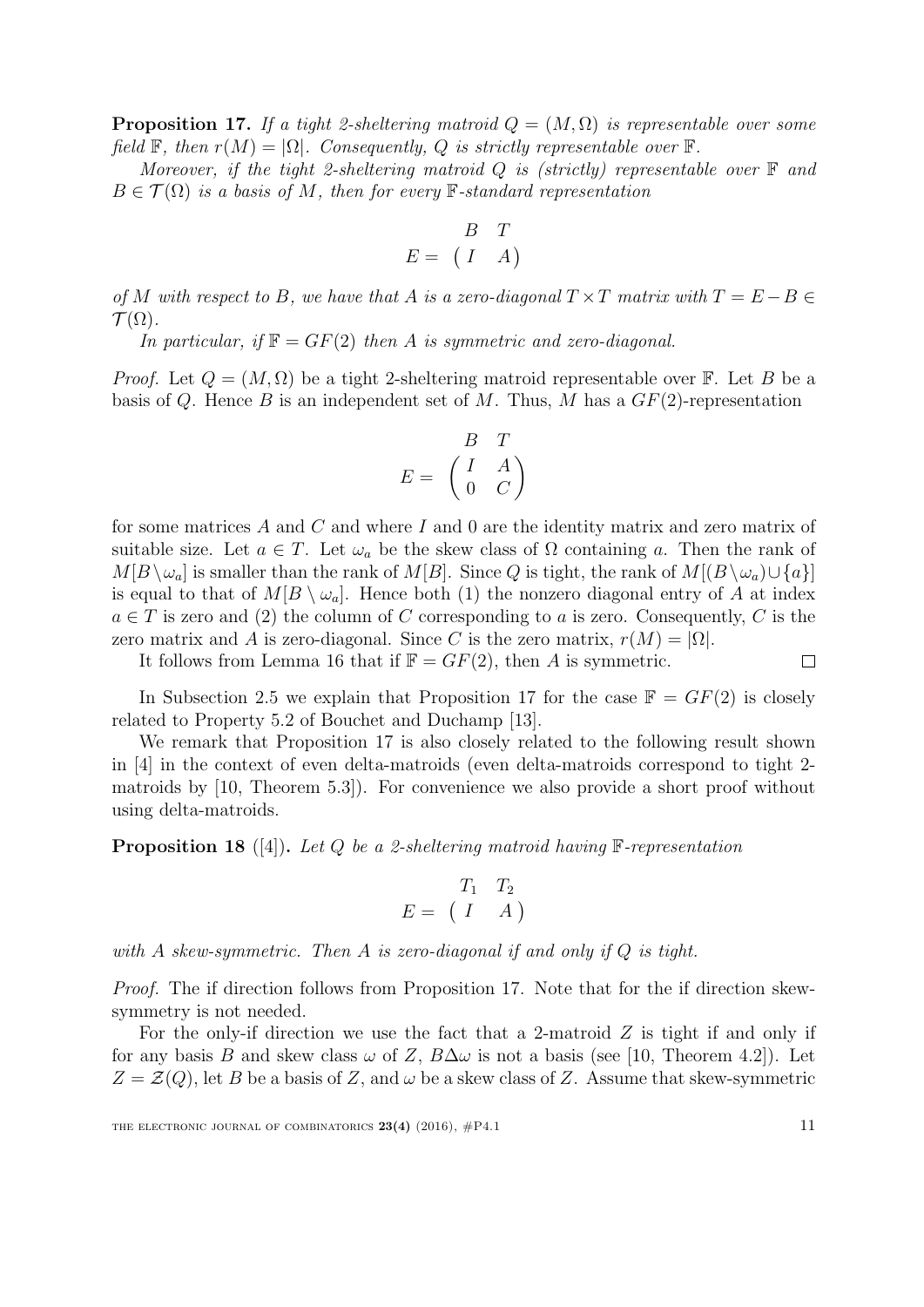**Proposition 17.** *If a tight 2-sheltering matroid $Q = (M, \Omega)$ is representable over some field $\mathbb{F}$, then $r(M) = |\Omega|$. Consequently, $Q$ is strictly representable over $\mathbb{F}$.*

*Moreover, if the tight 2-sheltering matroid $Q$ is (strictly) representable over $\mathbb{F}$ and $B \in \mathcal{T}(\Omega)$ is a basis of $M$, then for every $\mathbb{F}$-standard representation*

$$E = \begin{array}{c} \begin{matrix} B & T \end{matrix} \\ \begin{pmatrix} I & A \end{pmatrix} \end{array}$$

*of $M$ with respect to $B$, we have that $A$ is a zero-diagonal $T \times T$ matrix with $T = E - B \in \mathcal{T}(\Omega)$.*

*In particular, if $\mathbb{F} = GF(2)$ then $A$ is symmetric and zero-diagonal.*

*Proof.* Let $Q = (M, \Omega)$ be a tight 2-sheltering matroid representable over $\mathbb{F}$. Let $B$ be a basis of $Q$. Hence $B$ is an independent set of $M$. Thus, $M$ has a $GF(2)$-representation

$$E = \begin{array}{c} \begin{matrix} B & T \end{matrix} \\ \begin{pmatrix} I & A \\ 0 & C \end{pmatrix} \end{array}$$

for some matrices $A$ and $C$ and where $I$ and $0$ are the identity matrix and zero matrix of suitable size. Let $a \in T$. Let $\omega_a$ be the skew class of $\Omega$ containing $a$. Then the rank of $M[B \setminus \omega_a]$ is smaller than the rank of $M[B]$. Since $Q$ is tight, the rank of $M[(B \setminus \omega_a) \cup \{a\}]$ is equal to that of $M[B \setminus \omega_a]$. Hence both (1) the nonzero diagonal entry of $A$ at index $a \in T$ is zero and (2) the column of $C$ corresponding to $a$ is zero. Consequently, $C$ is the zero matrix and $A$ is zero-diagonal. Since $C$ is the zero matrix, $r(M) = |\Omega|$.

It follows from Lemma 16 that if $\mathbb{F} = GF(2)$, then $A$ is symmetric. $\square$

In Subsection 2.5 we explain that Proposition 17 for the case $\mathbb{F} = GF(2)$ is closely related to Property 5.2 of Bouchet and Duchamp [13].

We remark that Proposition 17 is also closely related to the following result shown in [4] in the context of even delta-matroids (even delta-matroids correspond to tight 2-matroids by [10, Theorem 5.3]). For convenience we also provide a short proof without using delta-matroids.

**Proposition 18** ([4])**.** *Let $Q$ be a 2-sheltering matroid having $\mathbb{F}$-representation*

$$E = \begin{array}{c} \begin{matrix} T_1 & T_2 \end{matrix} \\ \begin{pmatrix} I & A \end{pmatrix} \end{array}$$

*with $A$ skew-symmetric. Then $A$ is zero-diagonal if and only if $Q$ is tight.*

*Proof.* The if direction follows from Proposition 17. Note that for the if direction skew-symmetry is not needed.

For the only-if direction we use the fact that a 2-matroid $Z$ is tight if and only if for any basis $B$ and skew class $\omega$ of $Z$, $B \Delta \omega$ is not a basis (see [10, Theorem 4.2]). Let $Z = \mathcal{Z}(Q)$, let $B$ be a basis of $Z$, and $\omega$ be a skew class of $Z$. Assume that skew-symmetric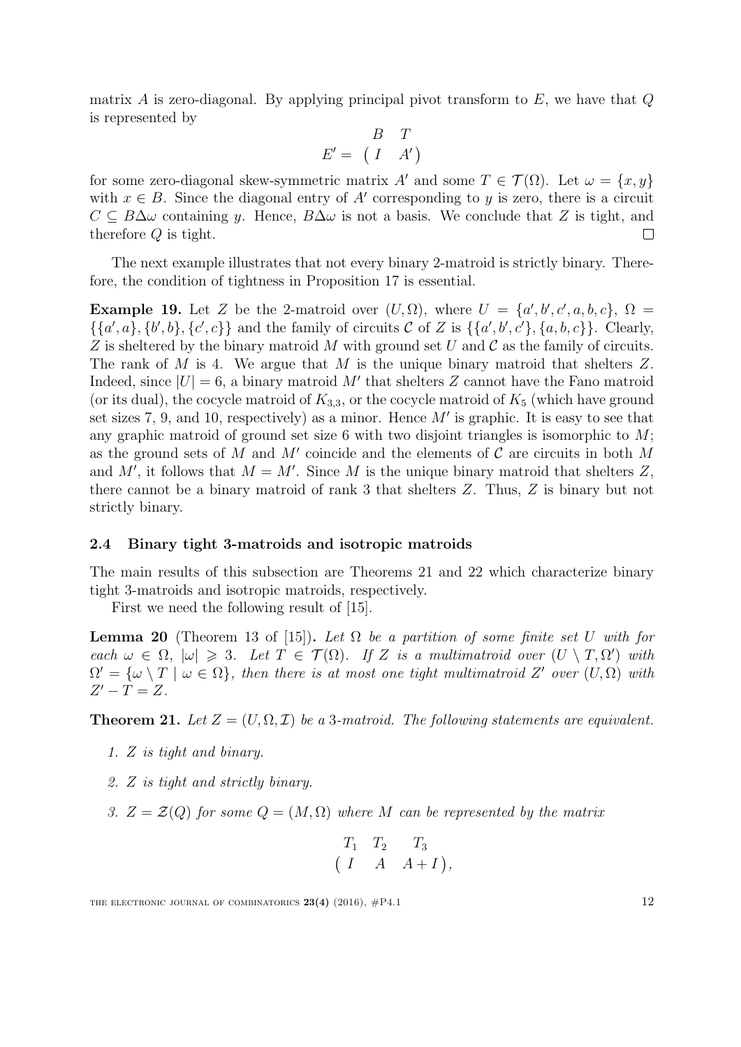matrix $A$ is zero-diagonal. By applying principal pivot transform to $E$, we have that $Q$ is represented by

$$E' = \begin{array}{cc} B & T \\ \multicolumn{2}{c}{\begin{pmatrix} I & A' \end{pmatrix}} \end{array}$$

for some zero-diagonal skew-symmetric matrix $A'$ and some $T \in \mathcal{T}(\Omega)$. Let $\omega = \{x, y\}$ with $x \in B$. Since the diagonal entry of $A'$ corresponding to $y$ is zero, there is a circuit $C \subseteq B \Delta \omega$ containing $y$. Hence, $B \Delta \omega$ is not a basis. We conclude that $Z$ is tight, and therefore $Q$ is tight. □

The next example illustrates that not every binary 2-matroid is strictly binary. Therefore, the condition of tightness in Proposition 17 is essential.

**Example 19.** Let $Z$ be the 2-matroid over $(U, \Omega)$, where $U = \{a', b', c', a, b, c\}$, $\Omega = \{\{a', a\}, \{b', b\}, \{c', c\}\}$ and the family of circuits $\mathcal{C}$ of $Z$ is $\{\{a', b', c'\}, \{a, b, c\}\}$. Clearly, $Z$ is sheltered by the binary matroid $M$ with ground set $U$ and $\mathcal{C}$ as the family of circuits. The rank of $M$ is 4. We argue that $M$ is the unique binary matroid that shelters $Z$. Indeed, since $|U| = 6$, a binary matroid $M'$ that shelters $Z$ cannot have the Fano matroid (or its dual), the cocycle matroid of $K_{3,3}$, or the cocycle matroid of $K_5$ (which have ground set sizes 7, 9, and 10, respectively) as a minor. Hence $M'$ is graphic. It is easy to see that any graphic matroid of ground set size 6 with two disjoint triangles is isomorphic to $M$; as the ground sets of $M$ and $M'$ coincide and the elements of $\mathcal{C}$ are circuits in both $M$ and $M'$, it follows that $M = M'$. Since $M$ is the unique binary matroid that shelters $Z$, there cannot be a binary matroid of rank 3 that shelters $Z$. Thus, $Z$ is binary but not strictly binary.

### 2.4 Binary tight 3-matroids and isotropic matroids

The main results of this subsection are Theorems 21 and 22 which characterize binary tight 3-matroids and isotropic matroids, respectively.

First we need the following result of [15].

**Lemma 20** (Theorem 13 of [15])**.** *Let $\Omega$ be a partition of some finite set $U$ with for each $\omega \in \Omega$, $|\omega| \geqslant 3$. Let $T \in \mathcal{T}(\Omega)$. If $Z$ is a multimatroid over $(U \setminus T, \Omega')$ with $\Omega' = \{\omega \setminus T \mid \omega \in \Omega\}$, then there is at most one tight multimatroid $Z'$ over $(U, \Omega)$ with $Z' - T = Z$.*

**Theorem 21.** *Let $Z = (U, \Omega, \mathcal{I})$ be a 3-matroid. The following statements are equivalent.*

1. *$Z$ is tight and binary.*
2. *$Z$ is tight and strictly binary.*
3. *$Z = \mathcal{Z}(Q)$ for some $Q = (M, \Omega)$ where $M$ can be represented by the matrix*

$$\begin{array}{ccc} T_1 & T_2 & T_3 \\ \multicolumn{3}{c}{\begin{pmatrix} I & A & A + I \end{pmatrix},} \end{array}$$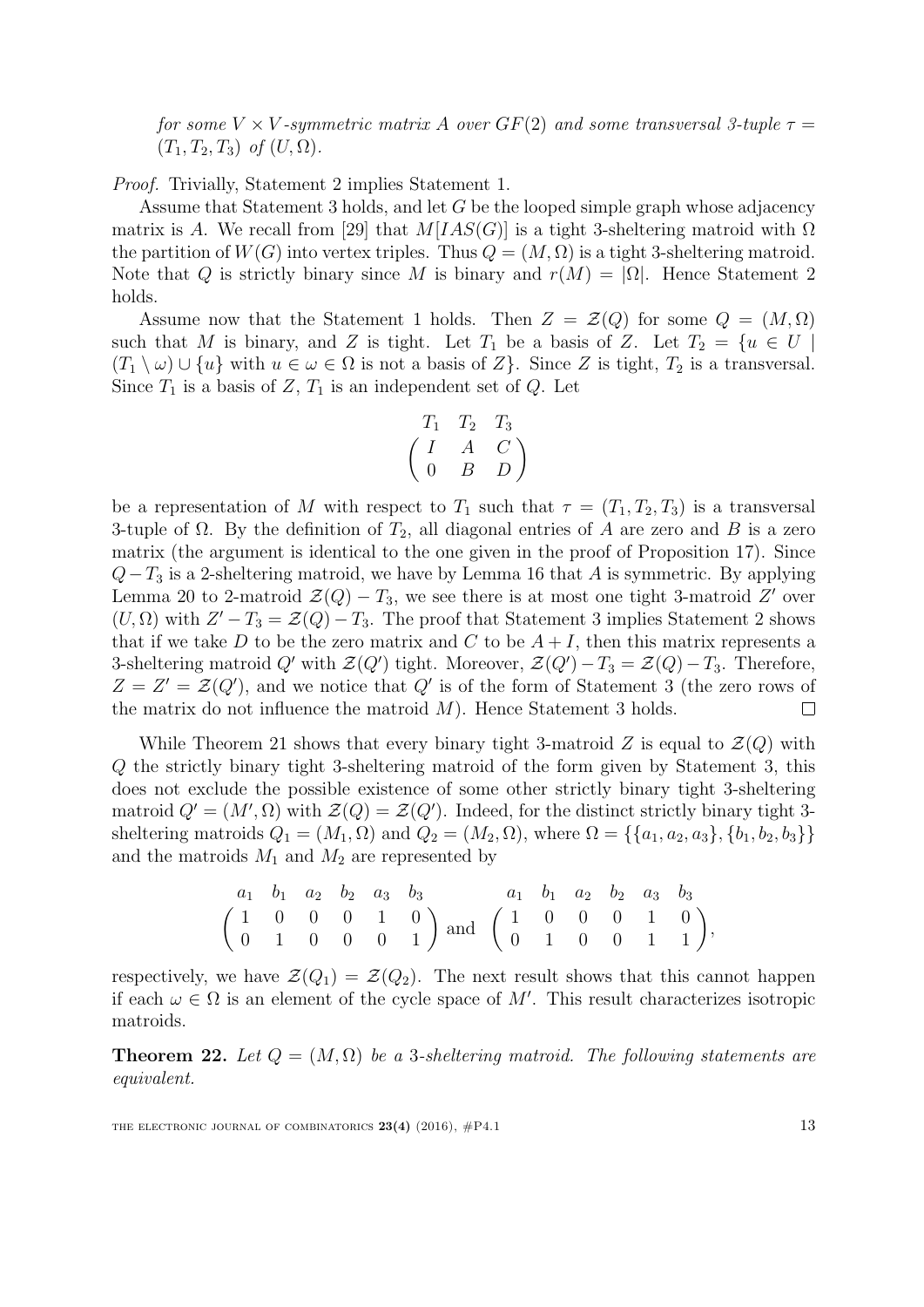*for some $V \times V$-symmetric matrix $A$ over $GF(2)$ and some transversal 3-tuple $\tau = (T_1, T_2, T_3)$ of $(U, \Omega)$.*

*Proof.* Trivially, Statement 2 implies Statement 1.

Assume that Statement 3 holds, and let $G$ be the looped simple graph whose adjacency matrix is $A$. We recall from [29] that $M[IAS(G)]$ is a tight 3-sheltering matroid with $\Omega$ the partition of $W(G)$ into vertex triples. Thus $Q = (M, \Omega)$ is a tight 3-sheltering matroid. Note that $Q$ is strictly binary since $M$ is binary and $r(M) = |\Omega|$. Hence Statement 2 holds.

Assume now that the Statement 1 holds. Then $Z = \mathcal{Z}(Q)$ for some $Q = (M, \Omega)$ such that $M$ is binary, and $Z$ is tight. Let $T_1$ be a basis of $Z$. Let $T_2 = \{u \in U \mid (T_1 \setminus \omega) \cup \{u\}$ with $u \in \omega \in \Omega$ is not a basis of $Z\}$. Since $Z$ is tight, $T_2$ is a transversal. Since $T_1$ is a basis of $Z$, $T_1$ is an independent set of $Q$. Let

$$\begin{array}{ccc} T_1 & T_2 & T_3 \end{array}$$
$$\begin{pmatrix} I & A & C \\ 0 & B & D \end{pmatrix}$$

be a representation of $M$ with respect to $T_1$ such that $\tau = (T_1, T_2, T_3)$ is a transversal 3-tuple of $\Omega$. By the definition of $T_2$, all diagonal entries of $A$ are zero and $B$ is a zero matrix (the argument is identical to the one given in the proof of Proposition 17). Since $Q - T_3$ is a 2-sheltering matroid, we have by Lemma 16 that $A$ is symmetric. By applying Lemma 20 to 2-matroid $\mathcal{Z}(Q) - T_3$, we see there is at most one tight 3-matroid $Z'$ over $(U, \Omega)$ with $Z' - T_3 = \mathcal{Z}(Q) - T_3$. The proof that Statement 3 implies Statement 2 shows that if we take $D$ to be the zero matrix and $C$ to be $A + I$, then this matrix represents a 3-sheltering matroid $Q'$ with $\mathcal{Z}(Q')$ tight. Moreover, $\mathcal{Z}(Q') - T_3 = \mathcal{Z}(Q) - T_3$. Therefore, $Z = Z' = \mathcal{Z}(Q')$, and we notice that $Q'$ is of the form of Statement 3 (the zero rows of the matrix do not influence the matroid $M$). Hence Statement 3 holds. $\square$

While Theorem 21 shows that every binary tight 3-matroid $Z$ is equal to $\mathcal{Z}(Q)$ with $Q$ the strictly binary tight 3-sheltering matroid of the form given by Statement 3, this does not exclude the possible existence of some other strictly binary tight 3-sheltering matroid $Q' = (M', \Omega)$ with $\mathcal{Z}(Q) = \mathcal{Z}(Q')$. Indeed, for the distinct strictly binary tight 3-sheltering matroids $Q_1 = (M_1, \Omega)$ and $Q_2 = (M_2, \Omega)$, where $\Omega = \{\{a_1, a_2, a_3\}, \{b_1, b_2, b_3\}\}$ and the matroids $M_1$ and $M_2$ are represented by

$$\begin{array}{cccccc} a_1 & b_1 & a_2 & b_2 & a_3 & b_3 \end{array} \qquad \begin{array}{cccccc} a_1 & b_1 & a_2 & b_2 & a_3 & b_3 \end{array}$$
$$\begin{pmatrix} 1 & 0 & 0 & 0 & 1 & 0 \\ 0 & 1 & 0 & 0 & 0 & 1 \end{pmatrix} \text{ and } \begin{pmatrix} 1 & 0 & 0 & 0 & 1 & 0 \\ 0 & 1 & 0 & 0 & 1 & 1 \end{pmatrix},$$

respectively, we have $\mathcal{Z}(Q_1) = \mathcal{Z}(Q_2)$. The next result shows that this cannot happen if each $\omega \in \Omega$ is an element of the cycle space of $M'$. This result characterizes isotropic matroids.

**Theorem 22.** *Let $Q = (M, \Omega)$ be a 3-sheltering matroid. The following statements are equivalent.*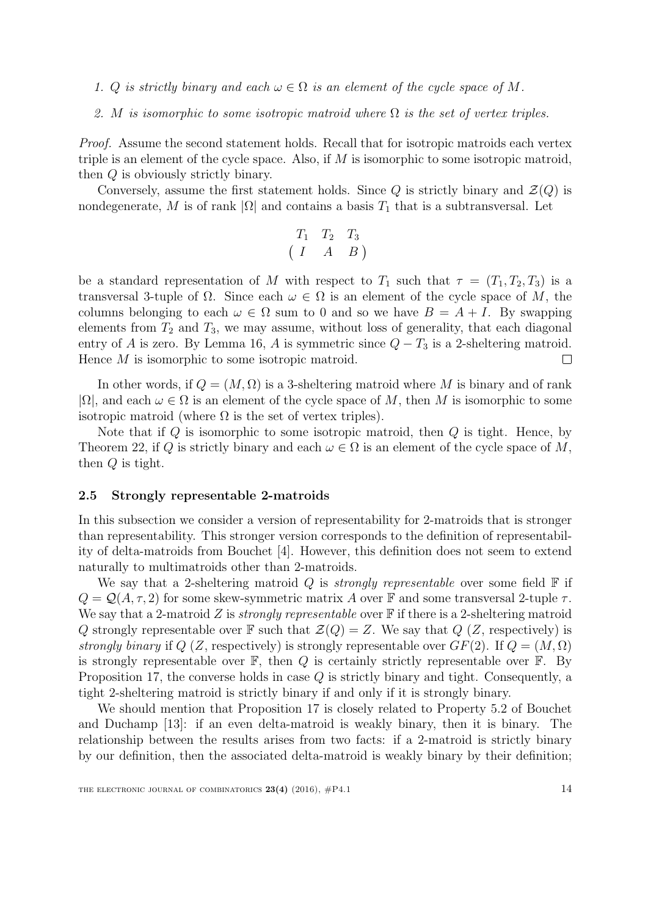1. $Q$ is strictly binary and each $\omega \in \Omega$ is an element of the cycle space of $M$.

2. $M$ is isomorphic to some isotropic matroid where $\Omega$ is the set of vertex triples.

*Proof.* Assume the second statement holds. Recall that for isotropic matroids each vertex triple is an element of the cycle space. Also, if $M$ is isomorphic to some isotropic matroid, then $Q$ is obviously strictly binary.

Conversely, assume the first statement holds. Since $Q$ is strictly binary and $\mathcal{Z}(Q)$ is nondegenerate, $M$ is of rank $|\Omega|$ and contains a basis $T_1$ that is a subtransversal. Let

$$\begin{array}{ccc} T_1 & T_2 & T_3 \end{array}$$
$$\begin{pmatrix} I & A & B \end{pmatrix}$$

be a standard representation of $M$ with respect to $T_1$ such that $\tau = (T_1, T_2, T_3)$ is a transversal 3-tuple of $\Omega$. Since each $\omega \in \Omega$ is an element of the cycle space of $M$, the columns belonging to each $\omega \in \Omega$ sum to 0 and so we have $B = A + I$. By swapping elements from $T_2$ and $T_3$, we may assume, without loss of generality, that each diagonal entry of $A$ is zero. By Lemma 16, $A$ is symmetric since $Q - T_3$ is a 2-sheltering matroid. Hence $M$ is isomorphic to some isotropic matroid. □

In other words, if $Q = (M, \Omega)$ is a 3-sheltering matroid where $M$ is binary and of rank $|\Omega|$, and each $\omega \in \Omega$ is an element of the cycle space of $M$, then $M$ is isomorphic to some isotropic matroid (where $\Omega$ is the set of vertex triples).

Note that if $Q$ is isomorphic to some isotropic matroid, then $Q$ is tight. Hence, by Theorem 22, if $Q$ is strictly binary and each $\omega \in \Omega$ is an element of the cycle space of $M$, then $Q$ is tight.

### 2.5 Strongly representable 2-matroids

In this subsection we consider a version of representability for 2-matroids that is stronger than representability. This stronger version corresponds to the definition of representability of delta-matroids from Bouchet [4]. However, this definition does not seem to extend naturally to multimatroids other than 2-matroids.

We say that a 2-sheltering matroid $Q$ is *strongly representable* over some field $\mathbb{F}$ if $Q = \mathcal{Q}(A, \tau, 2)$ for some skew-symmetric matrix $A$ over $\mathbb{F}$ and some transversal 2-tuple $\tau$. We say that a 2-matroid $Z$ is *strongly representable* over $\mathbb{F}$ if there is a 2-sheltering matroid $Q$ strongly representable over $\mathbb{F}$ such that $\mathcal{Z}(Q) = Z$. We say that $Q$ ($Z$, respectively) is *strongly binary* if $Q$ ($Z$, respectively) is strongly representable over $GF(2)$. If $Q = (M, \Omega)$ is strongly representable over $\mathbb{F}$, then $Q$ is certainly strictly representable over $\mathbb{F}$. By Proposition 17, the converse holds in case $Q$ is strictly binary and tight. Consequently, a tight 2-sheltering matroid is strictly binary if and only if it is strongly binary.

We should mention that Proposition 17 is closely related to Property 5.2 of Bouchet and Duchamp [13]: if an even delta-matroid is weakly binary, then it is binary. The relationship between the results arises from two facts: if a 2-matroid is strictly binary by our definition, then the associated delta-matroid is weakly binary by their definition;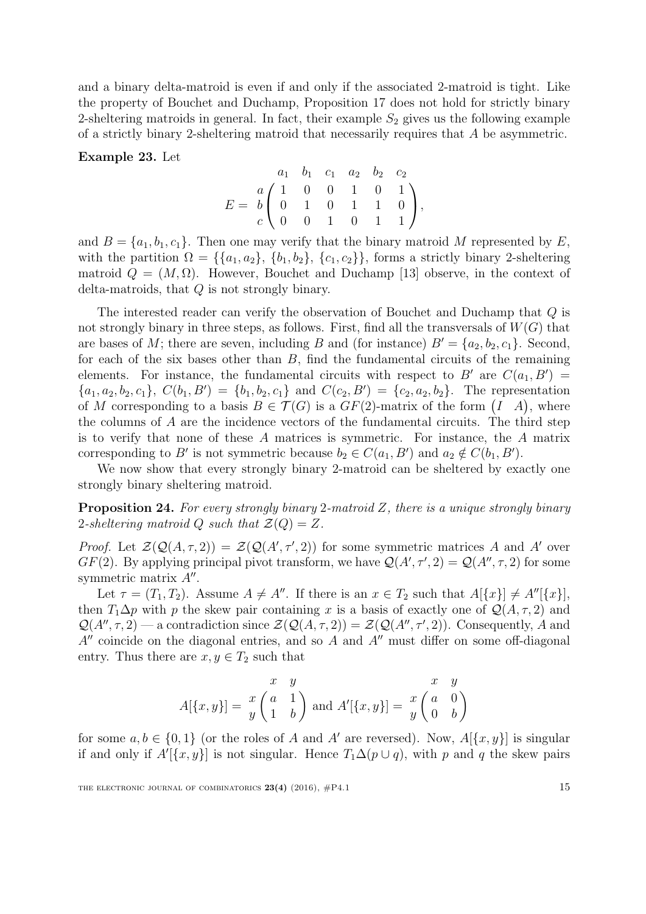and a binary delta-matroid is even if and only if the associated 2-matroid is tight. Like the property of Bouchet and Duchamp, Proposition 17 does not hold for strictly binary 2-sheltering matroids in general. In fact, their example $S_2$ gives us the following example of a strictly binary 2-sheltering matroid that necessarily requires that $A$ be asymmetric.

**Example 23.** Let

$$E = \begin{array}{c} \\ a \\ b \\ c \end{array} \begin{array}{c} \begin{array}{cccccc} a_1 & b_1 & c_1 & a_2 & b_2 & c_2 \end{array} \\ \begin{pmatrix} 1 & 0 & 0 & 1 & 0 & 1 \\ 0 & 1 & 0 & 1 & 1 & 0 \\ 0 & 0 & 1 & 0 & 1 & 1 \end{pmatrix} \end{array},$$

and $B = \{a_1, b_1, c_1\}$. Then one may verify that the binary matroid $M$ represented by $E$, with the partition $\Omega = \{\{a_1, a_2\}, \{b_1, b_2\}, \{c_1, c_2\}\}$, forms a strictly binary 2-sheltering matroid $Q = (M, \Omega)$. However, Bouchet and Duchamp [13] observe, in the context of delta-matroids, that $Q$ is not strongly binary.

The interested reader can verify the observation of Bouchet and Duchamp that $Q$ is not strongly binary in three steps, as follows. First, find all the transversals of $W(G)$ that are bases of $M$; there are seven, including $B$ and (for instance) $B' = \{a_2, b_2, c_1\}$. Second, for each of the six bases other than $B$, find the fundamental circuits of the remaining elements. For instance, the fundamental circuits with respect to $B'$ are $C(a_1, B') = \{a_1, a_2, b_2, c_1\}$, $C(b_1, B') = \{b_1, b_2, c_1\}$ and $C(c_2, B') = \{c_2, a_2, b_2\}$. The representation of $M$ corresponding to a basis $B \in \mathcal{T}(G)$ is a $GF(2)$-matrix of the form $\begin{pmatrix} I & A \end{pmatrix}$, where the columns of $A$ are the incidence vectors of the fundamental circuits. The third step is to verify that none of these $A$ matrices is symmetric. For instance, the $A$ matrix corresponding to $B'$ is not symmetric because $b_2 \in C(a_1, B')$ and $a_2 \notin C(b_1, B')$.

We now show that every strongly binary 2-matroid can be sheltered by exactly one strongly binary sheltering matroid.

**Proposition 24.** *For every strongly binary* 2*-matroid* $Z$*, there is a unique strongly binary* 2*-sheltering matroid* $Q$ *such that* $\mathcal{Z}(Q) = Z$.

*Proof.* Let $\mathcal{Z}(\mathcal{Q}(A, \tau, 2)) = \mathcal{Z}(\mathcal{Q}(A', \tau', 2))$ for some symmetric matrices $A$ and $A'$ over $GF(2)$. By applying principal pivot transform, we have $\mathcal{Q}(A', \tau', 2) = \mathcal{Q}(A'', \tau, 2)$ for some symmetric matrix $A''$.

Let $\tau = (T_1, T_2)$. Assume $A \neq A''$. If there is an $x \in T_2$ such that $A[\{x\}] \neq A''[\{x\}]$, then $T_1 \Delta p$ with $p$ the skew pair containing $x$ is a basis of exactly one of $\mathcal{Q}(A, \tau, 2)$ and $\mathcal{Q}(A'', \tau, 2)$ — a contradiction since $\mathcal{Z}(\mathcal{Q}(A, \tau, 2)) = \mathcal{Z}(\mathcal{Q}(A'', \tau', 2))$. Consequently, $A$ and $A''$ coincide on the diagonal entries, and so $A$ and $A''$ must differ on some off-diagonal entry. Thus there are $x, y \in T_2$ such that

$$A[\{x, y\}] = \begin{array}{c} \\ x \\ y \end{array} \begin{array}{c} \begin{array}{cc} x & y \end{array} \\ \begin{pmatrix} a & 1 \\ 1 & b \end{pmatrix} \end{array} \text{ and } A'[\{x, y\}] = \begin{array}{c} \\ x \\ y \end{array} \begin{array}{c} \begin{array}{cc} x & y \end{array} \\ \begin{pmatrix} a & 0 \\ 0 & b \end{pmatrix} \end{array}$$

for some $a, b \in \{0, 1\}$ (or the roles of $A$ and $A'$ are reversed). Now, $A[\{x, y\}]$ is singular if and only if $A'[\{x, y\}]$ is not singular. Hence $T_1 \Delta (p \cup q)$, with $p$ and $q$ the skew pairs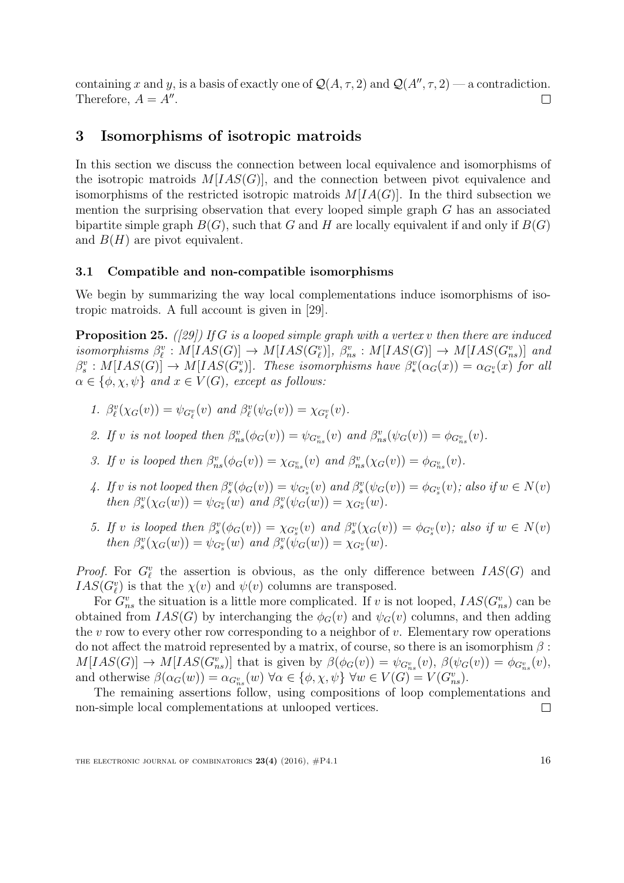containing $x$ and $y$, is a basis of exactly one of $\mathcal{Q}(A, \tau, 2)$ and $\mathcal{Q}(A'', \tau, 2)$ — a contradiction. Therefore, $A = A''$. $\square$

## 3 Isomorphisms of isotropic matroids

In this section we discuss the connection between local equivalence and isomorphisms of the isotropic matroids $M[IAS(G)]$, and the connection between pivot equivalence and isomorphisms of the restricted isotropic matroids $M[IA(G)]$. In the third subsection we mention the surprising observation that every looped simple graph $G$ has an associated bipartite simple graph $B(G)$, such that $G$ and $H$ are locally equivalent if and only if $B(G)$ and $B(H)$ are pivot equivalent.

### 3.1 Compatible and non-compatible isomorphisms

We begin by summarizing the way local complementations induce isomorphisms of isotropic matroids. A full account is given in [29].

**Proposition 25.** *([29]) If $G$ is a looped simple graph with a vertex $v$ then there are induced isomorphisms $\beta_\ell^v : M[IAS(G)] \to M[IAS(G_\ell^v)]$, $\beta_{ns}^v : M[IAS(G)] \to M[IAS(G_{ns}^v)]$ and $\beta_s^v : M[IAS(G)] \to M[IAS(G_s^v)]$. These isomorphisms have $\beta_*^v(\alpha_G(x)) = \alpha_{G_*^v}(x)$ for all $\alpha \in \{\phi, \chi, \psi\}$ and $x \in V(G)$, except as follows:*

1. *$\beta_\ell^v(\chi_G(v)) = \psi_{G_\ell^v}(v)$ and $\beta_\ell^v(\psi_G(v)) = \chi_{G_\ell^v}(v)$.*
2. *If $v$ is not looped then $\beta_{ns}^v(\phi_G(v)) = \psi_{G_{ns}^v}(v)$ and $\beta_{ns}^v(\psi_G(v)) = \phi_{G_{ns}^v}(v)$.*
3. *If $v$ is looped then $\beta_{ns}^v(\phi_G(v)) = \chi_{G_{ns}^v}(v)$ and $\beta_{ns}^v(\chi_G(v)) = \phi_{G_{ns}^v}(v)$.*
4. *If $v$ is not looped then $\beta_s^v(\phi_G(v)) = \psi_{G_s^v}(v)$ and $\beta_s^v(\psi_G(v)) = \phi_{G_s^v}(v)$; also if $w \in N(v)$ then $\beta_s^v(\chi_G(w)) = \psi_{G_s^v}(w)$ and $\beta_s^v(\psi_G(w)) = \chi_{G_s^v}(w)$.*
5. *If $v$ is looped then $\beta_s^v(\phi_G(v)) = \chi_{G_s^v}(v)$ and $\beta_s^v(\chi_G(v)) = \phi_{G_s^v}(v)$; also if $w \in N(v)$ then $\beta_s^v(\chi_G(w)) = \psi_{G_s^v}(w)$ and $\beta_s^v(\psi_G(w)) = \chi_{G_s^v}(w)$.*

*Proof.* For $G_\ell^v$ the assertion is obvious, as the only difference between $IAS(G)$ and $IAS(G_\ell^v)$ is that the $\chi(v)$ and $\psi(v)$ columns are transposed.

For $G_{ns}^v$ the situation is a little more complicated. If $v$ is not looped, $IAS(G_{ns}^v)$ can be obtained from $IAS(G)$ by interchanging the $\phi_G(v)$ and $\psi_G(v)$ columns, and then adding the $v$ row to every other row corresponding to a neighbor of $v$. Elementary row operations do not affect the matroid represented by a matrix, of course, so there is an isomorphism $\beta : M[IAS(G)] \to M[IAS(G_{ns}^v)]$ that is given by $\beta(\phi_G(v)) = \psi_{G_{ns}^v}(v)$, $\beta(\psi_G(v)) = \phi_{G_{ns}^v}(v)$, and otherwise $\beta(\alpha_G(w)) = \alpha_{G_{ns}^v}(w)$ $\forall \alpha \in \{\phi, \chi, \psi\}$ $\forall w \in V(G) = V(G_{ns}^v)$.

The remaining assertions follow, using compositions of loop complementations and non-simple local complementations at unlooped vertices. $\square$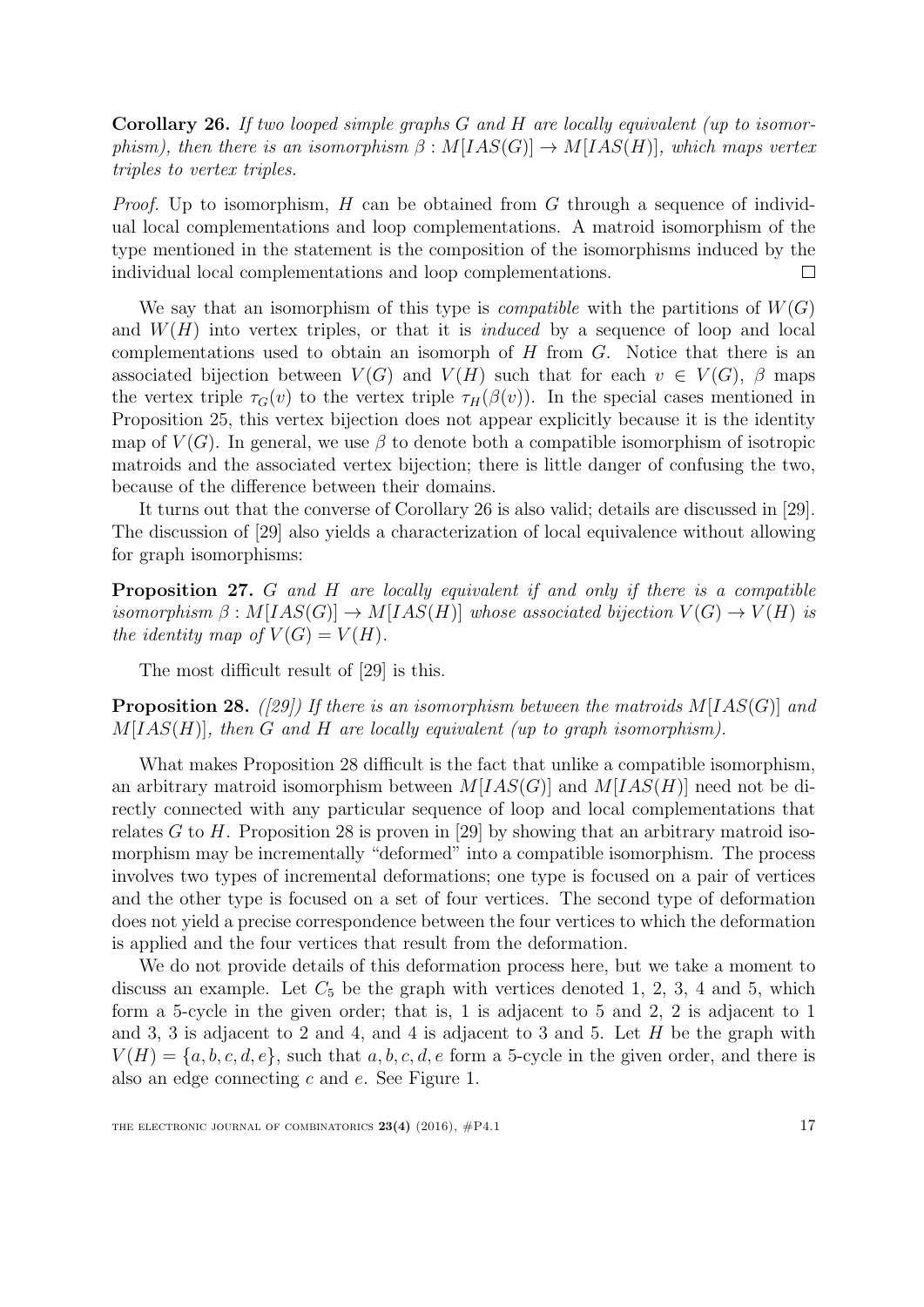**Corollary 26.** *If two looped simple graphs $G$ and $H$ are locally equivalent (up to isomorphism), then there is an isomorphism $\beta : M[IAS(G)] \to M[IAS(H)]$, which maps vertex triples to vertex triples.*

*Proof.* Up to isomorphism, $H$ can be obtained from $G$ through a sequence of individual local complementations and loop complementations. A matroid isomorphism of the type mentioned in the statement is the composition of the isomorphisms induced by the individual local complementations and loop complementations. □

We say that an isomorphism of this type is *compatible* with the partitions of $W(G)$ and $W(H)$ into vertex triples, or that it is *induced* by a sequence of loop and local complementations used to obtain an isomorph of $H$ from $G$. Notice that there is an associated bijection between $V(G)$ and $V(H)$ such that for each $v \in V(G)$, $\beta$ maps the vertex triple $\tau_G(v)$ to the vertex triple $\tau_H(\beta(v))$. In the special cases mentioned in Proposition 25, this vertex bijection does not appear explicitly because it is the identity map of $V(G)$. In general, we use $\beta$ to denote both a compatible isomorphism of isotropic matroids and the associated vertex bijection; there is little danger of confusing the two, because of the difference between their domains.

It turns out that the converse of Corollary 26 is also valid; details are discussed in [29]. The discussion of [29] also yields a characterization of local equivalence without allowing for graph isomorphisms:

**Proposition 27.** *$G$ and $H$ are locally equivalent if and only if there is a compatible isomorphism $\beta : M[IAS(G)] \to M[IAS(H)]$ whose associated bijection $V(G) \to V(H)$ is the identity map of $V(G) = V(H)$.*

The most difficult result of [29] is this.

**Proposition 28.** *([29]) If there is an isomorphism between the matroids $M[IAS(G)]$ and $M[IAS(H)]$, then $G$ and $H$ are locally equivalent (up to graph isomorphism).*

What makes Proposition 28 difficult is the fact that unlike a compatible isomorphism, an arbitrary matroid isomorphism between $M[IAS(G)]$ and $M[IAS(H)]$ need not be directly connected with any particular sequence of loop and local complementations that relates $G$ to $H$. Proposition 28 is proven in [29] by showing that an arbitrary matroid isomorphism may be incrementally "deformed" into a compatible isomorphism. The process involves two types of incremental deformations; one type is focused on a pair of vertices and the other type is focused on a set of four vertices. The second type of deformation does not yield a precise correspondence between the four vertices to which the deformation is applied and the four vertices that result from the deformation.

We do not provide details of this deformation process here, but we take a moment to discuss an example. Let $C_5$ be the graph with vertices denoted 1, 2, 3, 4 and 5, which form a 5-cycle in the given order; that is, 1 is adjacent to 5 and 2, 2 is adjacent to 1 and 3, 3 is adjacent to 2 and 4, and 4 is adjacent to 3 and 5. Let $H$ be the graph with $V(H) = \{a, b, c, d, e\}$, such that $a, b, c, d, e$ form a 5-cycle in the given order, and there is also an edge connecting $c$ and $e$. See Figure 1.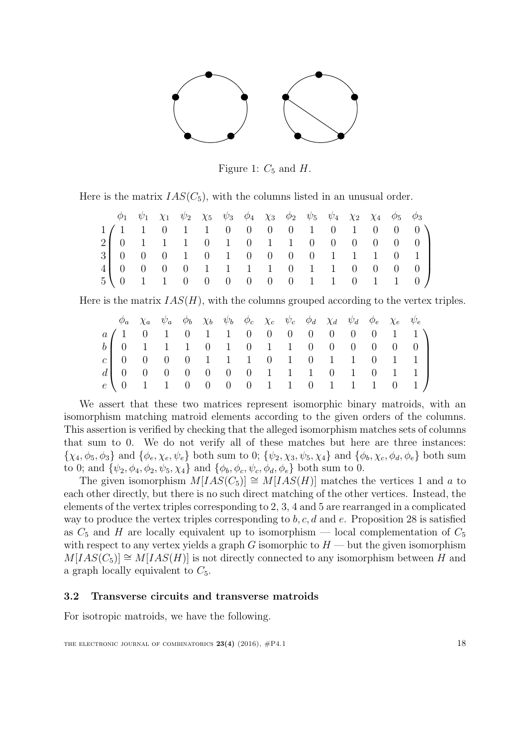Figure 1: $C_5$ and $H$.

Here is the matrix $IAS(C_5)$, with the columns listed in an unusual order.

$$
\begin{array}{c}
\\ 1 \\ 2 \\ 3 \\ 4 \\ 5
\end{array}
\begin{array}{c}
\begin{array}{ccccccccccccccc}
\phi_1 & \psi_1 & \chi_1 & \psi_2 & \chi_5 & \psi_3 & \phi_4 & \chi_3 & \phi_2 & \psi_5 & \psi_4 & \chi_2 & \chi_4 & \phi_5 & \phi_3
\end{array} \\
\begin{pmatrix}
1 & 1 & 0 & 1 & 1 & 0 & 0 & 0 & 0 & 1 & 0 & 1 & 0 & 0 & 0 \\
0 & 1 & 1 & 1 & 0 & 1 & 0 & 1 & 1 & 0 & 0 & 0 & 0 & 0 & 0 \\
0 & 0 & 0 & 1 & 0 & 1 & 0 & 0 & 0 & 0 & 1 & 1 & 1 & 0 & 1 \\
0 & 0 & 0 & 0 & 1 & 1 & 1 & 1 & 0 & 1 & 1 & 0 & 0 & 0 & 0 \\
0 & 1 & 1 & 0 & 0 & 0 & 0 & 0 & 0 & 1 & 1 & 0 & 1 & 1 & 0
\end{pmatrix}
\end{array}
$$

Here is the matrix $IAS(H)$, with the columns grouped according to the vertex triples.

$$
\begin{array}{c}
\\ a \\ b \\ c \\ d \\ e
\end{array}
\begin{array}{c}
\begin{array}{ccccccccccccccc}
\phi_a & \chi_a & \psi_a & \phi_b & \chi_b & \psi_b & \phi_c & \chi_c & \psi_c & \phi_d & \chi_d & \psi_d & \phi_e & \chi_e & \psi_e
\end{array} \\
\begin{pmatrix}
1 & 0 & 1 & 0 & 1 & 1 & 0 & 0 & 0 & 0 & 0 & 0 & 0 & 1 & 1 \\
0 & 1 & 1 & 1 & 0 & 1 & 0 & 1 & 1 & 0 & 0 & 0 & 0 & 0 & 0 \\
0 & 0 & 0 & 0 & 1 & 1 & 1 & 0 & 1 & 0 & 1 & 1 & 0 & 1 & 1 \\
0 & 0 & 0 & 0 & 0 & 0 & 0 & 1 & 1 & 1 & 0 & 1 & 0 & 1 & 1 \\
0 & 1 & 1 & 0 & 0 & 0 & 0 & 1 & 1 & 0 & 1 & 1 & 1 & 0 & 1
\end{pmatrix}
\end{array}
$$

We assert that these two matrices represent isomorphic binary matroids, with an isomorphism matching matroid elements according to the given orders of the columns. This assertion is verified by checking that the alleged isomorphism matches sets of columns that sum to 0. We do not verify all of these matches but here are three instances: $\{\chi_4, \phi_5, \phi_3\}$ and $\{\phi_e, \chi_e, \psi_e\}$ both sum to 0; $\{\psi_2, \chi_3, \psi_5, \chi_4\}$ and $\{\phi_b, \chi_c, \phi_d, \phi_e\}$ both sum to 0; and $\{\psi_2, \phi_4, \phi_2, \psi_5, \chi_4\}$ and $\{\phi_b, \phi_c, \psi_c, \phi_d, \phi_e\}$ both sum to 0.

The given isomorphism $M[IAS(C_5)] \cong M[IAS(H)]$ matches the vertices 1 and $a$ to each other directly, but there is no such direct matching of the other vertices. Instead, the elements of the vertex triples corresponding to 2, 3, 4 and 5 are rearranged in a complicated way to produce the vertex triples corresponding to $b, c, d$ and $e$. Proposition 28 is satisfied as $C_5$ and $H$ are locally equivalent up to isomorphism — local complementation of $C_5$ with respect to any vertex yields a graph $G$ isomorphic to $H$ — but the given isomorphism $M[IAS(C_5)] \cong M[IAS(H)]$ is not directly connected to any isomorphism between $H$ and a graph locally equivalent to $C_5$.

### 3.2 Transverse circuits and transverse matroids

For isotropic matroids, we have the following.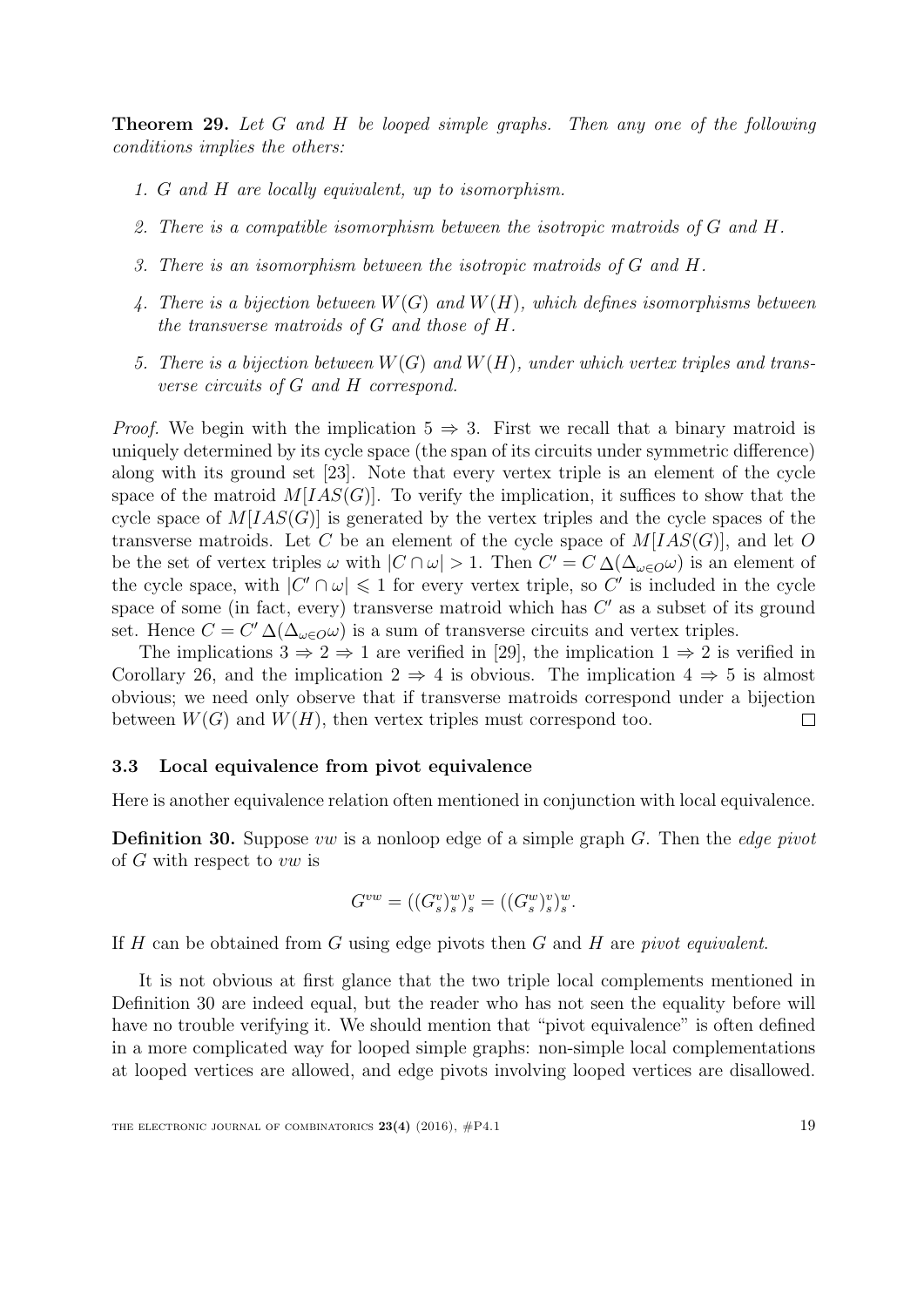**Theorem 29.** *Let $G$ and $H$ be looped simple graphs. Then any one of the following conditions implies the others:*

1. *$G$ and $H$ are locally equivalent, up to isomorphism.*
2. *There is a compatible isomorphism between the isotropic matroids of $G$ and $H$.*
3. *There is an isomorphism between the isotropic matroids of $G$ and $H$.*
4. *There is a bijection between $W(G)$ and $W(H)$, which defines isomorphisms between the transverse matroids of $G$ and those of $H$.*
5. *There is a bijection between $W(G)$ and $W(H)$, under which vertex triples and transverse circuits of $G$ and $H$ correspond.*

*Proof.* We begin with the implication $5 \Rightarrow 3$. First we recall that a binary matroid is uniquely determined by its cycle space (the span of its circuits under symmetric difference) along with its ground set [23]. Note that every vertex triple is an element of the cycle space of the matroid $M[IAS(G)]$. To verify the implication, it suffices to show that the cycle space of $M[IAS(G)]$ is generated by the vertex triples and the cycle spaces of the transverse matroids. Let $C$ be an element of the cycle space of $M[IAS(G)]$, and let $O$ be the set of vertex triples $\omega$ with $|C \cap \omega| > 1$. Then $C' = C \,\Delta (\Delta_{\omega \in O} \omega)$ is an element of the cycle space, with $|C' \cap \omega| \leqslant 1$ for every vertex triple, so $C'$ is included in the cycle space of some (in fact, every) transverse matroid which has $C'$ as a subset of its ground set. Hence $C = C' \,\Delta (\Delta_{\omega \in O} \omega)$ is a sum of transverse circuits and vertex triples.

The implications $3 \Rightarrow 2 \Rightarrow 1$ are verified in [29], the implication $1 \Rightarrow 2$ is verified in Corollary 26, and the implication $2 \Rightarrow 4$ is obvious. The implication $4 \Rightarrow 5$ is almost obvious; we need only observe that if transverse matroids correspond under a bijection between $W(G)$ and $W(H)$, then vertex triples must correspond too. $\square$

### 3.3 Local equivalence from pivot equivalence

Here is another equivalence relation often mentioned in conjunction with local equivalence.

**Definition 30.** Suppose $vw$ is a nonloop edge of a simple graph $G$. Then the *edge pivot* of $G$ with respect to $vw$ is

$$G^{vw} = ((G^v_s)^w_s)^v_s = ((G^w_s)^v_s)^w_s.$$

If $H$ can be obtained from $G$ using edge pivots then $G$ and $H$ are *pivot equivalent*.

It is not obvious at first glance that the two triple local complements mentioned in Definition 30 are indeed equal, but the reader who has not seen the equality before will have no trouble verifying it. We should mention that "pivot equivalence" is often defined in a more complicated way for looped simple graphs: non-simple local complementations at looped vertices are allowed, and edge pivots involving looped vertices are disallowed.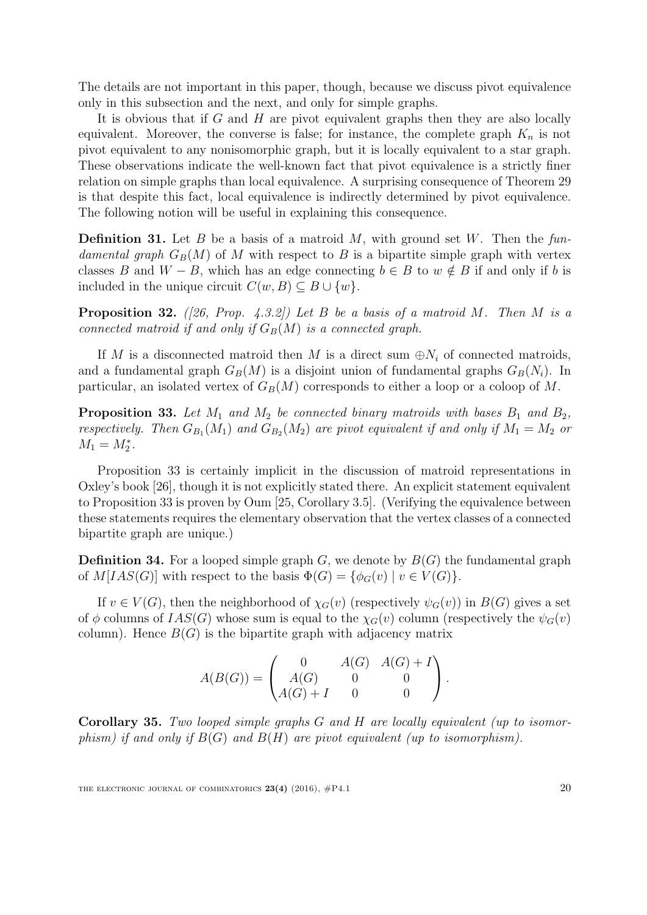The details are not important in this paper, though, because we discuss pivot equivalence only in this subsection and the next, and only for simple graphs.

It is obvious that if $G$ and $H$ are pivot equivalent graphs then they are also locally equivalent. Moreover, the converse is false; for instance, the complete graph $K_n$ is not pivot equivalent to any nonisomorphic graph, but it is locally equivalent to a star graph. These observations indicate the well-known fact that pivot equivalence is a strictly finer relation on simple graphs than local equivalence. A surprising consequence of Theorem 29 is that despite this fact, local equivalence is indirectly determined by pivot equivalence. The following notion will be useful in explaining this consequence.

**Definition 31.** Let $B$ be a basis of a matroid $M$, with ground set $W$. Then the *fundamental graph* $G_B(M)$ of $M$ with respect to $B$ is a bipartite simple graph with vertex classes $B$ and $W - B$, which has an edge connecting $b \in B$ to $w \notin B$ if and only if $b$ is included in the unique circuit $C(w, B) \subseteq B \cup \{w\}$.

**Proposition 32.** *([26, Prop. 4.3.2]) Let $B$ be a basis of a matroid $M$. Then $M$ is a connected matroid if and only if $G_B(M)$ is a connected graph.*

If $M$ is a disconnected matroid then $M$ is a direct sum $\oplus N_i$ of connected matroids, and a fundamental graph $G_B(M)$ is a disjoint union of fundamental graphs $G_B(N_i)$. In particular, an isolated vertex of $G_B(M)$ corresponds to either a loop or a coloop of $M$.

**Proposition 33.** *Let $M_1$ and $M_2$ be connected binary matroids with bases $B_1$ and $B_2$, respectively. Then $G_{B_1}(M_1)$ and $G_{B_2}(M_2)$ are pivot equivalent if and only if $M_1 = M_2$ or $M_1 = M_2^*$.*

Proposition 33 is certainly implicit in the discussion of matroid representations in Oxley's book [26], though it is not explicitly stated there. An explicit statement equivalent to Proposition 33 is proven by Oum [25, Corollary 3.5]. (Verifying the equivalence between these statements requires the elementary observation that the vertex classes of a connected bipartite graph are unique.)

**Definition 34.** For a looped simple graph $G$, we denote by $B(G)$ the fundamental graph of $M[IAS(G)]$ with respect to the basis $\Phi(G) = \{\phi_G(v) \mid v \in V(G)\}$.

If $v \in V(G)$, then the neighborhood of $\chi_G(v)$ (respectively $\psi_G(v)$) in $B(G)$ gives a set of $\phi$ columns of $IAS(G)$ whose sum is equal to the $\chi_G(v)$ column (respectively the $\psi_G(v)$ column). Hence $B(G)$ is the bipartite graph with adjacency matrix

$$A(B(G)) = \begin{pmatrix} 0 & A(G) & A(G)+I \\ A(G) & 0 & 0 \\ A(G)+I & 0 & 0 \end{pmatrix}.$$

**Corollary 35.** *Two looped simple graphs $G$ and $H$ are locally equivalent (up to isomorphism) if and only if $B(G)$ and $B(H)$ are pivot equivalent (up to isomorphism).*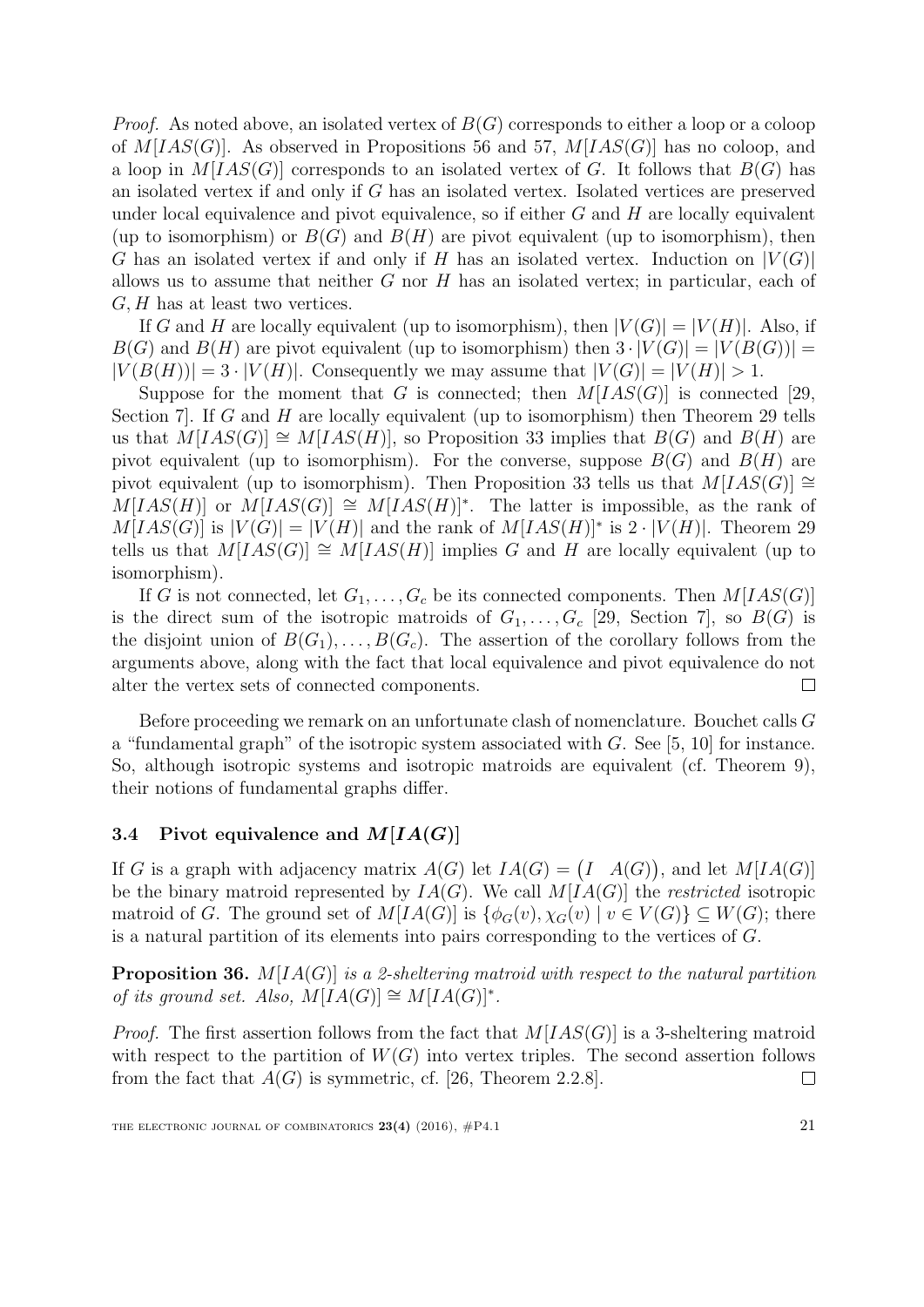*Proof.* As noted above, an isolated vertex of $B(G)$ corresponds to either a loop or a coloop of $M[IAS(G)]$. As observed in Propositions 56 and 57, $M[IAS(G)]$ has no coloop, and a loop in $M[IAS(G)]$ corresponds to an isolated vertex of $G$. It follows that $B(G)$ has an isolated vertex if and only if $G$ has an isolated vertex. Isolated vertices are preserved under local equivalence and pivot equivalence, so if either $G$ and $H$ are locally equivalent (up to isomorphism) or $B(G)$ and $B(H)$ are pivot equivalent (up to isomorphism), then $G$ has an isolated vertex if and only if $H$ has an isolated vertex. Induction on $|V(G)|$ allows us to assume that neither $G$ nor $H$ has an isolated vertex; in particular, each of $G, H$ has at least two vertices.

If $G$ and $H$ are locally equivalent (up to isomorphism), then $|V(G)| = |V(H)|$. Also, if $B(G)$ and $B(H)$ are pivot equivalent (up to isomorphism) then $3 \cdot |V(G)| = |V(B(G))| = |V(B(H))| = 3 \cdot |V(H)|$. Consequently we may assume that $|V(G)| = |V(H)| > 1$.

Suppose for the moment that $G$ is connected; then $M[IAS(G)]$ is connected [29, Section 7]. If $G$ and $H$ are locally equivalent (up to isomorphism) then Theorem 29 tells us that $M[IAS(G)] \cong M[IAS(H)]$, so Proposition 33 implies that $B(G)$ and $B(H)$ are pivot equivalent (up to isomorphism). For the converse, suppose $B(G)$ and $B(H)$ are pivot equivalent (up to isomorphism). Then Proposition 33 tells us that $M[IAS(G)] \cong M[IAS(H)]$ or $M[IAS(G)] \cong M[IAS(H)]^*$. The latter is impossible, as the rank of $M[IAS(G)]$ is $|V(G)| = |V(H)|$ and the rank of $M[IAS(H)]^*$ is $2 \cdot |V(H)|$. Theorem 29 tells us that $M[IAS(G)] \cong M[IAS(H)]$ implies $G$ and $H$ are locally equivalent (up to isomorphism).

If $G$ is not connected, let $G_1, \ldots, G_c$ be its connected components. Then $M[IAS(G)]$ is the direct sum of the isotropic matroids of $G_1, \ldots, G_c$ [29, Section 7], so $B(G)$ is the disjoint union of $B(G_1), \ldots, B(G_c)$. The assertion of the corollary follows from the arguments above, along with the fact that local equivalence and pivot equivalence do not alter the vertex sets of connected components. $\square$

Before proceeding we remark on an unfortunate clash of nomenclature. Bouchet calls $G$ a "fundamental graph" of the isotropic system associated with $G$. See [5, 10] for instance. So, although isotropic systems and isotropic matroids are equivalent (cf. Theorem 9), their notions of fundamental graphs differ.

### 3.4 Pivot equivalence and $M[IA(G)]$

If $G$ is a graph with adjacency matrix $A(G)$ let $IA(G) = \begin{pmatrix} I & A(G) \end{pmatrix}$, and let $M[IA(G)]$ be the binary matroid represented by $IA(G)$. We call $M[IA(G)]$ the *restricted* isotropic matroid of $G$. The ground set of $M[IA(G)]$ is $\{\phi_G(v), \chi_G(v) \mid v \in V(G)\} \subseteq W(G)$; there is a natural partition of its elements into pairs corresponding to the vertices of $G$.

**Proposition 36.** *$M[IA(G)]$ is a 2-sheltering matroid with respect to the natural partition of its ground set. Also, $M[IA(G)] \cong M[IA(G)]^*$.*

*Proof.* The first assertion follows from the fact that $M[IAS(G)]$ is a 3-sheltering matroid with respect to the partition of $W(G)$ into vertex triples. The second assertion follows from the fact that $A(G)$ is symmetric, cf. [26, Theorem 2.2.8]. $\square$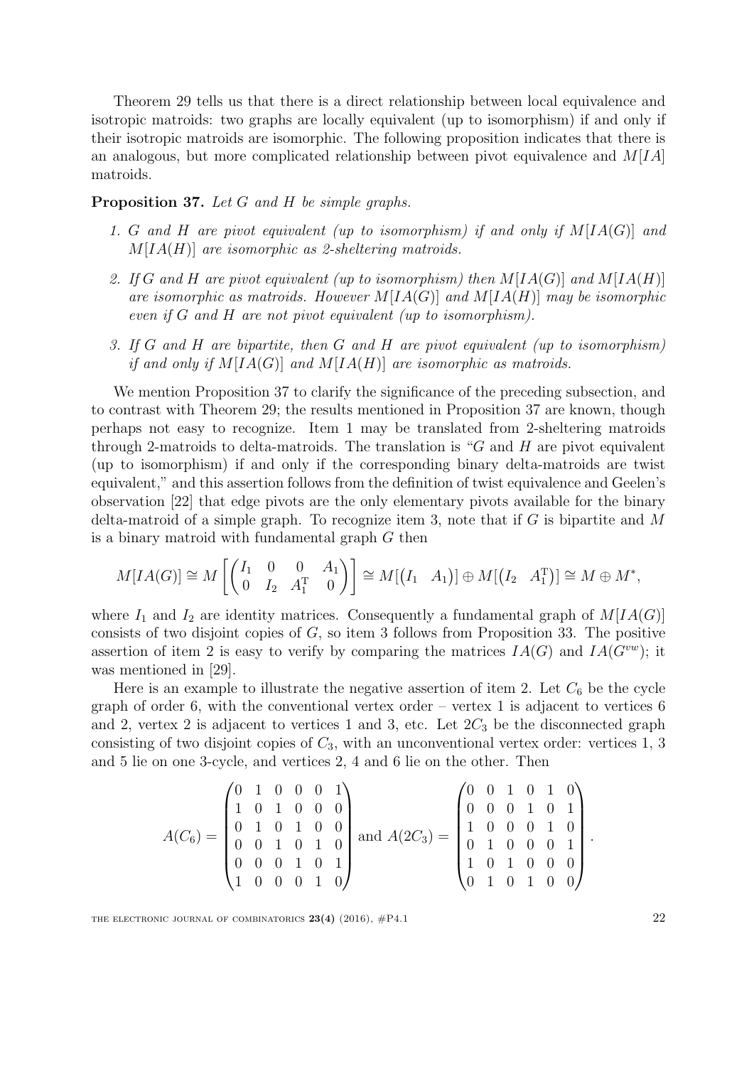Theorem 29 tells us that there is a direct relationship between local equivalence and isotropic matroids: two graphs are locally equivalent (up to isomorphism) if and only if their isotropic matroids are isomorphic. The following proposition indicates that there is an analogous, but more complicated relationship between pivot equivalence and $M[IA]$ matroids.

**Proposition 37.** *Let $G$ and $H$ be simple graphs.*

1. *$G$ and $H$ are pivot equivalent (up to isomorphism) if and only if $M[IA(G)]$ and $M[IA(H)]$ are isomorphic as 2-sheltering matroids.*
2. *If $G$ and $H$ are pivot equivalent (up to isomorphism) then $M[IA(G)]$ and $M[IA(H)]$ are isomorphic as matroids. However $M[IA(G)]$ and $M[IA(H)]$ may be isomorphic even if $G$ and $H$ are not pivot equivalent (up to isomorphism).*
3. *If $G$ and $H$ are bipartite, then $G$ and $H$ are pivot equivalent (up to isomorphism) if and only if $M[IA(G)]$ and $M[IA(H)]$ are isomorphic as matroids.*

We mention Proposition 37 to clarify the significance of the preceding subsection, and to contrast with Theorem 29; the results mentioned in Proposition 37 are known, though perhaps not easy to recognize. Item 1 may be translated from 2-sheltering matroids through 2-matroids to delta-matroids. The translation is "$G$ and $H$ are pivot equivalent (up to isomorphism) if and only if the corresponding binary delta-matroids are twist equivalent," and this assertion follows from the definition of twist equivalence and Geelen's observation [22] that edge pivots are the only elementary pivots available for the binary delta-matroid of a simple graph. To recognize item 3, note that if $G$ is bipartite and $M$ is a binary matroid with fundamental graph $G$ then

$$M[IA(G)] \cong M\left[\begin{pmatrix} I_1 & 0 & 0 & A_1 \\ 0 & I_2 & A_1^{\mathrm{T}} & 0 \end{pmatrix}\right] \cong M[\begin{pmatrix} I_1 & A_1 \end{pmatrix}] \oplus M[\begin{pmatrix} I_2 & A_1^{\mathrm{T}} \end{pmatrix}] \cong M \oplus M^*,$$

where $I_1$ and $I_2$ are identity matrices. Consequently a fundamental graph of $M[IA(G)]$ consists of two disjoint copies of $G$, so item 3 follows from Proposition 33. The positive assertion of item 2 is easy to verify by comparing the matrices $IA(G)$ and $IA(G^{vw})$; it was mentioned in [29].

Here is an example to illustrate the negative assertion of item 2. Let $C_6$ be the cycle graph of order 6, with the conventional vertex order – vertex 1 is adjacent to vertices 6 and 2, vertex 2 is adjacent to vertices 1 and 3, etc. Let $2C_3$ be the disconnected graph consisting of two disjoint copies of $C_3$, with an unconventional vertex order: vertices 1, 3 and 5 lie on one 3-cycle, and vertices 2, 4 and 6 lie on the other. Then

$$A(C_6) = \begin{pmatrix} 0 & 1 & 0 & 0 & 0 & 1 \\ 1 & 0 & 1 & 0 & 0 & 0 \\ 0 & 1 & 0 & 1 & 0 & 0 \\ 0 & 0 & 1 & 0 & 1 & 0 \\ 0 & 0 & 0 & 1 & 0 & 1 \\ 1 & 0 & 0 & 0 & 1 & 0 \end{pmatrix} \text{ and } A(2C_3) = \begin{pmatrix} 0 & 0 & 1 & 0 & 1 & 0 \\ 0 & 0 & 0 & 1 & 0 & 1 \\ 1 & 0 & 0 & 0 & 1 & 0 \\ 0 & 1 & 0 & 0 & 0 & 1 \\ 1 & 0 & 1 & 0 & 0 & 0 \\ 0 & 1 & 0 & 1 & 0 & 0 \end{pmatrix}.$$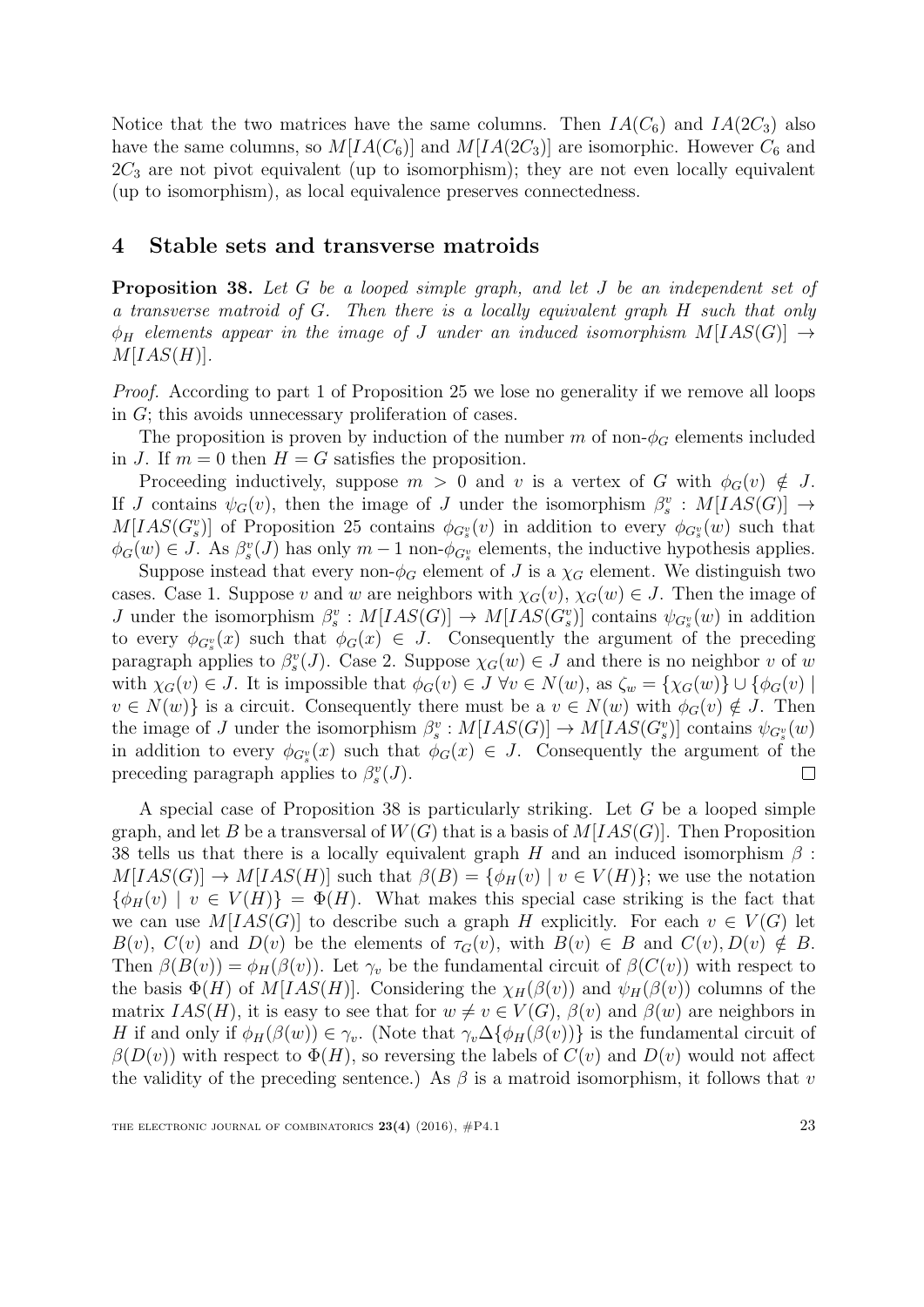Notice that the two matrices have the same columns. Then $IA(C_6)$ and $IA(2C_3)$ also have the same columns, so $M[IA(C_6)]$ and $M[IA(2C_3)]$ are isomorphic. However $C_6$ and $2C_3$ are not pivot equivalent (up to isomorphism); they are not even locally equivalent (up to isomorphism), as local equivalence preserves connectedness.

## 4 Stable sets and transverse matroids

**Proposition 38.** *Let $G$ be a looped simple graph, and let $J$ be an independent set of a transverse matroid of $G$. Then there is a locally equivalent graph $H$ such that only $\phi_H$ elements appear in the image of $J$ under an induced isomorphism $M[IAS(G)] \to M[IAS(H)]$.*

*Proof.* According to part 1 of Proposition 25 we lose no generality if we remove all loops in $G$; this avoids unnecessary proliferation of cases.

The proposition is proven by induction of the number $m$ of non-$\phi_G$ elements included in $J$. If $m = 0$ then $H = G$ satisfies the proposition.

Proceeding inductively, suppose $m > 0$ and $v$ is a vertex of $G$ with $\phi_G(v) \notin J$. If $J$ contains $\psi_G(v)$, then the image of $J$ under the isomorphism $\beta_s^v : M[IAS(G)] \to M[IAS(G_s^v)]$ of Proposition 25 contains $\phi_{G_s^v}(v)$ in addition to every $\phi_{G_s^v}(w)$ such that $\phi_G(w) \in J$. As $\beta_s^v(J)$ has only $m-1$ non-$\phi_{G_s^v}$ elements, the inductive hypothesis applies.

Suppose instead that every non-$\phi_G$ element of $J$ is a $\chi_G$ element. We distinguish two cases. Case 1. Suppose $v$ and $w$ are neighbors with $\chi_G(v)$, $\chi_G(w) \in J$. Then the image of $J$ under the isomorphism $\beta_s^v : M[IAS(G)] \to M[IAS(G_s^v)]$ contains $\psi_{G_s^v}(w)$ in addition to every $\phi_{G_s^v}(x)$ such that $\phi_G(x) \in J$. Consequently the argument of the preceding paragraph applies to $\beta_s^v(J)$. Case 2. Suppose $\chi_G(w) \in J$ and there is no neighbor $v$ of $w$ with $\chi_G(v) \in J$. It is impossible that $\phi_G(v) \in J \ \forall v \in N(w)$, as $\zeta_w = \{\chi_G(w)\} \cup \{\phi_G(v) \mid v \in N(w)\}$ is a circuit. Consequently there must be a $v \in N(w)$ with $\phi_G(v) \notin J$. Then the image of $J$ under the isomorphism $\beta_s^v : M[IAS(G)] \to M[IAS(G_s^v)]$ contains $\psi_{G_s^v}(w)$ in addition to every $\phi_{G_s^v}(x)$ such that $\phi_G(x) \in J$. Consequently the argument of the preceding paragraph applies to $\beta_s^v(J)$. $\square$

A special case of Proposition 38 is particularly striking. Let $G$ be a looped simple graph, and let $B$ be a transversal of $W(G)$ that is a basis of $M[IAS(G)]$. Then Proposition 38 tells us that there is a locally equivalent graph $H$ and an induced isomorphism $\beta : M[IAS(G)] \to M[IAS(H)]$ such that $\beta(B) = \{\phi_H(v) \mid v \in V(H)\}$; we use the notation $\{\phi_H(v) \mid v \in V(H)\} = \Phi(H)$. What makes this special case striking is the fact that we can use $M[IAS(G)]$ to describe such a graph $H$ explicitly. For each $v \in V(G)$ let $B(v)$, $C(v)$ and $D(v)$ be the elements of $\tau_G(v)$, with $B(v) \in B$ and $C(v), D(v) \notin B$. Then $\beta(B(v)) = \phi_H(\beta(v))$. Let $\gamma_v$ be the fundamental circuit of $\beta(C(v))$ with respect to the basis $\Phi(H)$ of $M[IAS(H)]$. Considering the $\chi_H(\beta(v))$ and $\psi_H(\beta(v))$ columns of the matrix $IAS(H)$, it is easy to see that for $w \neq v \in V(G)$, $\beta(v)$ and $\beta(w)$ are neighbors in $H$ if and only if $\phi_H(\beta(w)) \in \gamma_v$. (Note that $\gamma_v \Delta \{\phi_H(\beta(v))\}$ is the fundamental circuit of $\beta(D(v))$ with respect to $\Phi(H)$, so reversing the labels of $C(v)$ and $D(v)$ would not affect the validity of the preceding sentence.) As $\beta$ is a matroid isomorphism, it follows that $v$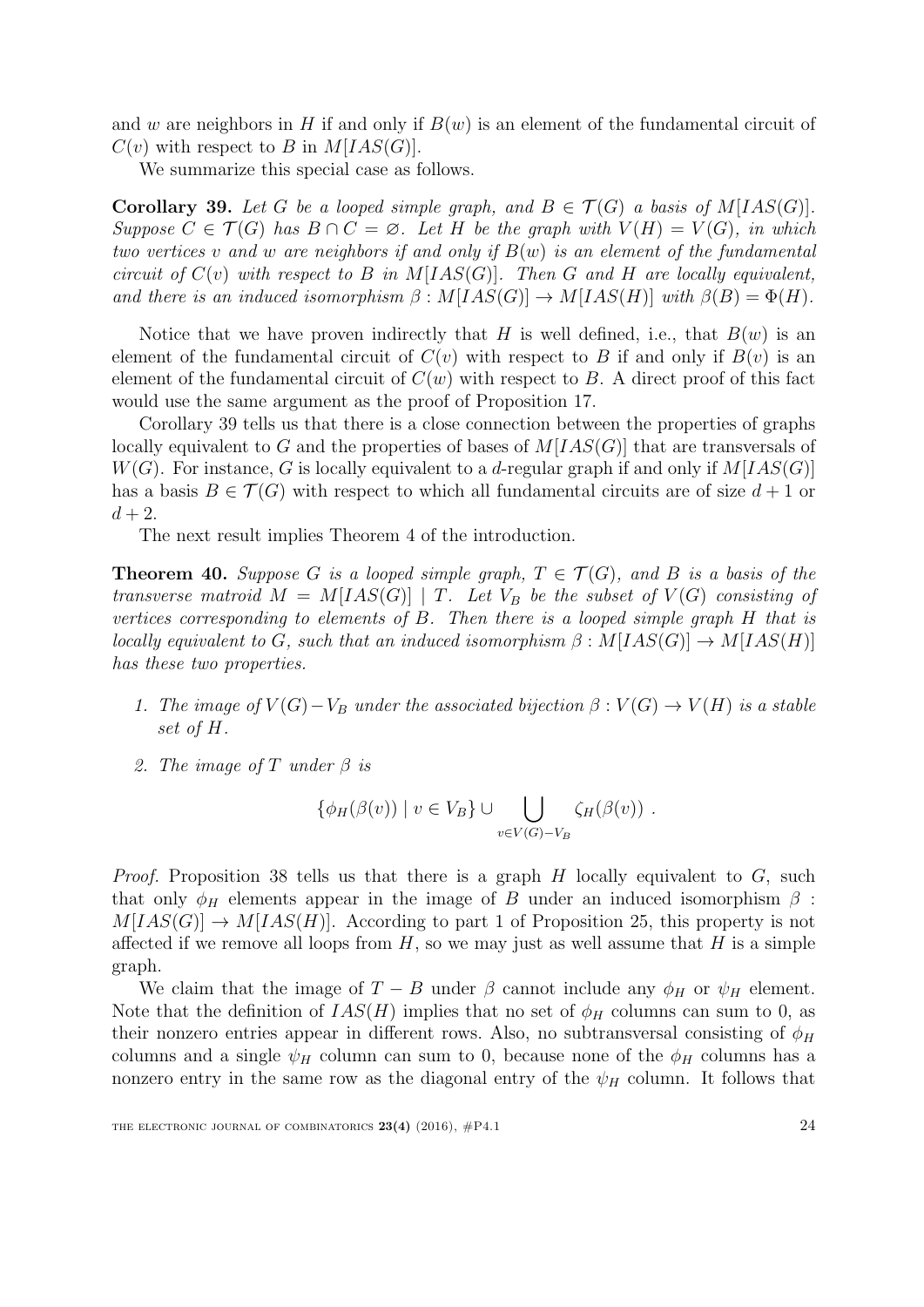and $w$ are neighbors in $H$ if and only if $B(w)$ is an element of the fundamental circuit of $C(v)$ with respect to $B$ in $M[IAS(G)]$.

We summarize this special case as follows.

**Corollary 39.** *Let $G$ be a looped simple graph, and $B \in \mathcal{T}(G)$ a basis of $M[IAS(G)]$. Suppose $C \in \mathcal{T}(G)$ has $B \cap C = \varnothing$. Let $H$ be the graph with $V(H) = V(G)$, in which two vertices $v$ and $w$ are neighbors if and only if $B(w)$ is an element of the fundamental circuit of $C(v)$ with respect to $B$ in $M[IAS(G)]$. Then $G$ and $H$ are locally equivalent, and there is an induced isomorphism $\beta : M[IAS(G)] \to M[IAS(H)]$ with $\beta(B) = \Phi(H)$.*

Notice that we have proven indirectly that $H$ is well defined, i.e., that $B(w)$ is an element of the fundamental circuit of $C(v)$ with respect to $B$ if and only if $B(v)$ is an element of the fundamental circuit of $C(w)$ with respect to $B$. A direct proof of this fact would use the same argument as the proof of Proposition 17.

Corollary 39 tells us that there is a close connection between the properties of graphs locally equivalent to $G$ and the properties of bases of $M[IAS(G)]$ that are transversals of $W(G)$. For instance, $G$ is locally equivalent to a $d$-regular graph if and only if $M[IAS(G)]$ has a basis $B \in \mathcal{T}(G)$ with respect to which all fundamental circuits are of size $d+1$ or $d+2$.

The next result implies Theorem 4 of the introduction.

**Theorem 40.** *Suppose $G$ is a looped simple graph, $T \in \mathcal{T}(G)$, and $B$ is a basis of the transverse matroid $M = M[IAS(G)] \mid T$. Let $V_B$ be the subset of $V(G)$ consisting of vertices corresponding to elements of $B$. Then there is a looped simple graph $H$ that is locally equivalent to $G$, such that an induced isomorphism $\beta : M[IAS(G)] \to M[IAS(H)]$ has these two properties.*

1. *The image of $V(G) - V_B$ under the associated bijection $\beta : V(G) \to V(H)$ is a stable set of $H$.*
2. *The image of $T$ under $\beta$ is*

$$\{\phi_H(\beta(v)) \mid v \in V_B\} \cup \bigcup_{v \in V(G)-V_B} \zeta_H(\beta(v)) \ .$$

*Proof.* Proposition 38 tells us that there is a graph $H$ locally equivalent to $G$, such that only $\phi_H$ elements appear in the image of $B$ under an induced isomorphism $\beta : M[IAS(G)] \to M[IAS(H)]$. According to part 1 of Proposition 25, this property is not affected if we remove all loops from $H$, so we may just as well assume that $H$ is a simple graph.

We claim that the image of $T - B$ under $\beta$ cannot include any $\phi_H$ or $\psi_H$ element. Note that the definition of $IAS(H)$ implies that no set of $\phi_H$ columns can sum to 0, as their nonzero entries appear in different rows. Also, no subtransversal consisting of $\phi_H$ columns and a single $\psi_H$ column can sum to 0, because none of the $\phi_H$ columns has a nonzero entry in the same row as the diagonal entry of the $\psi_H$ column. It follows that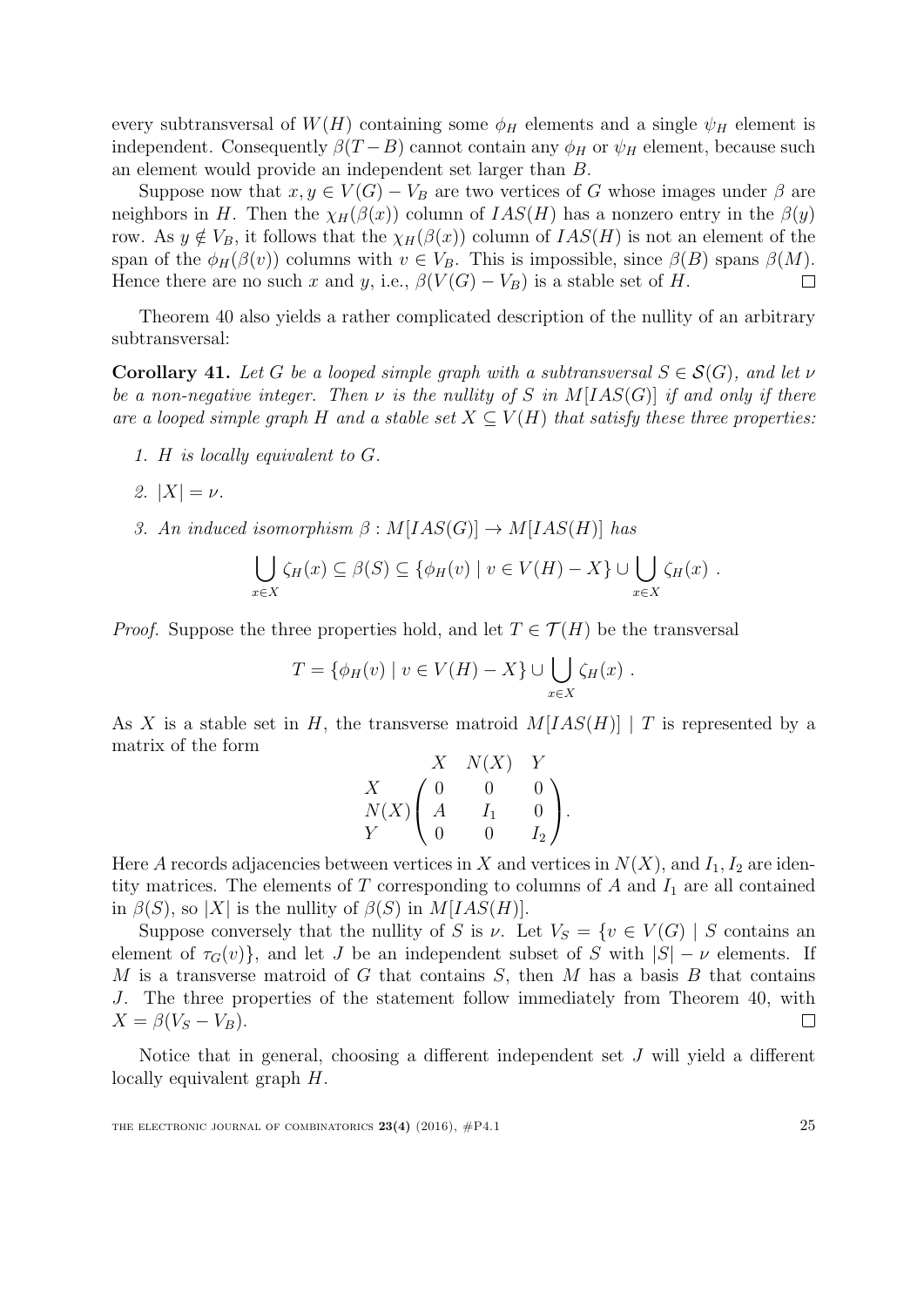every subtransversal of $W(H)$ containing some $\phi_H$ elements and a single $\psi_H$ element is independent. Consequently $\beta(T-B)$ cannot contain any $\phi_H$ or $\psi_H$ element, because such an element would provide an independent set larger than $B$.

Suppose now that $x, y \in V(G) - V_B$ are two vertices of $G$ whose images under $\beta$ are neighbors in $H$. Then the $\chi_H(\beta(x))$ column of $IAS(H)$ has a nonzero entry in the $\beta(y)$ row. As $y \notin V_B$, it follows that the $\chi_H(\beta(x))$ column of $IAS(H)$ is not an element of the span of the $\phi_H(\beta(v))$ columns with $v \in V_B$. This is impossible, since $\beta(B)$ spans $\beta(M)$. Hence there are no such $x$ and $y$, i.e., $\beta(V(G) - V_B)$ is a stable set of $H$. ☐

Theorem 40 also yields a rather complicated description of the nullity of an arbitrary subtransversal:

**Corollary 41.** *Let $G$ be a looped simple graph with a subtransversal $S \in \mathcal{S}(G)$, and let $\nu$ be a non-negative integer. Then $\nu$ is the nullity of $S$ in $M[IAS(G)]$ if and only if there are a looped simple graph $H$ and a stable set $X \subseteq V(H)$ that satisfy these three properties:*

1. *$H$ is locally equivalent to $G$.*
2. *$|X| = \nu$.*
3. *An induced isomorphism $\beta : M[IAS(G)] \to M[IAS(H)]$ has*

$$\bigcup_{x \in X} \zeta_H(x) \subseteq \beta(S) \subseteq \{\phi_H(v) \mid v \in V(H) - X\} \cup \bigcup_{x \in X} \zeta_H(x) .$$

*Proof.* Suppose the three properties hold, and let $T \in \mathcal{T}(H)$ be the transversal

$$T = \{\phi_H(v) \mid v \in V(H) - X\} \cup \bigcup_{x \in X} \zeta_H(x) .$$

As $X$ is a stable set in $H$, the transverse matroid $M[IAS(H)] \mid T$ is represented by a matrix of the form

$$\begin{array}{c} \\ X \\ N(X) \\ Y \end{array} \begin{array}{c} \begin{array}{ccc} X & N(X) & Y \end{array} \\ \begin{pmatrix} 0 & 0 & 0 \\ A & I_1 & 0 \\ 0 & 0 & I_2 \end{pmatrix} \end{array} .$$

Here $A$ records adjacencies between vertices in $X$ and vertices in $N(X)$, and $I_1, I_2$ are identity matrices. The elements of $T$ corresponding to columns of $A$ and $I_1$ are all contained in $\beta(S)$, so $|X|$ is the nullity of $\beta(S)$ in $M[IAS(H)]$.

Suppose conversely that the nullity of $S$ is $\nu$. Let $V_S = \{v \in V(G) \mid S$ contains an element of $\tau_G(v)\}$, and let $J$ be an independent subset of $S$ with $|S| - \nu$ elements. If $M$ is a transverse matroid of $G$ that contains $S$, then $M$ has a basis $B$ that contains $J$. The three properties of the statement follow immediately from Theorem 40, with $X = \beta(V_S - V_B)$. ☐

Notice that in general, choosing a different independent set $J$ will yield a different locally equivalent graph $H$.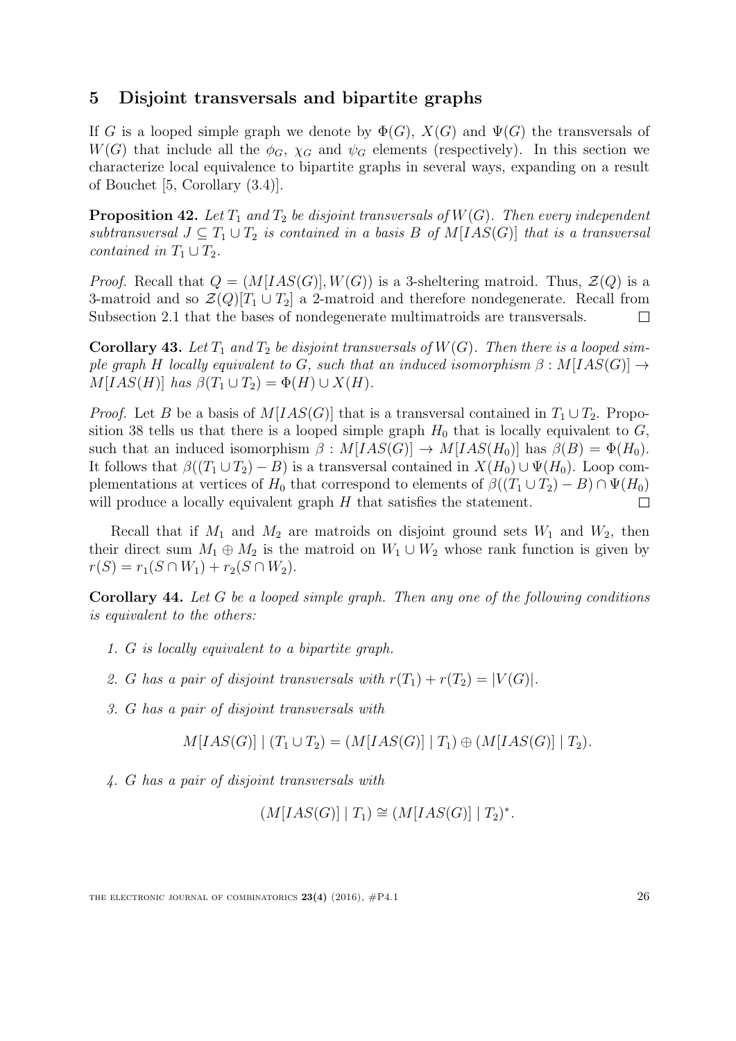## 5 Disjoint transversals and bipartite graphs

If $G$ is a looped simple graph we denote by $\Phi(G)$, $X(G)$ and $\Psi(G)$ the transversals of $W(G)$ that include all the $\phi_G$, $\chi_G$ and $\psi_G$ elements (respectively). In this section we characterize local equivalence to bipartite graphs in several ways, expanding on a result of Bouchet [5, Corollary (3.4)].

**Proposition 42.** *Let $T_1$ and $T_2$ be disjoint transversals of $W(G)$. Then every independent subtransversal $J \subseteq T_1 \cup T_2$ is contained in a basis $B$ of $M[IAS(G)]$ that is a transversal contained in $T_1 \cup T_2$.*

*Proof.* Recall that $Q = (M[IAS(G)], W(G))$ is a 3-sheltering matroid. Thus, $\mathcal{Z}(Q)$ is a 3-matroid and so $\mathcal{Z}(Q)[T_1 \cup T_2]$ a 2-matroid and therefore nondegenerate. Recall from Subsection 2.1 that the bases of nondegenerate multimatroids are transversals. $\square$

**Corollary 43.** *Let $T_1$ and $T_2$ be disjoint transversals of $W(G)$. Then there is a looped simple graph $H$ locally equivalent to $G$, such that an induced isomorphism $\beta : M[IAS(G)] \to M[IAS(H)]$ has $\beta(T_1 \cup T_2) = \Phi(H) \cup X(H)$.*

*Proof.* Let $B$ be a basis of $M[IAS(G)]$ that is a transversal contained in $T_1 \cup T_2$. Proposition 38 tells us that there is a looped simple graph $H_0$ that is locally equivalent to $G$, such that an induced isomorphism $\beta : M[IAS(G)] \to M[IAS(H_0)]$ has $\beta(B) = \Phi(H_0)$. It follows that $\beta((T_1 \cup T_2) - B)$ is a transversal contained in $X(H_0) \cup \Psi(H_0)$. Loop complementations at vertices of $H_0$ that correspond to elements of $\beta((T_1 \cup T_2) - B) \cap \Psi(H_0)$ will produce a locally equivalent graph $H$ that satisfies the statement. $\square$

Recall that if $M_1$ and $M_2$ are matroids on disjoint ground sets $W_1$ and $W_2$, then their direct sum $M_1 \oplus M_2$ is the matroid on $W_1 \cup W_2$ whose rank function is given by $r(S) = r_1(S \cap W_1) + r_2(S \cap W_2)$.

**Corollary 44.** *Let $G$ be a looped simple graph. Then any one of the following conditions is equivalent to the others:*

1. *$G$ is locally equivalent to a bipartite graph.*
2. *$G$ has a pair of disjoint transversals with $r(T_1) + r(T_2) = |V(G)|$.*
3. *$G$ has a pair of disjoint transversals with*
$$M[IAS(G)] \mid (T_1 \cup T_2) = (M[IAS(G)] \mid T_1) \oplus (M[IAS(G)] \mid T_2).$$
4. *$G$ has a pair of disjoint transversals with*
$$(M[IAS(G)] \mid T_1) \cong (M[IAS(G)] \mid T_2)^*.$$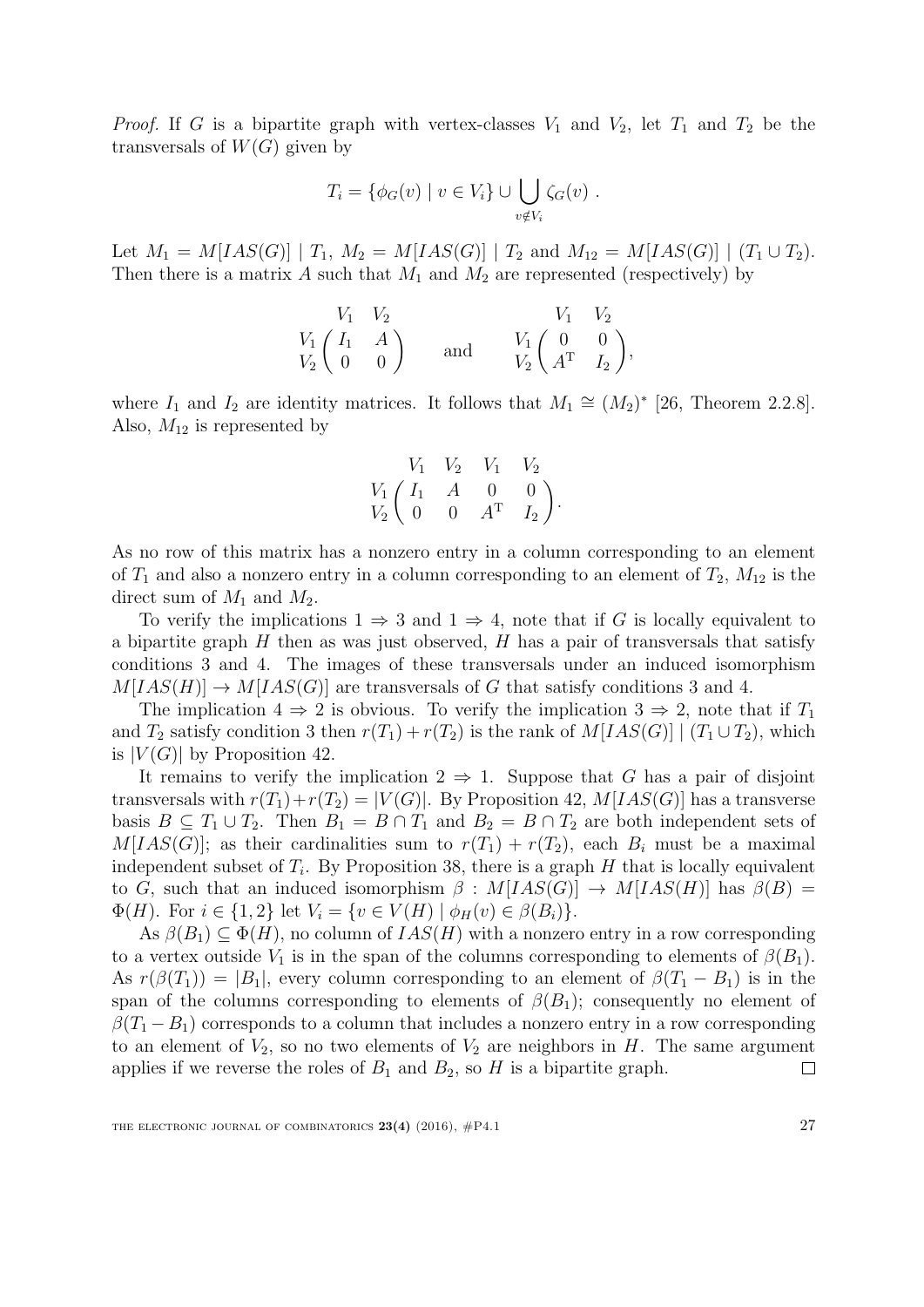*Proof.* If $G$ is a bipartite graph with vertex-classes $V_1$ and $V_2$, let $T_1$ and $T_2$ be the transversals of $W(G)$ given by

$$T_i = \{\phi_G(v) \mid v \in V_i\} \cup \bigcup_{v \notin V_i} \zeta_G(v) \ .$$

Let $M_1 = M[IAS(G)] \mid T_1$, $M_2 = M[IAS(G)] \mid T_2$ and $M_{12} = M[IAS(G)] \mid (T_1 \cup T_2)$. Then there is a matrix $A$ such that $M_1$ and $M_2$ are represented (respectively) by

$$\begin{array}{c} \\ V_1 \\ V_2 \end{array} \!\!\begin{array}{c} \begin{array}{cc} V_1 & V_2 \end{array} \\ \begin{pmatrix} I_1 & A \\ 0 & 0 \end{pmatrix} \end{array} \quad \text{and} \quad \begin{array}{c} \\ V_1 \\ V_2 \end{array} \!\!\begin{array}{c} \begin{array}{cc} V_1 & V_2 \end{array} \\ \begin{pmatrix} 0 & 0 \\ A^{\mathrm{T}} & I_2 \end{pmatrix} \end{array},$$

where $I_1$ and $I_2$ are identity matrices. It follows that $M_1 \cong (M_2)^*$ [26, Theorem 2.2.8]. Also, $M_{12}$ is represented by

$$\begin{array}{c} \\ V_1 \\ V_2 \end{array} \!\!\begin{array}{c} \begin{array}{cccc} V_1 & V_2 & V_1 & V_2 \end{array} \\ \begin{pmatrix} I_1 & A & 0 & 0 \\ 0 & 0 & A^{\mathrm{T}} & I_2 \end{pmatrix} \end{array}.$$

As no row of this matrix has a nonzero entry in a column corresponding to an element of $T_1$ and also a nonzero entry in a column corresponding to an element of $T_2$, $M_{12}$ is the direct sum of $M_1$ and $M_2$.

To verify the implications $1 \Rightarrow 3$ and $1 \Rightarrow 4$, note that if $G$ is locally equivalent to a bipartite graph $H$ then as was just observed, $H$ has a pair of transversals that satisfy conditions 3 and 4. The images of these transversals under an induced isomorphism $M[IAS(H)] \to M[IAS(G)]$ are transversals of $G$ that satisfy conditions 3 and 4.

The implication $4 \Rightarrow 2$ is obvious. To verify the implication $3 \Rightarrow 2$, note that if $T_1$ and $T_2$ satisfy condition 3 then $r(T_1) + r(T_2)$ is the rank of $M[IAS(G)] \mid (T_1 \cup T_2)$, which is $|V(G)|$ by Proposition 42.

It remains to verify the implication $2 \Rightarrow 1$. Suppose that $G$ has a pair of disjoint transversals with $r(T_1)+r(T_2) = |V(G)|$. By Proposition 42, $M[IAS(G)]$ has a transverse basis $B \subseteq T_1 \cup T_2$. Then $B_1 = B \cap T_1$ and $B_2 = B \cap T_2$ are both independent sets of $M[IAS(G)]$; as their cardinalities sum to $r(T_1) + r(T_2)$, each $B_i$ must be a maximal independent subset of $T_i$. By Proposition 38, there is a graph $H$ that is locally equivalent to $G$, such that an induced isomorphism $\beta : M[IAS(G)] \to M[IAS(H)]$ has $\beta(B) = \Phi(H)$. For $i \in \{1, 2\}$ let $V_i = \{v \in V(H) \mid \phi_H(v) \in \beta(B_i)\}$.

As $\beta(B_1) \subseteq \Phi(H)$, no column of $IAS(H)$ with a nonzero entry in a row corresponding to a vertex outside $V_1$ is in the span of the columns corresponding to elements of $\beta(B_1)$. As $r(\beta(T_1)) = |B_1|$, every column corresponding to an element of $\beta(T_1 - B_1)$ is in the span of the columns corresponding to elements of $\beta(B_1)$; consequently no element of $\beta(T_1 - B_1)$ corresponds to a column that includes a nonzero entry in a row corresponding to an element of $V_2$, so no two elements of $V_2$ are neighbors in $H$. The same argument applies if we reverse the roles of $B_1$ and $B_2$, so $H$ is a bipartite graph. $\square$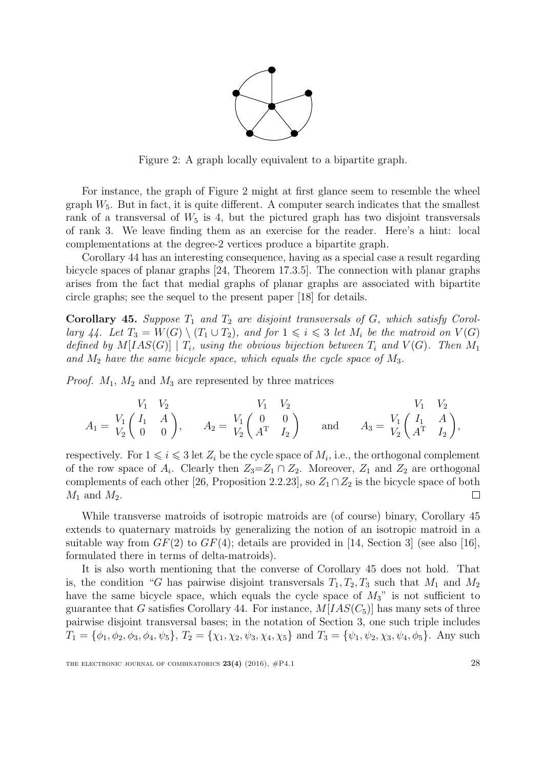Figure 2: A graph locally equivalent to a bipartite graph.

For instance, the graph of Figure 2 might at first glance seem to resemble the wheel graph $W_5$. But in fact, it is quite different. A computer search indicates that the smallest rank of a transversal of $W_5$ is 4, but the pictured graph has two disjoint transversals of rank 3. We leave finding them as an exercise for the reader. Here's a hint: local complementations at the degree-2 vertices produce a bipartite graph.

Corollary 44 has an interesting consequence, having as a special case a result regarding bicycle spaces of planar graphs [24, Theorem 17.3.5]. The connection with planar graphs arises from the fact that medial graphs of planar graphs are associated with bipartite circle graphs; see the sequel to the present paper [18] for details.

**Corollary 45.** *Suppose $T_1$ and $T_2$ are disjoint transversals of $G$, which satisfy Corollary 44. Let $T_3 = W(G) \setminus (T_1 \cup T_2)$, and for $1 \leqslant i \leqslant 3$ let $M_i$ be the matroid on $V(G)$ defined by $M[IAS(G)] \mid T_i$, using the obvious bijection between $T_i$ and $V(G)$. Then $M_1$ and $M_2$ have the same bicycle space, which equals the cycle space of $M_3$.*

*Proof.* $M_1$, $M_2$ and $M_3$ are represented by three matrices

$$A_1 = \begin{array}{c} \\ V_1 \\ V_2 \end{array}\!\!\begin{array}{c} \begin{array}{cc} V_1 & V_2 \end{array} \\ \begin{pmatrix} I_1 & A \\ 0 & 0 \end{pmatrix} \end{array}, \qquad A_2 = \begin{array}{c} \\ V_1 \\ V_2 \end{array}\!\!\begin{array}{c} \begin{array}{cc} V_1 & V_2 \end{array} \\ \begin{pmatrix} 0 & 0 \\ A^{\mathrm{T}} & I_2 \end{pmatrix} \end{array} \qquad \text{and} \qquad A_3 = \begin{array}{c} \\ V_1 \\ V_2 \end{array}\!\!\begin{array}{c} \begin{array}{cc} V_1 & V_2 \end{array} \\ \begin{pmatrix} I_1 & A \\ A^{\mathrm{T}} & I_2 \end{pmatrix} \end{array},$$

respectively. For $1 \leqslant i \leqslant 3$ let $Z_i$ be the cycle space of $M_i$, i.e., the orthogonal complement of the row space of $A_i$. Clearly then $Z_3 = Z_1 \cap Z_2$. Moreover, $Z_1$ and $Z_2$ are orthogonal complements of each other [26, Proposition 2.2.23], so $Z_1 \cap Z_2$ is the bicycle space of both $M_1$ and $M_2$. $\square$

While transverse matroids of isotropic matroids are (of course) binary, Corollary 45 extends to quaternary matroids by generalizing the notion of an isotropic matroid in a suitable way from $GF(2)$ to $GF(4)$; details are provided in [14, Section 3] (see also [16], formulated there in terms of delta-matroids).

It is also worth mentioning that the converse of Corollary 45 does not hold. That is, the condition "$G$ has pairwise disjoint transversals $T_1, T_2, T_3$ such that $M_1$ and $M_2$ have the same bicycle space, which equals the cycle space of $M_3$" is not sufficient to guarantee that $G$ satisfies Corollary 44. For instance, $M[IAS(C_5)]$ has many sets of three pairwise disjoint transversal bases; in the notation of Section 3, one such triple includes $T_1 = \{\phi_1, \phi_2, \phi_3, \phi_4, \psi_5\}$, $T_2 = \{\chi_1, \chi_2, \psi_3, \chi_4, \chi_5\}$ and $T_3 = \{\psi_1, \psi_2, \chi_3, \psi_4, \phi_5\}$. Any such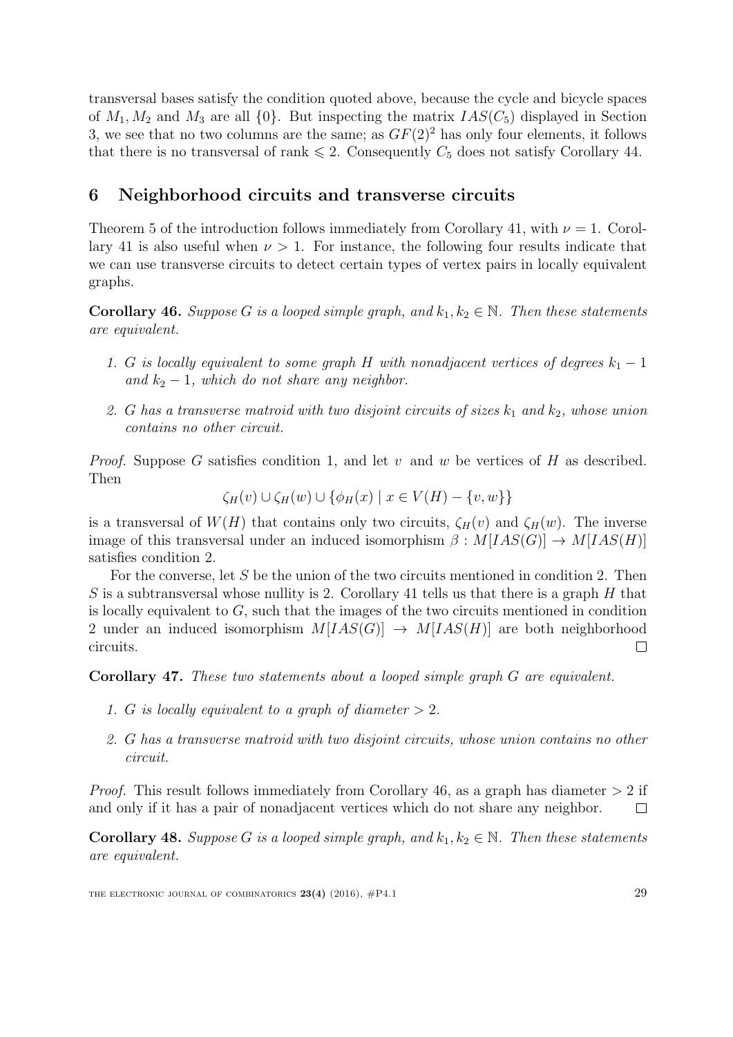transversal bases satisfy the condition quoted above, because the cycle and bicycle spaces of $M_1, M_2$ and $M_3$ are all $\{0\}$. But inspecting the matrix $IAS(C_5)$ displayed in Section 3, we see that no two columns are the same; as $GF(2)^2$ has only four elements, it follows that there is no transversal of rank $\leqslant 2$. Consequently $C_5$ does not satisfy Corollary 44.

## 6 Neighborhood circuits and transverse circuits

Theorem 5 of the introduction follows immediately from Corollary 41, with $\nu = 1$. Corollary 41 is also useful when $\nu > 1$. For instance, the following four results indicate that we can use transverse circuits to detect certain types of vertex pairs in locally equivalent graphs.

**Corollary 46.** *Suppose $G$ is a looped simple graph, and $k_1, k_2 \in \mathbb{N}$. Then these statements are equivalent.*

1. *$G$ is locally equivalent to some graph $H$ with nonadjacent vertices of degrees $k_1 - 1$ and $k_2 - 1$, which do not share any neighbor.*
2. *$G$ has a transverse matroid with two disjoint circuits of sizes $k_1$ and $k_2$, whose union contains no other circuit.*

*Proof.* Suppose $G$ satisfies condition 1, and let $v$ and $w$ be vertices of $H$ as described. Then

$$\zeta_H(v) \cup \zeta_H(w) \cup \{\phi_H(x) \mid x \in V(H) - \{v, w\}\}$$

is a transversal of $W(H)$ that contains only two circuits, $\zeta_H(v)$ and $\zeta_H(w)$. The inverse image of this transversal under an induced isomorphism $\beta : M[IAS(G)] \to M[IAS(H)]$ satisfies condition 2.

For the converse, let $S$ be the union of the two circuits mentioned in condition 2. Then $S$ is a subtransversal whose nullity is 2. Corollary 41 tells us that there is a graph $H$ that is locally equivalent to $G$, such that the images of the two circuits mentioned in condition 2 under an induced isomorphism $M[IAS(G)] \to M[IAS(H)]$ are both neighborhood circuits. $\square$

**Corollary 47.** *These two statements about a looped simple graph $G$ are equivalent.*

1. *$G$ is locally equivalent to a graph of diameter $> 2$.*
2. *$G$ has a transverse matroid with two disjoint circuits, whose union contains no other circuit.*

*Proof.* This result follows immediately from Corollary 46, as a graph has diameter $> 2$ if and only if it has a pair of nonadjacent vertices which do not share any neighbor. $\square$

**Corollary 48.** *Suppose $G$ is a looped simple graph, and $k_1, k_2 \in \mathbb{N}$. Then these statements are equivalent.*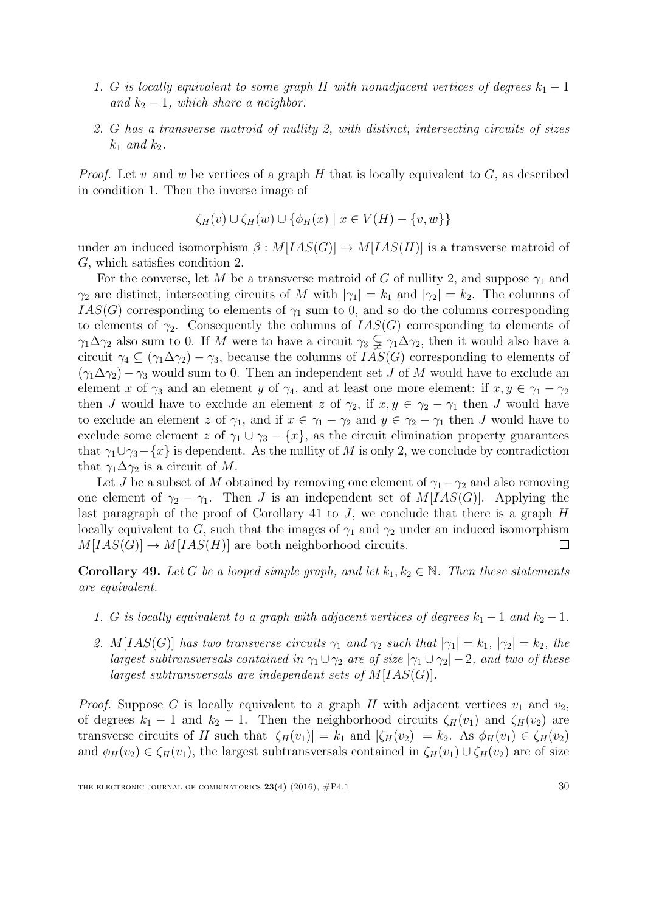1. *$G$ is locally equivalent to some graph $H$ with nonadjacent vertices of degrees $k_1 - 1$ and $k_2 - 1$, which share a neighbor.*

2. *$G$ has a transverse matroid of nullity 2, with distinct, intersecting circuits of sizes $k_1$ and $k_2$.*

*Proof.* Let $v$ and $w$ be vertices of a graph $H$ that is locally equivalent to $G$, as described in condition 1. Then the inverse image of

$$\zeta_H(v) \cup \zeta_H(w) \cup \{\phi_H(x) \mid x \in V(H) - \{v, w\}\}$$

under an induced isomorphism $\beta : M[IAS(G)] \to M[IAS(H)]$ is a transverse matroid of $G$, which satisfies condition 2.

For the converse, let $M$ be a transverse matroid of $G$ of nullity 2, and suppose $\gamma_1$ and $\gamma_2$ are distinct, intersecting circuits of $M$ with $|\gamma_1| = k_1$ and $|\gamma_2| = k_2$. The columns of $IAS(G)$ corresponding to elements of $\gamma_1$ sum to 0, and so do the columns corresponding to elements of $\gamma_2$. Consequently the columns of $IAS(G)$ corresponding to elements of $\gamma_1 \Delta \gamma_2$ also sum to 0. If $M$ were to have a circuit $\gamma_3 \subsetneqq \gamma_1 \Delta \gamma_2$, then it would also have a circuit $\gamma_4 \subseteq (\gamma_1 \Delta \gamma_2) - \gamma_3$, because the columns of $IAS(G)$ corresponding to elements of $(\gamma_1 \Delta \gamma_2) - \gamma_3$ would sum to 0. Then an independent set $J$ of $M$ would have to exclude an element $x$ of $\gamma_3$ and an element $y$ of $\gamma_4$, and at least one more element: if $x, y \in \gamma_1 - \gamma_2$ then $J$ would have to exclude an element $z$ of $\gamma_2$, if $x, y \in \gamma_2 - \gamma_1$ then $J$ would have to exclude an element $z$ of $\gamma_1$, and if $x \in \gamma_1 - \gamma_2$ and $y \in \gamma_2 - \gamma_1$ then $J$ would have to exclude some element $z$ of $\gamma_1 \cup \gamma_3 - \{x\}$, as the circuit elimination property guarantees that $\gamma_1 \cup \gamma_3 - \{x\}$ is dependent. As the nullity of $M$ is only 2, we conclude by contradiction that $\gamma_1 \Delta \gamma_2$ is a circuit of $M$.

Let $J$ be a subset of $M$ obtained by removing one element of $\gamma_1 - \gamma_2$ and also removing one element of $\gamma_2 - \gamma_1$. Then $J$ is an independent set of $M[IAS(G)]$. Applying the last paragraph of the proof of Corollary 41 to $J$, we conclude that there is a graph $H$ locally equivalent to $G$, such that the images of $\gamma_1$ and $\gamma_2$ under an induced isomorphism $M[IAS(G)] \to M[IAS(H)]$ are both neighborhood circuits. $\square$

**Corollary 49.** *Let $G$ be a looped simple graph, and let $k_1, k_2 \in \mathbb{N}$. Then these statements are equivalent.*

1. *$G$ is locally equivalent to a graph with adjacent vertices of degrees $k_1 - 1$ and $k_2 - 1$.*

2. *$M[IAS(G)]$ has two transverse circuits $\gamma_1$ and $\gamma_2$ such that $|\gamma_1| = k_1$, $|\gamma_2| = k_2$, the largest subtransversals contained in $\gamma_1 \cup \gamma_2$ are of size $|\gamma_1 \cup \gamma_2| - 2$, and two of these largest subtransversals are independent sets of $M[IAS(G)]$.*

*Proof.* Suppose $G$ is locally equivalent to a graph $H$ with adjacent vertices $v_1$ and $v_2$, of degrees $k_1 - 1$ and $k_2 - 1$. Then the neighborhood circuits $\zeta_H(v_1)$ and $\zeta_H(v_2)$ are transverse circuits of $H$ such that $|\zeta_H(v_1)| = k_1$ and $|\zeta_H(v_2)| = k_2$. As $\phi_H(v_1) \in \zeta_H(v_2)$ and $\phi_H(v_2) \in \zeta_H(v_1)$, the largest subtransversals contained in $\zeta_H(v_1) \cup \zeta_H(v_2)$ are of size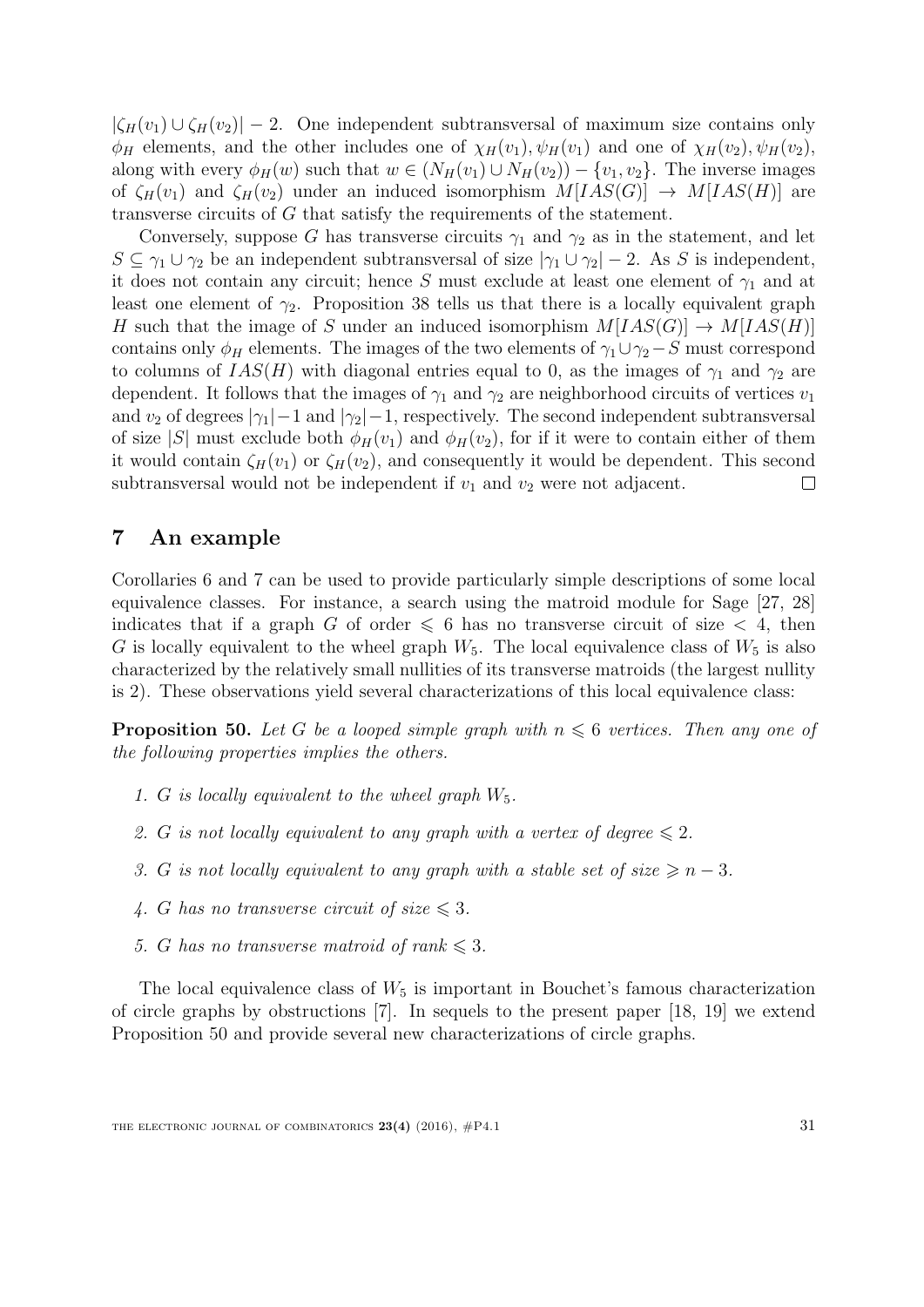$|\zeta_H(v_1) \cup \zeta_H(v_2)| - 2$. One independent subtransversal of maximum size contains only $\phi_H$ elements, and the other includes one of $\chi_H(v_1), \psi_H(v_1)$ and one of $\chi_H(v_2), \psi_H(v_2)$, along with every $\phi_H(w)$ such that $w \in (N_H(v_1) \cup N_H(v_2)) - \{v_1, v_2\}$. The inverse images of $\zeta_H(v_1)$ and $\zeta_H(v_2)$ under an induced isomorphism $M[IAS(G)] \to M[IAS(H)]$ are transverse circuits of $G$ that satisfy the requirements of the statement.

Conversely, suppose $G$ has transverse circuits $\gamma_1$ and $\gamma_2$ as in the statement, and let $S \subseteq \gamma_1 \cup \gamma_2$ be an independent subtransversal of size $|\gamma_1 \cup \gamma_2| - 2$. As $S$ is independent, it does not contain any circuit; hence $S$ must exclude at least one element of $\gamma_1$ and at least one element of $\gamma_2$. Proposition 38 tells us that there is a locally equivalent graph $H$ such that the image of $S$ under an induced isomorphism $M[IAS(G)] \to M[IAS(H)]$ contains only $\phi_H$ elements. The images of the two elements of $\gamma_1 \cup \gamma_2 - S$ must correspond to columns of $IAS(H)$ with diagonal entries equal to 0, as the images of $\gamma_1$ and $\gamma_2$ are dependent. It follows that the images of $\gamma_1$ and $\gamma_2$ are neighborhood circuits of vertices $v_1$ and $v_2$ of degrees $|\gamma_1| - 1$ and $|\gamma_2| - 1$, respectively. The second independent subtransversal of size $|S|$ must exclude both $\phi_H(v_1)$ and $\phi_H(v_2)$, for if it were to contain either of them it would contain $\zeta_H(v_1)$ or $\zeta_H(v_2)$, and consequently it would be dependent. This second subtransversal would not be independent if $v_1$ and $v_2$ were not adjacent. $\square$

## 7 An example

Corollaries 6 and 7 can be used to provide particularly simple descriptions of some local equivalence classes. For instance, a search using the matroid module for Sage [27, 28] indicates that if a graph $G$ of order $\leqslant 6$ has no transverse circuit of size $< 4$, then $G$ is locally equivalent to the wheel graph $W_5$. The local equivalence class of $W_5$ is also characterized by the relatively small nullities of its transverse matroids (the largest nullity is 2). These observations yield several characterizations of this local equivalence class:

**Proposition 50.** *Let $G$ be a looped simple graph with $n \leqslant 6$ vertices. Then any one of the following properties implies the others.*

1. *$G$ is locally equivalent to the wheel graph $W_5$.*
2. *$G$ is not locally equivalent to any graph with a vertex of degree $\leqslant 2$.*
3. *$G$ is not locally equivalent to any graph with a stable set of size $\geqslant n - 3$.*
4. *$G$ has no transverse circuit of size $\leqslant 3$.*
5. *$G$ has no transverse matroid of rank $\leqslant 3$.*

The local equivalence class of $W_5$ is important in Bouchet's famous characterization of circle graphs by obstructions [7]. In sequels to the present paper [18, 19] we extend Proposition 50 and provide several new characterizations of circle graphs.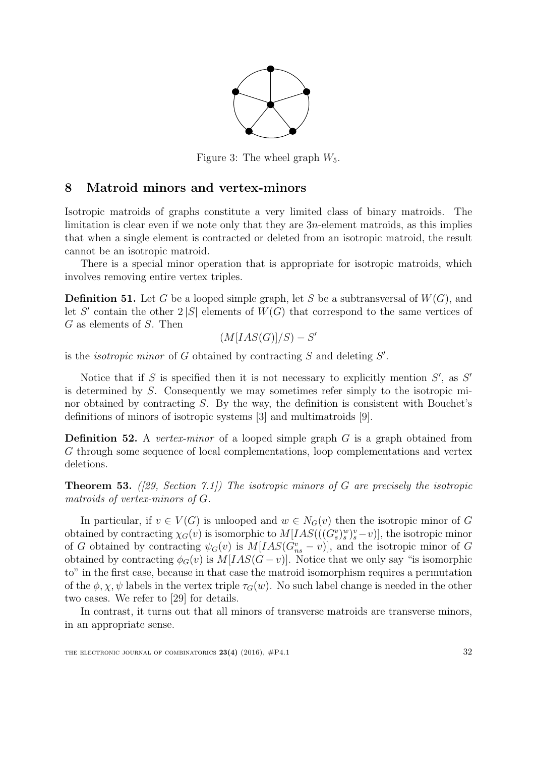Figure 3: The wheel graph $W_5$.

## 8 Matroid minors and vertex-minors

Isotropic matroids of graphs constitute a very limited class of binary matroids. The limitation is clear even if we note only that they are $3n$-element matroids, as this implies that when a single element is contracted or deleted from an isotropic matroid, the result cannot be an isotropic matroid.

There is a special minor operation that is appropriate for isotropic matroids, which involves removing entire vertex triples.

**Definition 51.** Let $G$ be a looped simple graph, let $S$ be a subtransversal of $W(G)$, and let $S'$ contain the other $2|S|$ elements of $W(G)$ that correspond to the same vertices of $G$ as elements of $S$. Then

$$(M[IAS(G)]/S) - S'$$

is the *isotropic minor* of $G$ obtained by contracting $S$ and deleting $S'$.

Notice that if $S$ is specified then it is not necessary to explicitly mention $S'$, as $S'$ is determined by $S$. Consequently we may sometimes refer simply to the isotropic minor obtained by contracting $S$. By the way, the definition is consistent with Bouchet's definitions of minors of isotropic systems [3] and multimatroids [9].

**Definition 52.** A *vertex-minor* of a looped simple graph $G$ is a graph obtained from $G$ through some sequence of local complementations, loop complementations and vertex deletions.

**Theorem 53.** *([29, Section 7.1]) The isotropic minors of $G$ are precisely the isotropic matroids of vertex-minors of $G$.*

In particular, if $v \in V(G)$ is unlooped and $w \in N_G(v)$ then the isotropic minor of $G$ obtained by contracting $\chi_G(v)$ is isomorphic to $M[IAS(((G^v_s)^w_s)^v_s - v)]$, the isotropic minor of $G$ obtained by contracting $\psi_G(v)$ is $M[IAS(G^v_{ns} - v)]$, and the isotropic minor of $G$ obtained by contracting $\phi_G(v)$ is $M[IAS(G - v)]$. Notice that we only say "is isomorphic to" in the first case, because in that case the matroid isomorphism requires a permutation of the $\phi, \chi, \psi$ labels in the vertex triple $\tau_G(w)$. No such label change is needed in the other two cases. We refer to [29] for details.

In contrast, it turns out that all minors of transverse matroids are transverse minors, in an appropriate sense.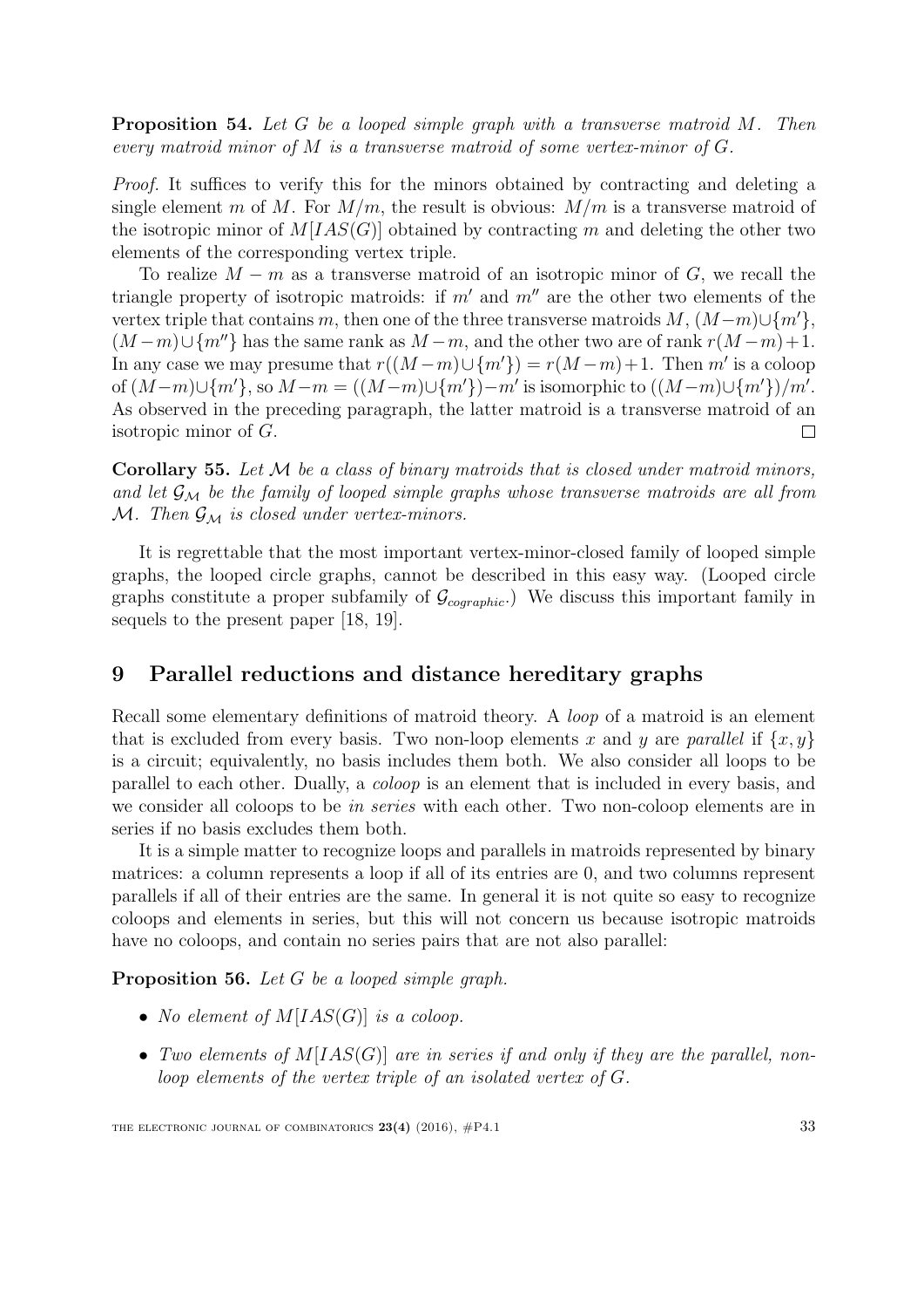**Proposition 54.** *Let $G$ be a looped simple graph with a transverse matroid $M$. Then every matroid minor of $M$ is a transverse matroid of some vertex-minor of $G$.*

*Proof.* It suffices to verify this for the minors obtained by contracting and deleting a single element $m$ of $M$. For $M/m$, the result is obvious: $M/m$ is a transverse matroid of the isotropic minor of $M[IAS(G)]$ obtained by contracting $m$ and deleting the other two elements of the corresponding vertex triple.

To realize $M - m$ as a transverse matroid of an isotropic minor of $G$, we recall the triangle property of isotropic matroids: if $m'$ and $m''$ are the other two elements of the vertex triple that contains $m$, then one of the three transverse matroids $M$, $(M-m)\cup\{m'\}$, $(M-m)\cup\{m''\}$ has the same rank as $M-m$, and the other two are of rank $r(M-m)+1$. In any case we may presume that $r((M-m)\cup\{m'\}) = r(M-m)+1$. Then $m'$ is a coloop of $(M-m)\cup\{m'\}$, so $M-m = ((M-m)\cup\{m'\})-m'$ is isomorphic to $((M-m)\cup\{m'\})/m'$. As observed in the preceding paragraph, the latter matroid is a transverse matroid of an isotropic minor of $G$. □

**Corollary 55.** *Let $\mathcal{M}$ be a class of binary matroids that is closed under matroid minors, and let $\mathcal{G}_{\mathcal{M}}$ be the family of looped simple graphs whose transverse matroids are all from $\mathcal{M}$. Then $\mathcal{G}_{\mathcal{M}}$ is closed under vertex-minors.*

It is regrettable that the most important vertex-minor-closed family of looped simple graphs, the looped circle graphs, cannot be described in this easy way. (Looped circle graphs constitute a proper subfamily of $\mathcal{G}_{cographic}$.) We discuss this important family in sequels to the present paper [18, 19].

## 9 Parallel reductions and distance hereditary graphs

Recall some elementary definitions of matroid theory. A *loop* of a matroid is an element that is excluded from every basis. Two non-loop elements $x$ and $y$ are *parallel* if $\{x, y\}$ is a circuit; equivalently, no basis includes them both. We also consider all loops to be parallel to each other. Dually, a *coloop* is an element that is included in every basis, and we consider all coloops to be *in series* with each other. Two non-coloop elements are in series if no basis excludes them both.

It is a simple matter to recognize loops and parallels in matroids represented by binary matrices: a column represents a loop if all of its entries are 0, and two columns represent parallels if all of their entries are the same. In general it is not quite so easy to recognize coloops and elements in series, but this will not concern us because isotropic matroids have no coloops, and contain no series pairs that are not also parallel:

**Proposition 56.** *Let $G$ be a looped simple graph.*

- *No element of $M[IAS(G)]$ is a coloop.*
- *Two elements of $M[IAS(G)]$ are in series if and only if they are the parallel, non-loop elements of the vertex triple of an isolated vertex of $G$.*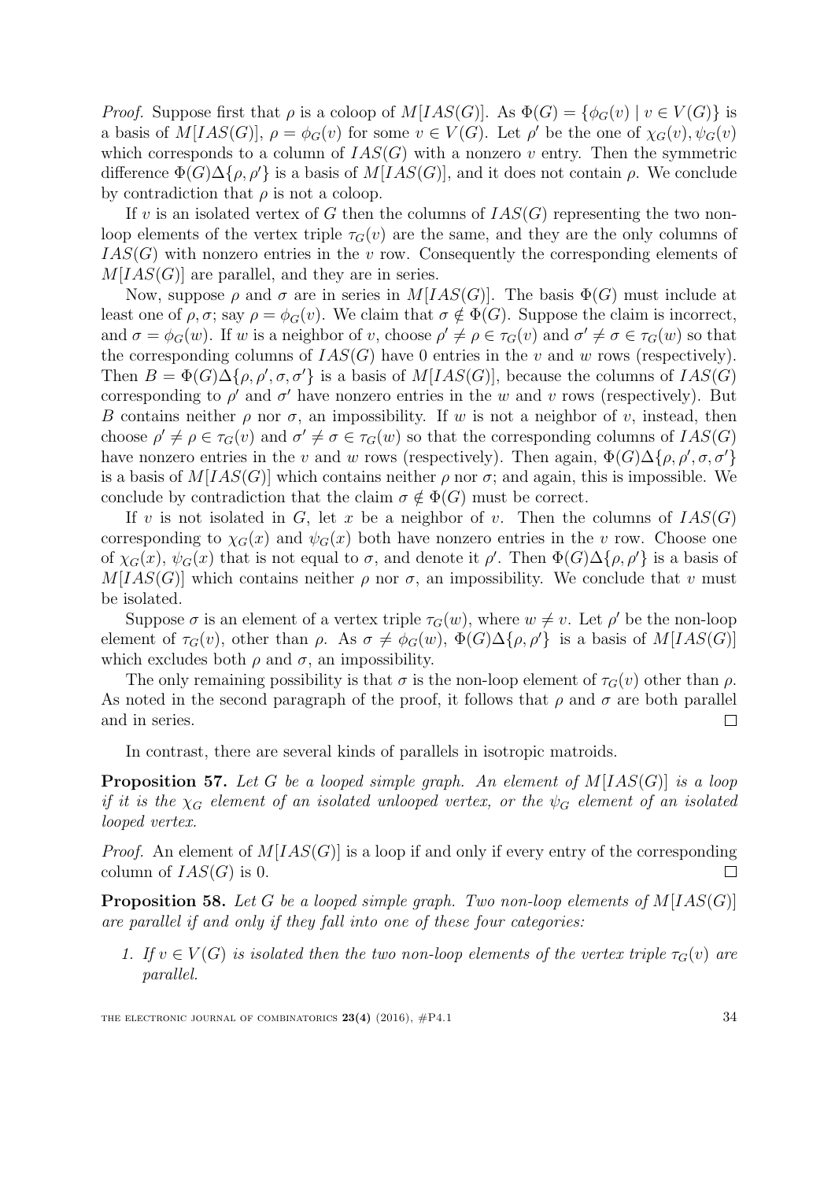*Proof.* Suppose first that $\rho$ is a coloop of $M[IAS(G)]$. As $\Phi(G) = \{\phi_G(v) \mid v \in V(G)\}$ is a basis of $M[IAS(G)]$, $\rho = \phi_G(v)$ for some $v \in V(G)$. Let $\rho'$ be the one of $\chi_G(v), \psi_G(v)$ which corresponds to a column of $IAS(G)$ with a nonzero $v$ entry. Then the symmetric difference $\Phi(G)\Delta\{\rho, \rho'\}$ is a basis of $M[IAS(G)]$, and it does not contain $\rho$. We conclude by contradiction that $\rho$ is not a coloop.

If $v$ is an isolated vertex of $G$ then the columns of $IAS(G)$ representing the two non-loop elements of the vertex triple $\tau_G(v)$ are the same, and they are the only columns of $IAS(G)$ with nonzero entries in the $v$ row. Consequently the corresponding elements of $M[IAS(G)]$ are parallel, and they are in series.

Now, suppose $\rho$ and $\sigma$ are in series in $M[IAS(G)]$. The basis $\Phi(G)$ must include at least one of $\rho, \sigma$; say $\rho = \phi_G(v)$. We claim that $\sigma \notin \Phi(G)$. Suppose the claim is incorrect, and $\sigma = \phi_G(w)$. If $w$ is a neighbor of $v$, choose $\rho' \neq \rho \in \tau_G(v)$ and $\sigma' \neq \sigma \in \tau_G(w)$ so that the corresponding columns of $IAS(G)$ have 0 entries in the $v$ and $w$ rows (respectively). Then $B = \Phi(G)\Delta\{\rho, \rho', \sigma, \sigma'\}$ is a basis of $M[IAS(G)]$, because the columns of $IAS(G)$ corresponding to $\rho'$ and $\sigma'$ have nonzero entries in the $w$ and $v$ rows (respectively). But $B$ contains neither $\rho$ nor $\sigma$, an impossibility. If $w$ is not a neighbor of $v$, instead, then choose $\rho' \neq \rho \in \tau_G(v)$ and $\sigma' \neq \sigma \in \tau_G(w)$ so that the corresponding columns of $IAS(G)$ have nonzero entries in the $v$ and $w$ rows (respectively). Then again, $\Phi(G)\Delta\{\rho, \rho', \sigma, \sigma'\}$ is a basis of $M[IAS(G)]$ which contains neither $\rho$ nor $\sigma$; and again, this is impossible. We conclude by contradiction that the claim $\sigma \notin \Phi(G)$ must be correct.

If $v$ is not isolated in $G$, let $x$ be a neighbor of $v$. Then the columns of $IAS(G)$ corresponding to $\chi_G(x)$ and $\psi_G(x)$ both have nonzero entries in the $v$ row. Choose one of $\chi_G(x)$, $\psi_G(x)$ that is not equal to $\sigma$, and denote it $\rho'$. Then $\Phi(G)\Delta\{\rho, \rho'\}$ is a basis of $M[IAS(G)]$ which contains neither $\rho$ nor $\sigma$, an impossibility. We conclude that $v$ must be isolated.

Suppose $\sigma$ is an element of a vertex triple $\tau_G(w)$, where $w \neq v$. Let $\rho'$ be the non-loop element of $\tau_G(v)$, other than $\rho$. As $\sigma \neq \phi_G(w)$, $\Phi(G)\Delta\{\rho, \rho'\}$ is a basis of $M[IAS(G)]$ which excludes both $\rho$ and $\sigma$, an impossibility.

The only remaining possibility is that $\sigma$ is the non-loop element of $\tau_G(v)$ other than $\rho$. As noted in the second paragraph of the proof, it follows that $\rho$ and $\sigma$ are both parallel and in series. $\square$

In contrast, there are several kinds of parallels in isotropic matroids.

**Proposition 57.** *Let $G$ be a looped simple graph. An element of $M[IAS(G)]$ is a loop if it is the $\chi_G$ element of an isolated unlooped vertex, or the $\psi_G$ element of an isolated looped vertex.*

*Proof.* An element of $M[IAS(G)]$ is a loop if and only if every entry of the corresponding column of $IAS(G)$ is 0. $\square$

**Proposition 58.** *Let $G$ be a looped simple graph. Two non-loop elements of $M[IAS(G)]$ are parallel if and only if they fall into one of these four categories:*

1. *If $v \in V(G)$ is isolated then the two non-loop elements of the vertex triple $\tau_G(v)$ are parallel.*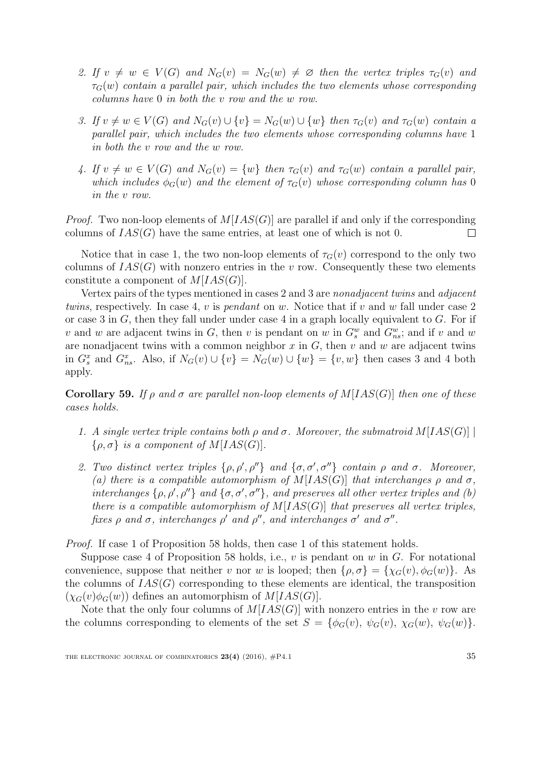2. *If $v \neq w \in V(G)$ and $N_G(v) = N_G(w) \neq \varnothing$ then the vertex triples $\tau_G(v)$ and $\tau_G(w)$ contain a parallel pair, which includes the two elements whose corresponding columns have* 0 *in both the* $v$ *row and the* $w$ *row.*

3. *If $v \neq w \in V(G)$ and $N_G(v) \cup \{v\} = N_G(w) \cup \{w\}$ then $\tau_G(v)$ and $\tau_G(w)$ contain a parallel pair, which includes the two elements whose corresponding columns have* 1 *in both the* $v$ *row and the* $w$ *row.*

4. *If $v \neq w \in V(G)$ and $N_G(v) = \{w\}$ then $\tau_G(v)$ and $\tau_G(w)$ contain a parallel pair, which includes $\phi_G(w)$ and the element of $\tau_G(v)$ whose corresponding column has* 0 *in the* $v$ *row.*

*Proof.* Two non-loop elements of $M[IAS(G)]$ are parallel if and only if the corresponding columns of $IAS(G)$ have the same entries, at least one of which is not 0. □

Notice that in case 1, the two non-loop elements of $\tau_G(v)$ correspond to the only two columns of $IAS(G)$ with nonzero entries in the $v$ row. Consequently these two elements constitute a component of $M[IAS(G)]$.

Vertex pairs of the types mentioned in cases 2 and 3 are *nonadjacent twins* and *adjacent twins*, respectively. In case 4, $v$ is *pendant* on $w$. Notice that if $v$ and $w$ fall under case 2 or case 3 in $G$, then they fall under under case 4 in a graph locally equivalent to $G$. For if $v$ and $w$ are adjacent twins in $G$, then $v$ is pendant on $w$ in $G^w_s$ and $G^w_{ns}$; and if $v$ and $w$ are nonadjacent twins with a common neighbor $x$ in $G$, then $v$ and $w$ are adjacent twins in $G^x_s$ and $G^x_{ns}$. Also, if $N_G(v) \cup \{v\} = N_G(w) \cup \{w\} = \{v, w\}$ then cases 3 and 4 both apply.

**Corollary 59.** *If $\rho$ and $\sigma$ are parallel non-loop elements of $M[IAS(G)]$ then one of these cases holds.*

1. *A single vertex triple contains both $\rho$ and $\sigma$. Moreover, the submatroid $M[IAS(G)] \mid \{\rho, \sigma\}$ is a component of $M[IAS(G)]$.*

2. *Two distinct vertex triples $\{\rho, \rho', \rho''\}$ and $\{\sigma, \sigma', \sigma''\}$ contain $\rho$ and $\sigma$. Moreover, (a) there is a compatible automorphism of $M[IAS(G)]$ that interchanges $\rho$ and $\sigma$, interchanges $\{\rho, \rho', \rho''\}$ and $\{\sigma, \sigma', \sigma''\}$, and preserves all other vertex triples and (b) there is a compatible automorphism of $M[IAS(G)]$ that preserves all vertex triples, fixes $\rho$ and $\sigma$, interchanges $\rho'$ and $\rho''$, and interchanges $\sigma'$ and $\sigma''$.*

*Proof.* If case 1 of Proposition 58 holds, then case 1 of this statement holds.

Suppose case 4 of Proposition 58 holds, i.e., $v$ is pendant on $w$ in $G$. For notational convenience, suppose that neither $v$ nor $w$ is looped; then $\{\rho, \sigma\} = \{\chi_G(v), \phi_G(w)\}$. As the columns of $IAS(G)$ corresponding to these elements are identical, the transposition $(\chi_G(v)\phi_G(w))$ defines an automorphism of $M[IAS(G)]$.

Note that the only four columns of $M[IAS(G)]$ with nonzero entries in the $v$ row are the columns corresponding to elements of the set $S = \{\phi_G(v),\ \psi_G(v),\ \chi_G(w),\ \psi_G(w)\}$.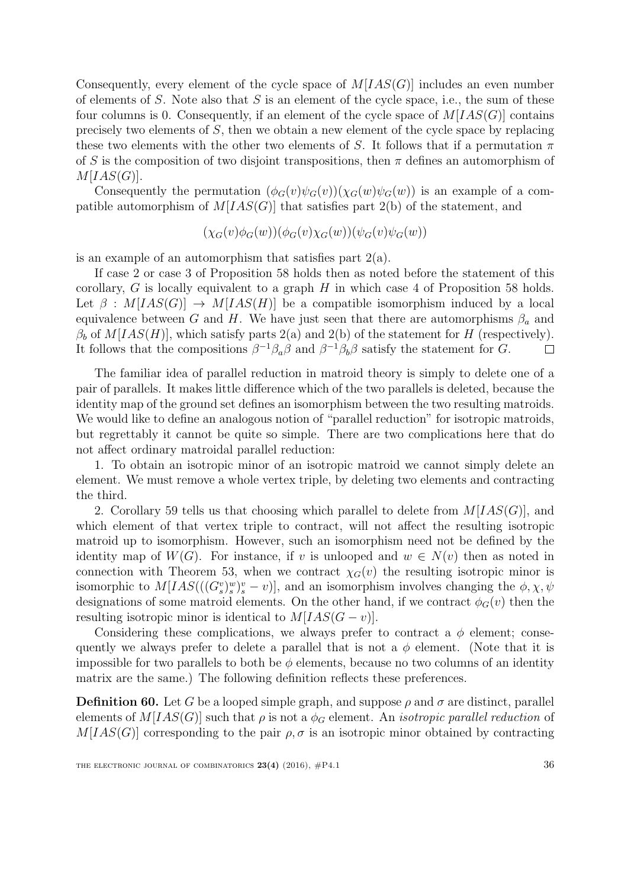Consequently, every element of the cycle space of $M[IAS(G)]$ includes an even number of elements of $S$. Note also that $S$ is an element of the cycle space, i.e., the sum of these four columns is 0. Consequently, if an element of the cycle space of $M[IAS(G)]$ contains precisely two elements of $S$, then we obtain a new element of the cycle space by replacing these two elements with the other two elements of $S$. It follows that if a permutation $\pi$ of $S$ is the composition of two disjoint transpositions, then $\pi$ defines an automorphism of $M[IAS(G)]$.

Consequently the permutation $(\phi_G(v)\psi_G(v))(\chi_G(w)\psi_G(w))$ is an example of a compatible automorphism of $M[IAS(G)]$ that satisfies part 2(b) of the statement, and

$$(\chi_G(v)\phi_G(w))(\phi_G(v)\chi_G(w))(\psi_G(v)\psi_G(w))$$

is an example of an automorphism that satisfies part 2(a).

If case 2 or case 3 of Proposition 58 holds then as noted before the statement of this corollary, $G$ is locally equivalent to a graph $H$ in which case 4 of Proposition 58 holds. Let $\beta : M[IAS(G)] \to M[IAS(H)]$ be a compatible isomorphism induced by a local equivalence between $G$ and $H$. We have just seen that there are automorphisms $\beta_a$ and $\beta_b$ of $M[IAS(H)]$, which satisfy parts 2(a) and 2(b) of the statement for $H$ (respectively). It follows that the compositions $\beta^{-1}\beta_a\beta$ and $\beta^{-1}\beta_b\beta$ satisfy the statement for $G$. □

The familiar idea of parallel reduction in matroid theory is simply to delete one of a pair of parallels. It makes little difference which of the two parallels is deleted, because the identity map of the ground set defines an isomorphism between the two resulting matroids. We would like to define an analogous notion of "parallel reduction" for isotropic matroids, but regrettably it cannot be quite so simple. There are two complications here that do not affect ordinary matroidal parallel reduction:

1. To obtain an isotropic minor of an isotropic matroid we cannot simply delete an element. We must remove a whole vertex triple, by deleting two elements and contracting the third.

2. Corollary 59 tells us that choosing which parallel to delete from $M[IAS(G)]$, and which element of that vertex triple to contract, will not affect the resulting isotropic matroid up to isomorphism. However, such an isomorphism need not be defined by the identity map of $W(G)$. For instance, if $v$ is unlooped and $w \in N(v)$ then as noted in connection with Theorem 53, when we contract $\chi_G(v)$ the resulting isotropic minor is isomorphic to $M[IAS(((G_s^v)_s^w)_s^v - v)]$, and an isomorphism involves changing the $\phi, \chi, \psi$ designations of some matroid elements. On the other hand, if we contract $\phi_G(v)$ then the resulting isotropic minor is identical to $M[IAS(G - v)]$.

Considering these complications, we always prefer to contract a $\phi$ element; consequently we always prefer to delete a parallel that is not a $\phi$ element. (Note that it is impossible for two parallels to both be $\phi$ elements, because no two columns of an identity matrix are the same.) The following definition reflects these preferences.

**Definition 60.** Let $G$ be a looped simple graph, and suppose $\rho$ and $\sigma$ are distinct, parallel elements of $M[IAS(G)]$ such that $\rho$ is not a $\phi_G$ element. An *isotropic parallel reduction* of $M[IAS(G)]$ corresponding to the pair $\rho, \sigma$ is an isotropic minor obtained by contracting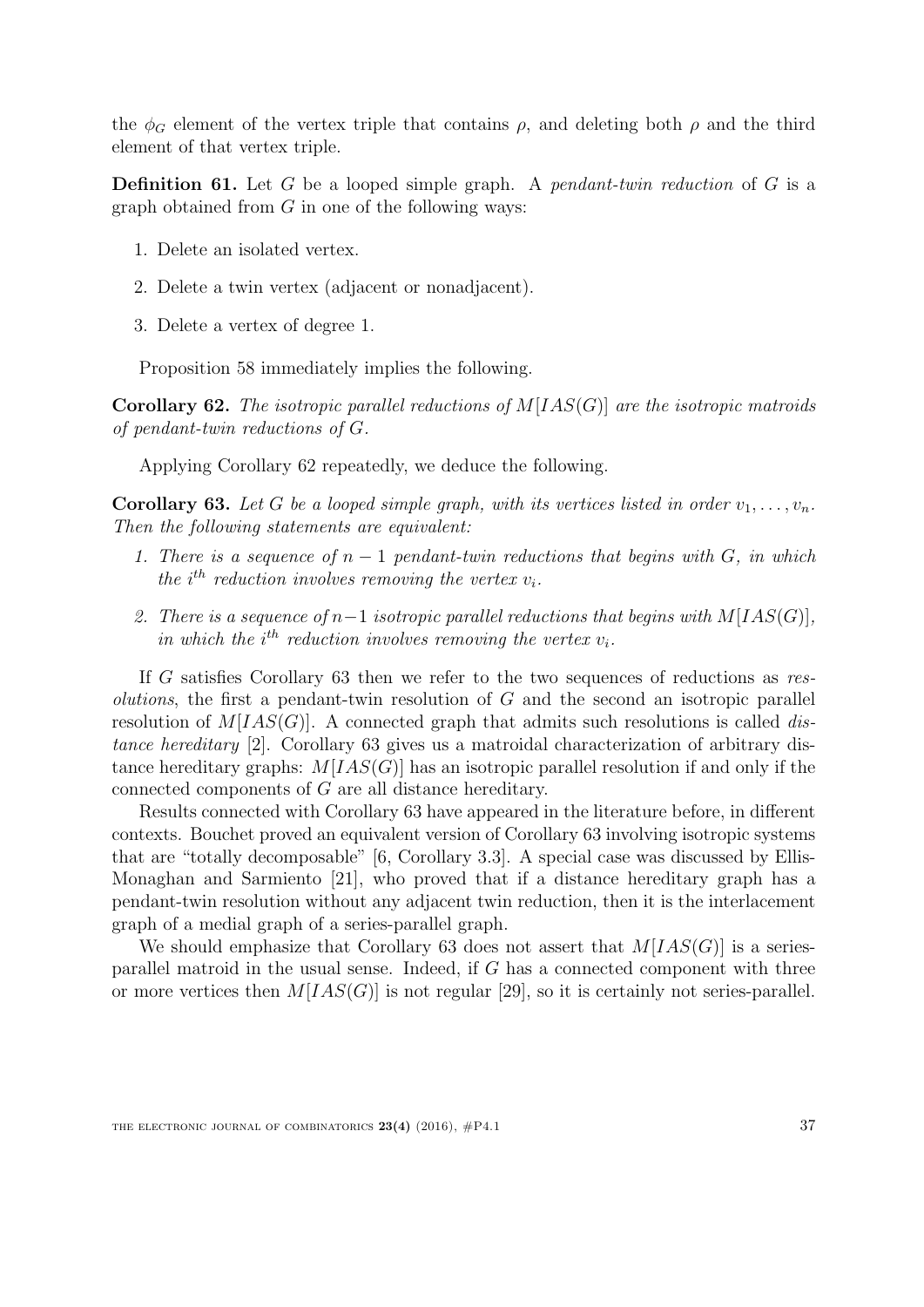the $\phi_G$ element of the vertex triple that contains $\rho$, and deleting both $\rho$ and the third element of that vertex triple.

**Definition 61.** Let $G$ be a looped simple graph. A *pendant-twin reduction* of $G$ is a graph obtained from $G$ in one of the following ways:

1. Delete an isolated vertex.
2. Delete a twin vertex (adjacent or nonadjacent).
3. Delete a vertex of degree 1.

Proposition 58 immediately implies the following.

**Corollary 62.** *The isotropic parallel reductions of $M[IAS(G)]$ are the isotropic matroids of pendant-twin reductions of $G$.*

Applying Corollary 62 repeatedly, we deduce the following.

**Corollary 63.** *Let $G$ be a looped simple graph, with its vertices listed in order $v_1, \ldots, v_n$. Then the following statements are equivalent:*

1. *There is a sequence of $n-1$ pendant-twin reductions that begins with $G$, in which the $i^{th}$ reduction involves removing the vertex $v_i$.*
2. *There is a sequence of $n-1$ isotropic parallel reductions that begins with $M[IAS(G)]$, in which the $i^{th}$ reduction involves removing the vertex $v_i$.*

If $G$ satisfies Corollary 63 then we refer to the two sequences of reductions as *resolutions*, the first a pendant-twin resolution of $G$ and the second an isotropic parallel resolution of $M[IAS(G)]$. A connected graph that admits such resolutions is called *distance hereditary* [2]. Corollary 63 gives us a matroidal characterization of arbitrary distance hereditary graphs: $M[IAS(G)]$ has an isotropic parallel resolution if and only if the connected components of $G$ are all distance hereditary.

Results connected with Corollary 63 have appeared in the literature before, in different contexts. Bouchet proved an equivalent version of Corollary 63 involving isotropic systems that are "totally decomposable" [6, Corollary 3.3]. A special case was discussed by Ellis-Monaghan and Sarmiento [21], who proved that if a distance hereditary graph has a pendant-twin resolution without any adjacent twin reduction, then it is the interlacement graph of a medial graph of a series-parallel graph.

We should emphasize that Corollary 63 does not assert that $M[IAS(G)]$ is a series-parallel matroid in the usual sense. Indeed, if $G$ has a connected component with three or more vertices then $M[IAS(G)]$ is not regular [29], so it is certainly not series-parallel.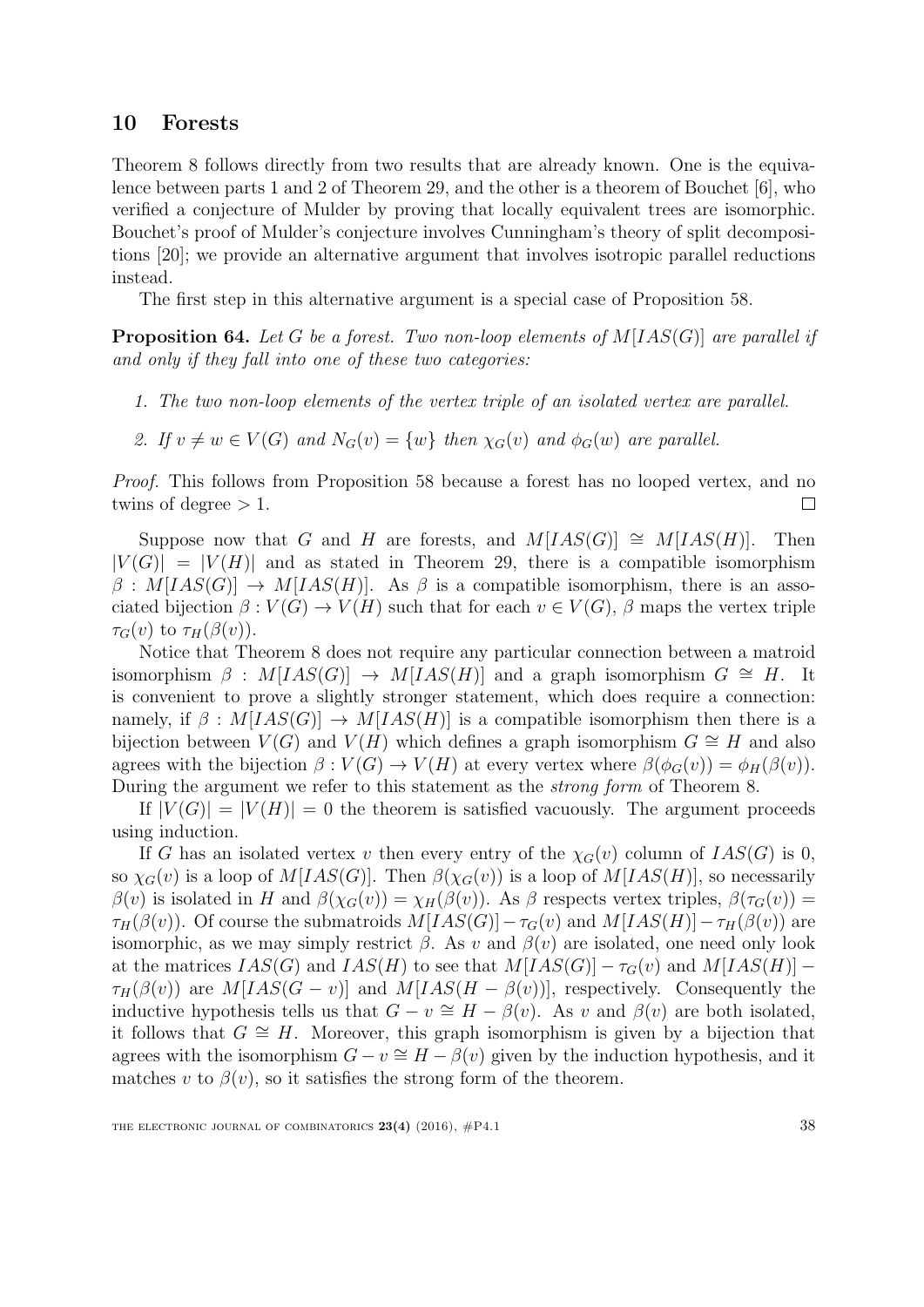## 10 Forests

Theorem 8 follows directly from two results that are already known. One is the equivalence between parts 1 and 2 of Theorem 29, and the other is a theorem of Bouchet [6], who verified a conjecture of Mulder by proving that locally equivalent trees are isomorphic. Bouchet's proof of Mulder's conjecture involves Cunningham's theory of split decompositions [20]; we provide an alternative argument that involves isotropic parallel reductions instead.

The first step in this alternative argument is a special case of Proposition 58.

**Proposition 64.** *Let $G$ be a forest. Two non-loop elements of $M[IAS(G)]$ are parallel if and only if they fall into one of these two categories:*

1. *The two non-loop elements of the vertex triple of an isolated vertex are parallel.*
2. *If $v \neq w \in V(G)$ and $N_G(v) = \{w\}$ then $\chi_G(v)$ and $\phi_G(w)$ are parallel.*

*Proof.* This follows from Proposition 58 because a forest has no looped vertex, and no twins of degree $> 1$. $\square$

Suppose now that $G$ and $H$ are forests, and $M[IAS(G)] \cong M[IAS(H)]$. Then $|V(G)| = |V(H)|$ and as stated in Theorem 29, there is a compatible isomorphism $\beta : M[IAS(G)] \to M[IAS(H)]$. As $\beta$ is a compatible isomorphism, there is an associated bijection $\beta : V(G) \to V(H)$ such that for each $v \in V(G)$, $\beta$ maps the vertex triple $\tau_G(v)$ to $\tau_H(\beta(v))$.

Notice that Theorem 8 does not require any particular connection between a matroid isomorphism $\beta : M[IAS(G)] \to M[IAS(H)]$ and a graph isomorphism $G \cong H$. It is convenient to prove a slightly stronger statement, which does require a connection: namely, if $\beta : M[IAS(G)] \to M[IAS(H)]$ is a compatible isomorphism then there is a bijection between $V(G)$ and $V(H)$ which defines a graph isomorphism $G \cong H$ and also agrees with the bijection $\beta : V(G) \to V(H)$ at every vertex where $\beta(\phi_G(v)) = \phi_H(\beta(v))$. During the argument we refer to this statement as the *strong form* of Theorem 8.

If $|V(G)| = |V(H)| = 0$ the theorem is satisfied vacuously. The argument proceeds using induction.

If $G$ has an isolated vertex $v$ then every entry of the $\chi_G(v)$ column of $IAS(G)$ is 0, so $\chi_G(v)$ is a loop of $M[IAS(G)]$. Then $\beta(\chi_G(v))$ is a loop of $M[IAS(H)]$, so necessarily $\beta(v)$ is isolated in $H$ and $\beta(\chi_G(v)) = \chi_H(\beta(v))$. As $\beta$ respects vertex triples, $\beta(\tau_G(v)) = \tau_H(\beta(v))$. Of course the submatroids $M[IAS(G)] - \tau_G(v)$ and $M[IAS(H)] - \tau_H(\beta(v))$ are isomorphic, as we may simply restrict $\beta$. As $v$ and $\beta(v)$ are isolated, one need only look at the matrices $IAS(G)$ and $IAS(H)$ to see that $M[IAS(G)] - \tau_G(v)$ and $M[IAS(H)] - \tau_H(\beta(v))$ are $M[IAS(G - v)]$ and $M[IAS(H - \beta(v))]$, respectively. Consequently the inductive hypothesis tells us that $G - v \cong H - \beta(v)$. As $v$ and $\beta(v)$ are both isolated, it follows that $G \cong H$. Moreover, this graph isomorphism is given by a bijection that agrees with the isomorphism $G - v \cong H - \beta(v)$ given by the induction hypothesis, and it matches $v$ to $\beta(v)$, so it satisfies the strong form of the theorem.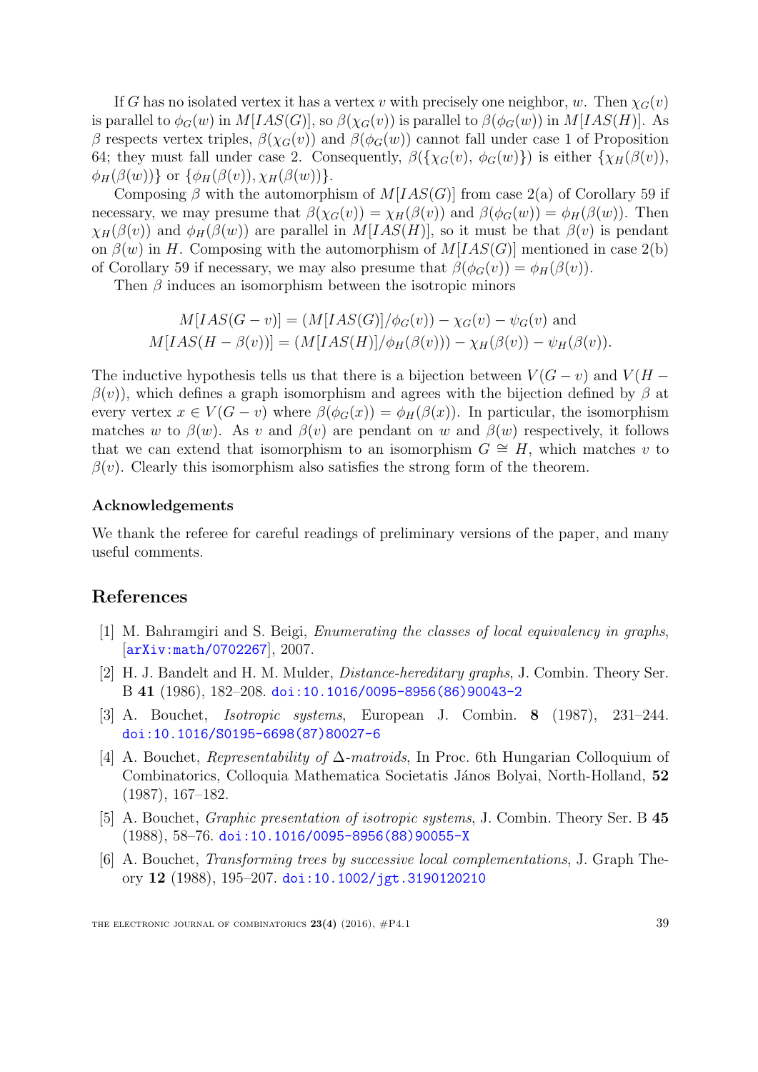If $G$ has no isolated vertex it has a vertex $v$ with precisely one neighbor, $w$. Then $\chi_G(v)$ is parallel to $\phi_G(w)$ in $M[IAS(G)]$, so $\beta(\chi_G(v))$ is parallel to $\beta(\phi_G(w))$ in $M[IAS(H)]$. As $\beta$ respects vertex triples, $\beta(\chi_G(v))$ and $\beta(\phi_G(w))$ cannot fall under case 1 of Proposition 64; they must fall under case 2. Consequently, $\beta(\{\chi_G(v), \phi_G(w)\})$ is either $\{\chi_H(\beta(v)), \phi_H(\beta(w))\}$ or $\{\phi_H(\beta(v)), \chi_H(\beta(w))\}$.

Composing $\beta$ with the automorphism of $M[IAS(G)]$ from case 2(a) of Corollary 59 if necessary, we may presume that $\beta(\chi_G(v)) = \chi_H(\beta(v))$ and $\beta(\phi_G(w)) = \phi_H(\beta(w))$. Then $\chi_H(\beta(v))$ and $\phi_H(\beta(w))$ are parallel in $M[IAS(H)]$, so it must be that $\beta(v)$ is pendant on $\beta(w)$ in $H$. Composing with the automorphism of $M[IAS(G)]$ mentioned in case 2(b) of Corollary 59 if necessary, we may also presume that $\beta(\phi_G(v)) = \phi_H(\beta(v))$.

Then $\beta$ induces an isomorphism between the isotropic minors

$$M[IAS(G - v)] = (M[IAS(G)]/\phi_G(v)) - \chi_G(v) - \psi_G(v) \text{ and}$$
$$M[IAS(H - \beta(v))] = (M[IAS(H)]/\phi_H(\beta(v))) - \chi_H(\beta(v)) - \psi_H(\beta(v)).$$

The inductive hypothesis tells us that there is a bijection between $V(G - v)$ and $V(H - \beta(v))$, which defines a graph isomorphism and agrees with the bijection defined by $\beta$ at every vertex $x \in V(G - v)$ where $\beta(\phi_G(x)) = \phi_H(\beta(x))$. In particular, the isomorphism matches $w$ to $\beta(w)$. As $v$ and $\beta(v)$ are pendant on $w$ and $\beta(w)$ respectively, it follows that we can extend that isomorphism to an isomorphism $G \cong H$, which matches $v$ to $\beta(v)$. Clearly this isomorphism also satisfies the strong form of the theorem.

### Acknowledgements

We thank the referee for careful readings of preliminary versions of the paper, and many useful comments.

## References

[1] M. Bahramgiri and S. Beigi, *Enumerating the classes of local equivalency in graphs*, [arXiv:math/0702267], 2007.

[2] H. J. Bandelt and H. M. Mulder, *Distance-hereditary graphs*, J. Combin. Theory Ser. B **41** (1986), 182–208. doi:10.1016/0095-8956(86)90043-2

[3] A. Bouchet, *Isotropic systems*, European J. Combin. **8** (1987), 231–244. doi:10.1016/S0195-6698(87)80027-6

[4] A. Bouchet, *Representability of Δ-matroids*, In Proc. 6th Hungarian Colloquium of Combinatorics, Colloquia Mathematica Societatis János Bolyai, North-Holland, **52** (1987), 167–182.

[5] A. Bouchet, *Graphic presentation of isotropic systems*, J. Combin. Theory Ser. B **45** (1988), 58–76. doi:10.1016/0095-8956(88)90055-X

[6] A. Bouchet, *Transforming trees by successive local complementations*, J. Graph Theory **12** (1988), 195–207. doi:10.1002/jgt.3190120210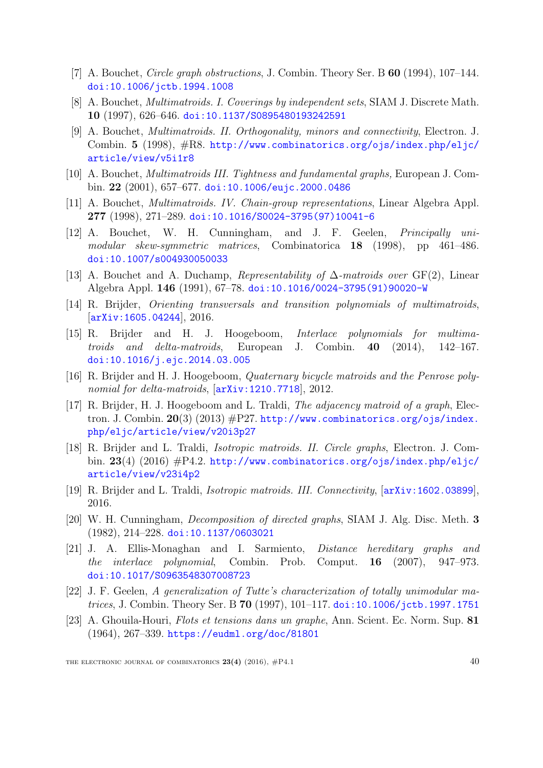[7] A. Bouchet, *Circle graph obstructions*, J. Combin. Theory Ser. B **60** (1994), 107–144. doi:10.1006/jctb.1994.1008

[8] A. Bouchet, *Multimatroids. I. Coverings by independent sets*, SIAM J. Discrete Math. **10** (1997), 626–646. doi:10.1137/S0895480193242591

[9] A. Bouchet, *Multimatroids. II. Orthogonality, minors and connectivity*, Electron. J. Combin. **5** (1998), #R8. http://www.combinatorics.org/ojs/index.php/eljc/article/view/v5i1r8

[10] A. Bouchet, *Multimatroids III. Tightness and fundamental graphs,* European J. Combin. **22** (2001), 657–677. doi:10.1006/eujc.2000.0486

[11] A. Bouchet, *Multimatroids. IV. Chain-group representations*, Linear Algebra Appl. **277** (1998), 271–289. doi:10.1016/S0024-3795(97)10041-6

[12] A. Bouchet, W. H. Cunningham, and J. F. Geelen, *Principally unimodular skew-symmetric matrices*, Combinatorica **18** (1998), pp 461–486. doi:10.1007/s004930050033

[13] A. Bouchet and A. Duchamp, *Representability of $\Delta$-matroids over* GF(2), Linear Algebra Appl. **146** (1991), 67–78. doi:10.1016/0024-3795(91)90020-W

[14] R. Brijder, *Orienting transversals and transition polynomials of multimatroids*, [arXiv:1605.04244], 2016.

[15] R. Brijder and H. J. Hoogeboom, *Interlace polynomials for multimatroids and delta-matroids*, European J. Combin. **40** (2014), 142–167. doi:10.1016/j.ejc.2014.03.005

[16] R. Brijder and H. J. Hoogeboom, *Quaternary bicycle matroids and the Penrose polynomial for delta-matroids*, [arXiv:1210.7718], 2012.

[17] R. Brijder, H. J. Hoogeboom and L. Traldi, *The adjacency matroid of a graph*, Electron. J. Combin. **20**(3) (2013) #P27. http://www.combinatorics.org/ojs/index.php/eljc/article/view/v20i3p27

[18] R. Brijder and L. Traldi, *Isotropic matroids. II. Circle graphs*, Electron. J. Combin. **23**(4) (2016) #P4.2. http://www.combinatorics.org/ojs/index.php/eljc/article/view/v23i4p2

[19] R. Brijder and L. Traldi, *Isotropic matroids. III. Connectivity*, [arXiv:1602.03899], 2016.

[20] W. H. Cunningham, *Decomposition of directed graphs*, SIAM J. Alg. Disc. Meth. **3** (1982), 214–228. doi:10.1137/0603021

[21] J. A. Ellis-Monaghan and I. Sarmiento, *Distance hereditary graphs and the interlace polynomial*, Combin. Prob. Comput. **16** (2007), 947–973. doi:10.1017/S0963548307008723

[22] J. F. Geelen, *A generalization of Tutte's characterization of totally unimodular matrices*, J. Combin. Theory Ser. B **70** (1997), 101–117. doi:10.1006/jctb.1997.1751

[23] A. Ghouila-Houri, *Flots et tensions dans un graphe*, Ann. Scient. Ec. Norm. Sup. **81** (1964), 267–339. https://eudml.org/doc/81801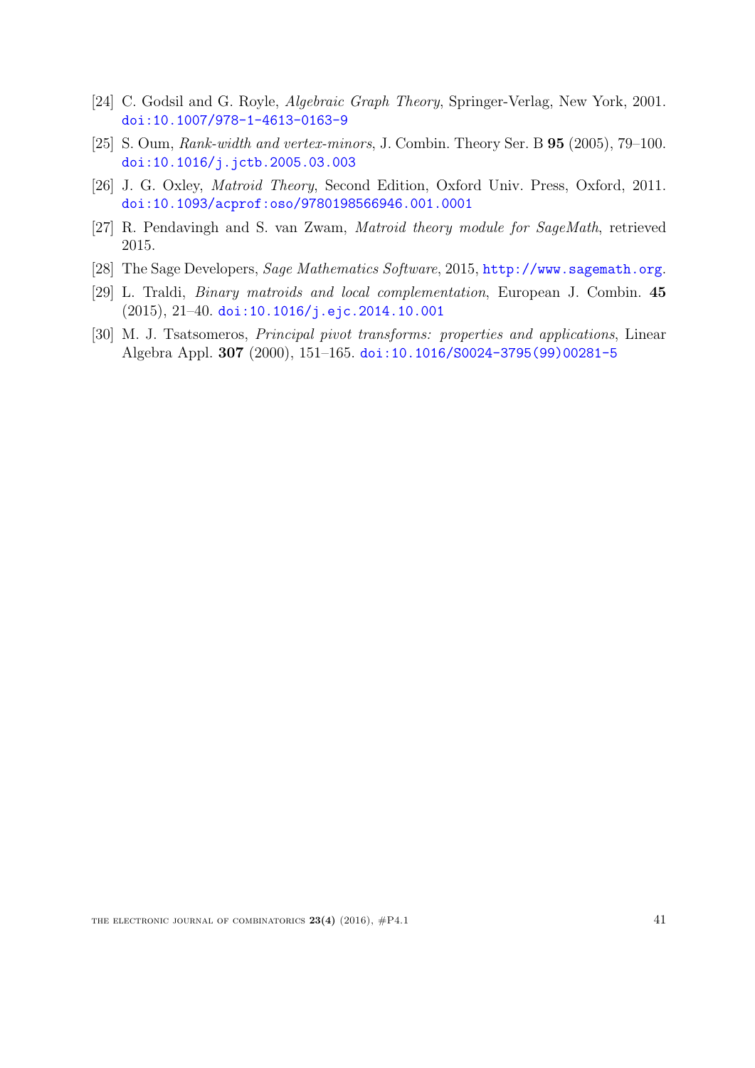[24] C. Godsil and G. Royle, *Algebraic Graph Theory*, Springer-Verlag, New York, 2001. doi:10.1007/978-1-4613-0163-9

[25] S. Oum, *Rank-width and vertex-minors*, J. Combin. Theory Ser. B **95** (2005), 79–100. doi:10.1016/j.jctb.2005.03.003

[26] J. G. Oxley, *Matroid Theory*, Second Edition, Oxford Univ. Press, Oxford, 2011. doi:10.1093/acprof:oso/9780198566946.001.0001

[27] R. Pendavingh and S. van Zwam, *Matroid theory module for SageMath*, retrieved 2015.

[28] The Sage Developers, *Sage Mathematics Software*, 2015, http://www.sagemath.org.

[29] L. Traldi, *Binary matroids and local complementation*, European J. Combin. **45** (2015), 21–40. doi:10.1016/j.ejc.2014.10.001

[30] M. J. Tsatsomeros, *Principal pivot transforms: properties and applications*, Linear Algebra Appl. **307** (2000), 151–165. doi:10.1016/S0024-3795(99)00281-5